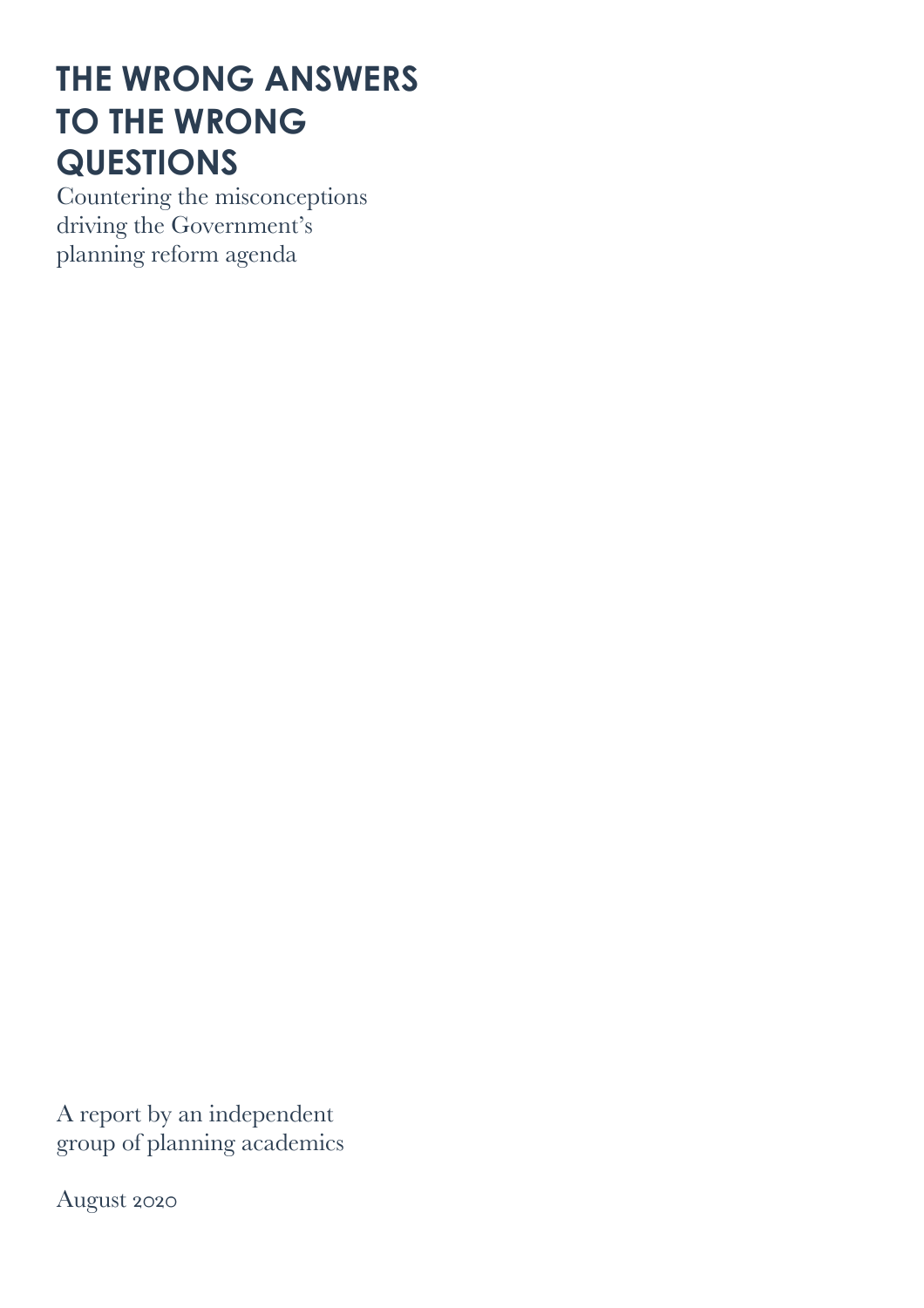# THE WRONG ANSWERS TO THE WRONG QUESTIONS

Countering the misconceptions driving the Government's planning reform agenda

A report by an independent group of planning academics

August 2020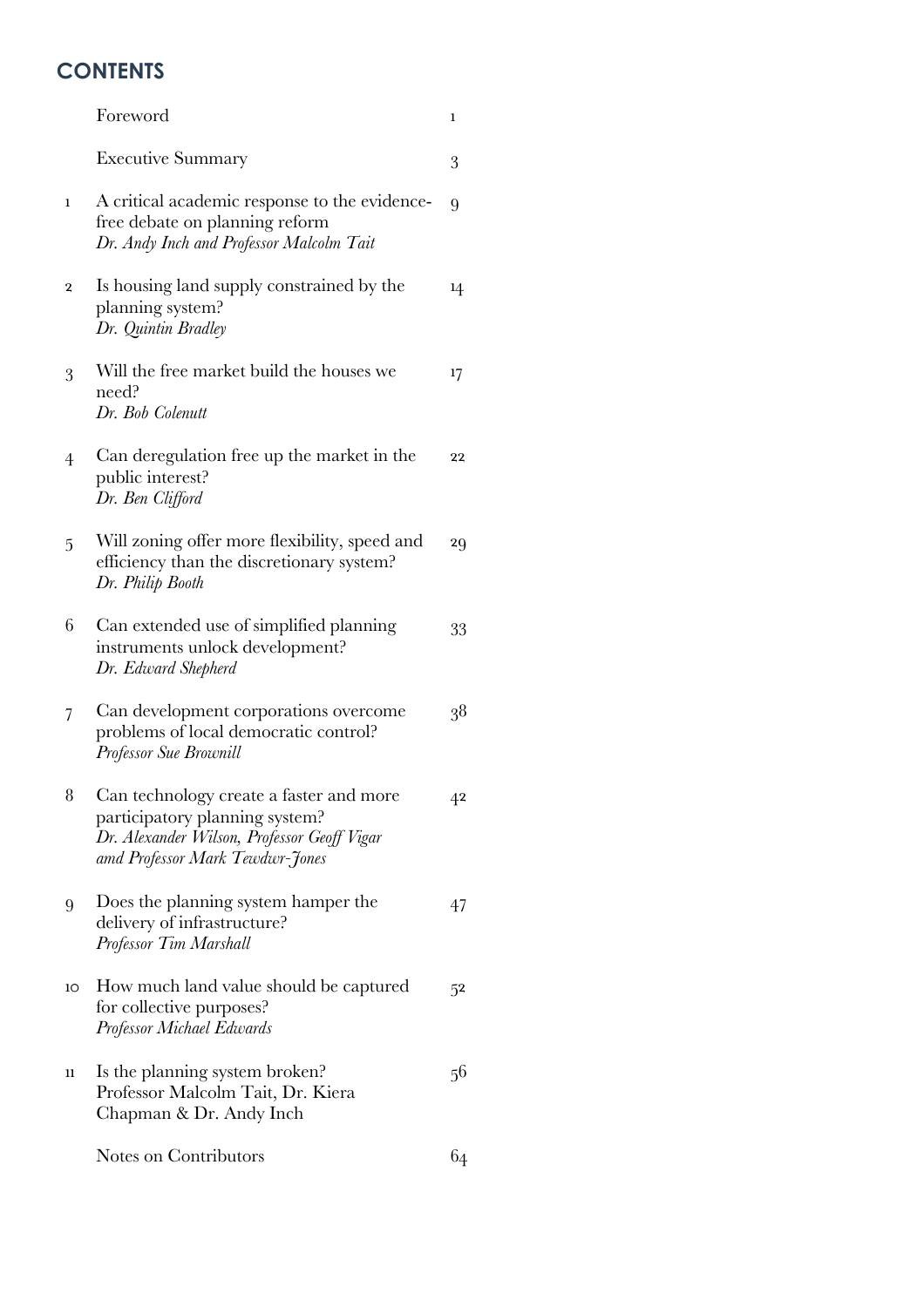## CONTENTS

| | | |
|---|---|---|
| | Foreword | 1 |
| | Executive Summary | 3 |
| 1 | A critical academic response to the evidence-free debate on planning reform<br>*Dr. Andy Inch and Professor Malcolm Tait* | 9 |
| 2 | Is housing land supply constrained by the planning system?<br>*Dr. Quintin Bradley* | 14 |
| 3 | Will the free market build the houses we need?<br>*Dr. Bob Colenutt* | 17 |
| 4 | Can deregulation free up the market in the public interest?<br>*Dr. Ben Clifford* | 22 |
| 5 | Will zoning offer more flexibility, speed and efficiency than the discretionary system?<br>*Dr. Philip Booth* | 29 |
| 6 | Can extended use of simplified planning instruments unlock development?<br>*Dr. Edward Shepherd* | 33 |
| 7 | Can development corporations overcome problems of local democratic control?<br>*Professor Sue Brownill* | 38 |
| 8 | Can technology create a faster and more participatory planning system?<br>*Dr. Alexander Wilson, Professor Geoff Vigar amd Professor Mark Tewdwr-Jones* | 42 |
| 9 | Does the planning system hamper the delivery of infrastructure?<br>*Professor Tim Marshall* | 47 |
| 10 | How much land value should be captured for collective purposes?<br>*Professor Michael Edwards* | 52 |
| 11 | Is the planning system broken?<br>Professor Malcolm Tait, Dr. Kiera Chapman & Dr. Andy Inch | 56 |
| | Notes on Contributors | 64 |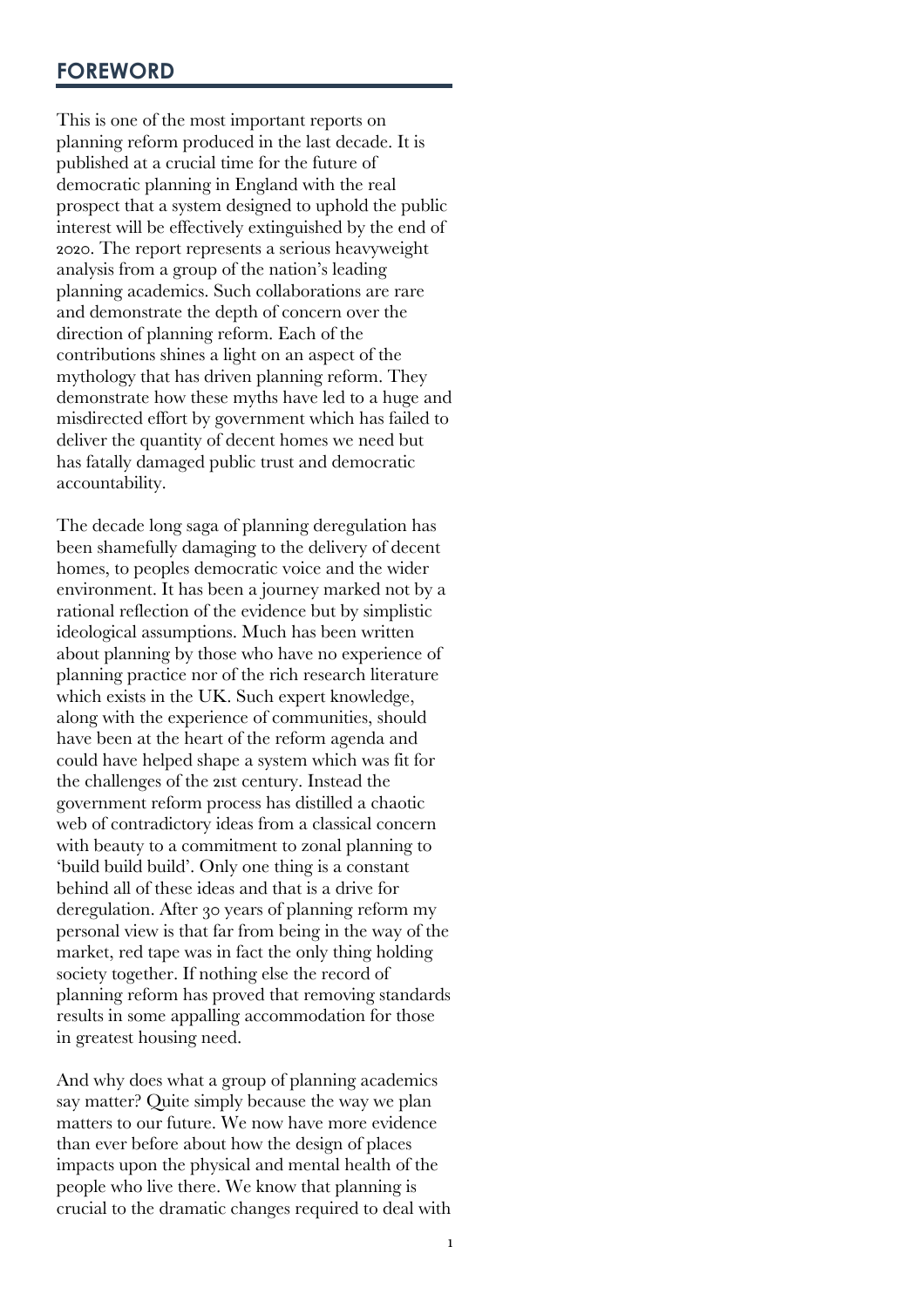## FOREWORD

This is one of the most important reports on planning reform produced in the last decade. It is published at a crucial time for the future of democratic planning in England with the real prospect that a system designed to uphold the public interest will be effectively extinguished by the end of 2020. The report represents a serious heavyweight analysis from a group of the nation's leading planning academics. Such collaborations are rare and demonstrate the depth of concern over the direction of planning reform. Each of the contributions shines a light on an aspect of the mythology that has driven planning reform. They demonstrate how these myths have led to a huge and misdirected effort by government which has failed to deliver the quantity of decent homes we need but has fatally damaged public trust and democratic accountability.

The decade long saga of planning deregulation has been shamefully damaging to the delivery of decent homes, to peoples democratic voice and the wider environment. It has been a journey marked not by a rational reflection of the evidence but by simplistic ideological assumptions. Much has been written about planning by those who have no experience of planning practice nor of the rich research literature which exists in the UK. Such expert knowledge, along with the experience of communities, should have been at the heart of the reform agenda and could have helped shape a system which was fit for the challenges of the 21st century. Instead the government reform process has distilled a chaotic web of contradictory ideas from a classical concern with beauty to a commitment to zonal planning to 'build build build'. Only one thing is a constant behind all of these ideas and that is a drive for deregulation. After 30 years of planning reform my personal view is that far from being in the way of the market, red tape was in fact the only thing holding society together. If nothing else the record of planning reform has proved that removing standards results in some appalling accommodation for those in greatest housing need.

And why does what a group of planning academics say matter? Quite simply because the way we plan matters to our future. We now have more evidence than ever before about how the design of places impacts upon the physical and mental health of the people who live there. We know that planning is crucial to the dramatic changes required to deal with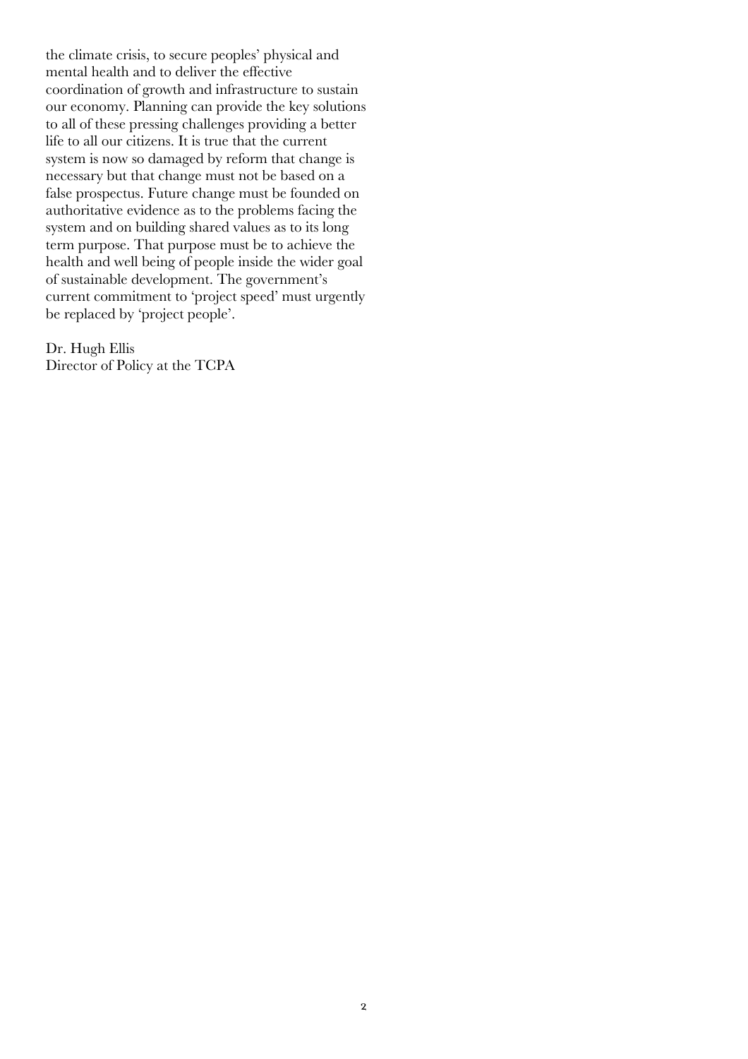the climate crisis, to secure peoples' physical and mental health and to deliver the effective coordination of growth and infrastructure to sustain our economy. Planning can provide the key solutions to all of these pressing challenges providing a better life to all our citizens. It is true that the current system is now so damaged by reform that change is necessary but that change must not be based on a false prospectus. Future change must be founded on authoritative evidence as to the problems facing the system and on building shared values as to its long term purpose. That purpose must be to achieve the health and well being of people inside the wider goal of sustainable development. The government's current commitment to 'project speed' must urgently be replaced by 'project people'.

Dr. Hugh Ellis
Director of Policy at the TCPA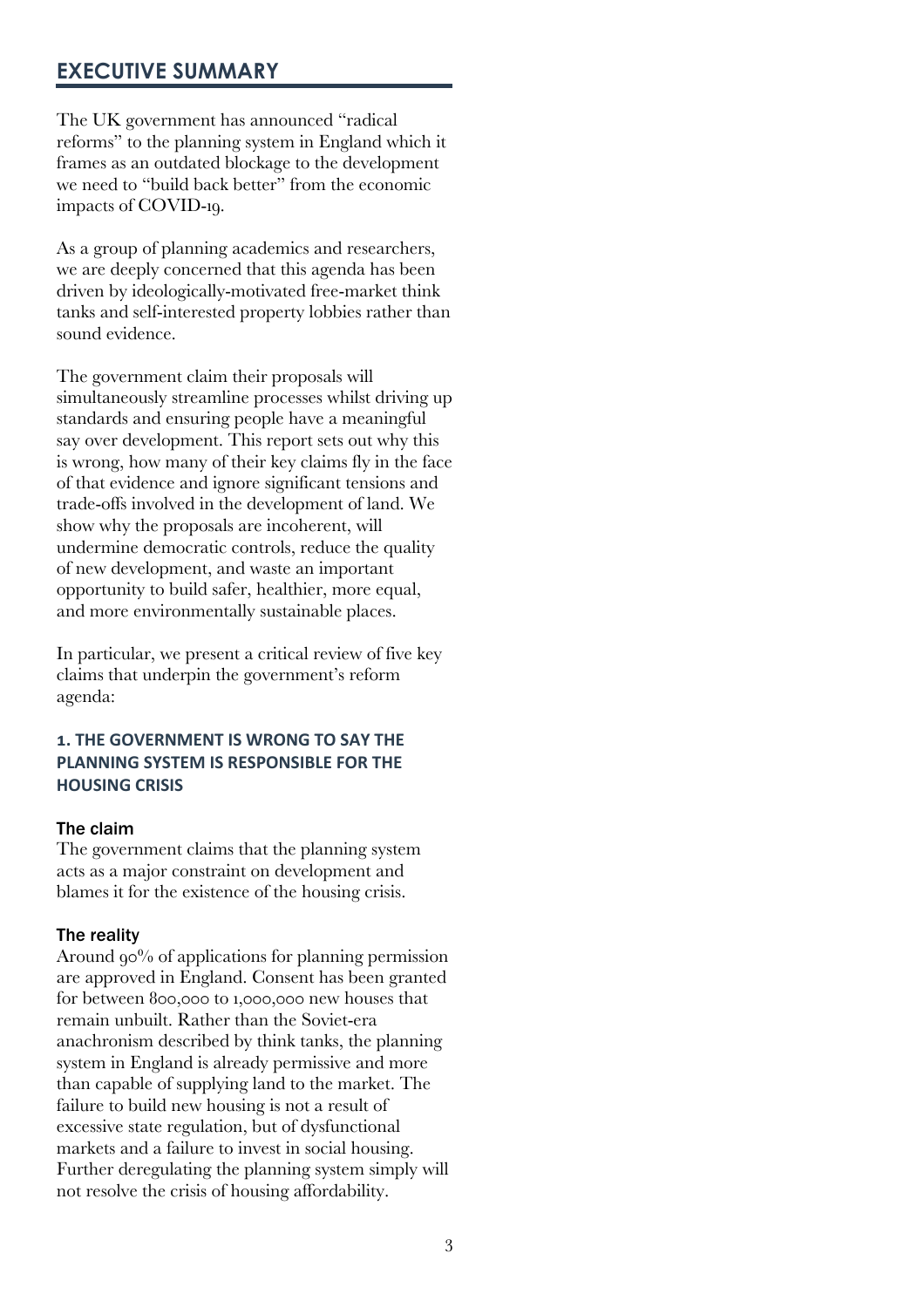## EXECUTIVE SUMMARY

The UK government has announced "radical reforms" to the planning system in England which it frames as an outdated blockage to the development we need to "build back better" from the economic impacts of COVID-19.

As a group of planning academics and researchers, we are deeply concerned that this agenda has been driven by ideologically-motivated free-market think tanks and self-interested property lobbies rather than sound evidence.

The government claim their proposals will simultaneously streamline processes whilst driving up standards and ensuring people have a meaningful say over development. This report sets out why this is wrong, how many of their key claims fly in the face of that evidence and ignore significant tensions and trade-offs involved in the development of land. We show why the proposals are incoherent, will undermine democratic controls, reduce the quality of new development, and waste an important opportunity to build safer, healthier, more equal, and more environmentally sustainable places.

In particular, we present a critical review of five key claims that underpin the government's reform agenda:

### 1. THE GOVERNMENT IS WRONG TO SAY THE PLANNING SYSTEM IS RESPONSIBLE FOR THE HOUSING CRISIS

#### The claim

The government claims that the planning system acts as a major constraint on development and blames it for the existence of the housing crisis.

#### The reality

Around 90% of applications for planning permission are approved in England. Consent has been granted for between 800,000 to 1,000,000 new houses that remain unbuilt. Rather than the Soviet-era anachronism described by think tanks, the planning system in England is already permissive and more than capable of supplying land to the market. The failure to build new housing is not a result of excessive state regulation, but of dysfunctional markets and a failure to invest in social housing. Further deregulating the planning system simply will not resolve the crisis of housing affordability.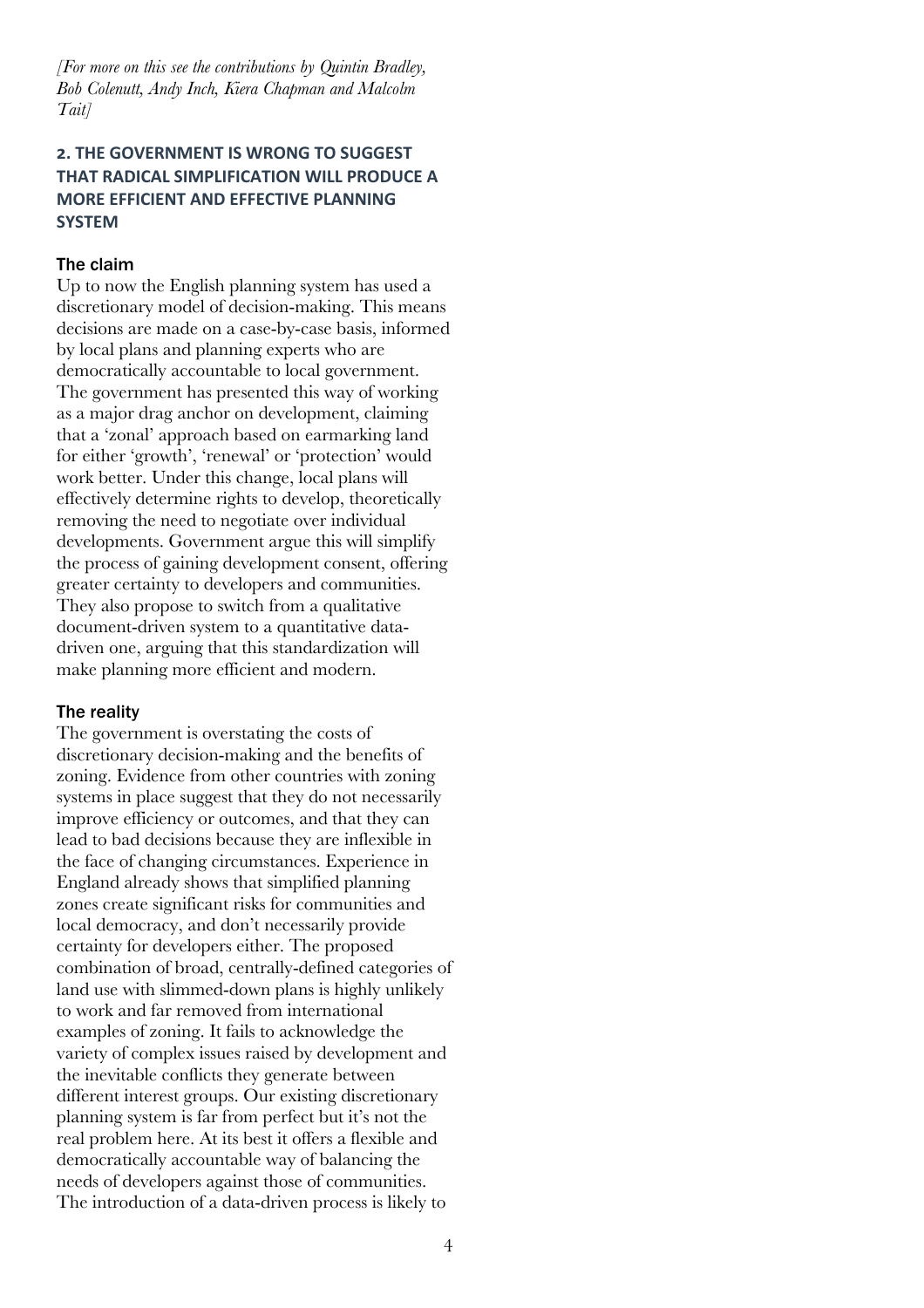*[For more on this see the contributions by Quintin Bradley, Bob Colenutt, Andy Inch, Kiera Chapman and Malcolm Tait]*

## 2. THE GOVERNMENT IS WRONG TO SUGGEST THAT RADICAL SIMPLIFICATION WILL PRODUCE A MORE EFFICIENT AND EFFECTIVE PLANNING SYSTEM

### The claim

Up to now the English planning system has used a discretionary model of decision-making. This means decisions are made on a case-by-case basis, informed by local plans and planning experts who are democratically accountable to local government. The government has presented this way of working as a major drag anchor on development, claiming that a 'zonal' approach based on earmarking land for either 'growth', 'renewal' or 'protection' would work better. Under this change, local plans will effectively determine rights to develop, theoretically removing the need to negotiate over individual developments. Government argue this will simplify the process of gaining development consent, offering greater certainty to developers and communities. They also propose to switch from a qualitative document-driven system to a quantitative data-driven one, arguing that this standardization will make planning more efficient and modern.

### The reality

The government is overstating the costs of discretionary decision-making and the benefits of zoning. Evidence from other countries with zoning systems in place suggest that they do not necessarily improve efficiency or outcomes, and that they can lead to bad decisions because they are inflexible in the face of changing circumstances. Experience in England already shows that simplified planning zones create significant risks for communities and local democracy, and don't necessarily provide certainty for developers either. The proposed combination of broad, centrally-defined categories of land use with slimmed-down plans is highly unlikely to work and far removed from international examples of zoning. It fails to acknowledge the variety of complex issues raised by development and the inevitable conflicts they generate between different interest groups. Our existing discretionary planning system is far from perfect but it's not the real problem here. At its best it offers a flexible and democratically accountable way of balancing the needs of developers against those of communities. The introduction of a data-driven process is likely to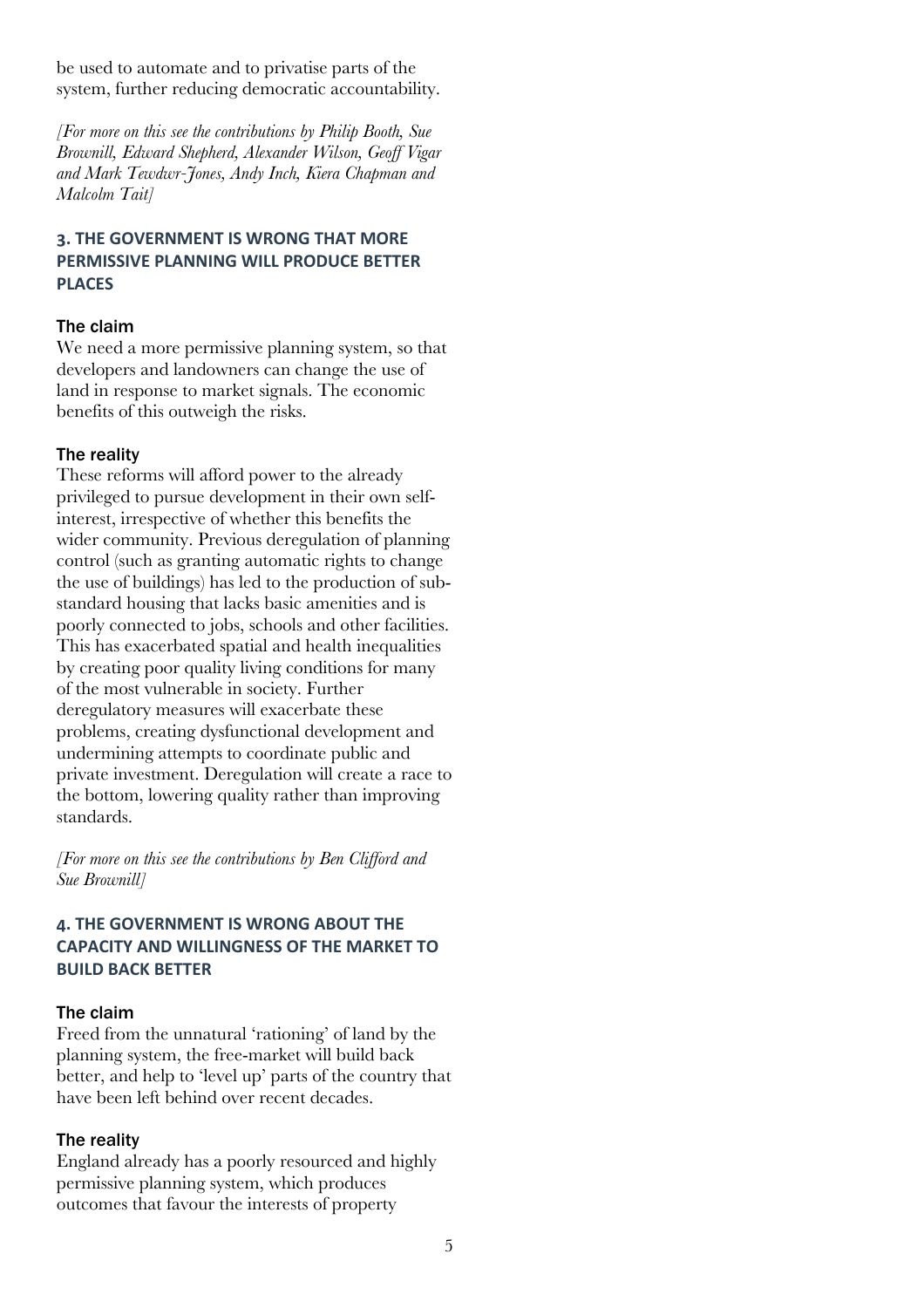be used to automate and to privatise parts of the system, further reducing democratic accountability.

*[For more on this see the contributions by Philip Booth, Sue Brownill, Edward Shepherd, Alexander Wilson, Geoff Vigar and Mark Tewdwr-Jones, Andy Inch, Kiera Chapman and Malcolm Tait]*

## 3. THE GOVERNMENT IS WRONG THAT MORE PERMISSIVE PLANNING WILL PRODUCE BETTER PLACES

### The claim

We need a more permissive planning system, so that developers and landowners can change the use of land in response to market signals. The economic benefits of this outweigh the risks.

### The reality

These reforms will afford power to the already privileged to pursue development in their own self-interest, irrespective of whether this benefits the wider community. Previous deregulation of planning control (such as granting automatic rights to change the use of buildings) has led to the production of sub-standard housing that lacks basic amenities and is poorly connected to jobs, schools and other facilities. This has exacerbated spatial and health inequalities by creating poor quality living conditions for many of the most vulnerable in society. Further deregulatory measures will exacerbate these problems, creating dysfunctional development and undermining attempts to coordinate public and private investment. Deregulation will create a race to the bottom, lowering quality rather than improving standards.

*[For more on this see the contributions by Ben Clifford and Sue Brownill]*

## 4. THE GOVERNMENT IS WRONG ABOUT THE CAPACITY AND WILLINGNESS OF THE MARKET TO BUILD BACK BETTER

### The claim

Freed from the unnatural 'rationing' of land by the planning system, the free-market will build back better, and help to 'level up' parts of the country that have been left behind over recent decades.

### The reality

England already has a poorly resourced and highly permissive planning system, which produces outcomes that favour the interests of property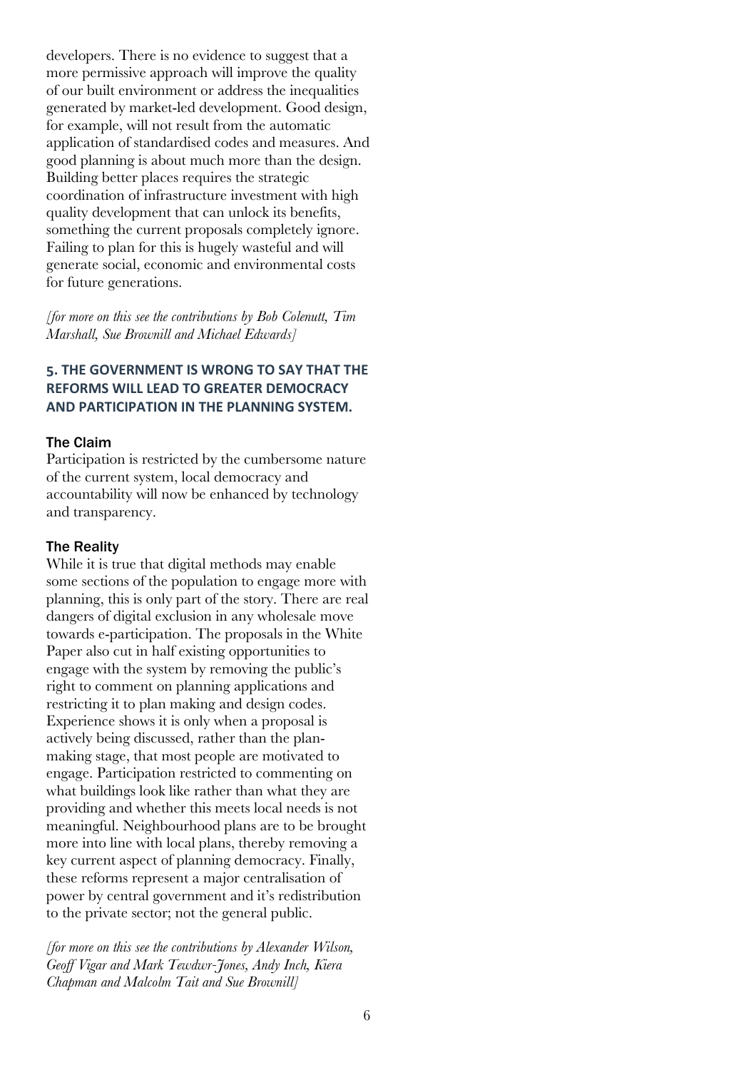developers. There is no evidence to suggest that a more permissive approach will improve the quality of our built environment or address the inequalities generated by market-led development. Good design, for example, will not result from the automatic application of standardised codes and measures. And good planning is about much more than the design. Building better places requires the strategic coordination of infrastructure investment with high quality development that can unlock its benefits, something the current proposals completely ignore. Failing to plan for this is hugely wasteful and will generate social, economic and environmental costs for future generations.

*[for more on this see the contributions by Bob Colenutt, Tim Marshall, Sue Brownill and Michael Edwards]*

## 5. THE GOVERNMENT IS WRONG TO SAY THAT THE REFORMS WILL LEAD TO GREATER DEMOCRACY AND PARTICIPATION IN THE PLANNING SYSTEM.

### The Claim

Participation is restricted by the cumbersome nature of the current system, local democracy and accountability will now be enhanced by technology and transparency.

### The Reality

While it is true that digital methods may enable some sections of the population to engage more with planning, this is only part of the story. There are real dangers of digital exclusion in any wholesale move towards e-participation. The proposals in the White Paper also cut in half existing opportunities to engage with the system by removing the public's right to comment on planning applications and restricting it to plan making and design codes. Experience shows it is only when a proposal is actively being discussed, rather than the plan-making stage, that most people are motivated to engage. Participation restricted to commenting on what buildings look like rather than what they are providing and whether this meets local needs is not meaningful. Neighbourhood plans are to be brought more into line with local plans, thereby removing a key current aspect of planning democracy. Finally, these reforms represent a major centralisation of power by central government and it's redistribution to the private sector; not the general public.

*[for more on this see the contributions by Alexander Wilson, Geoff Vigar and Mark Tewdwr-Jones, Andy Inch, Kiera Chapman and Malcolm Tait and Sue Brownill]*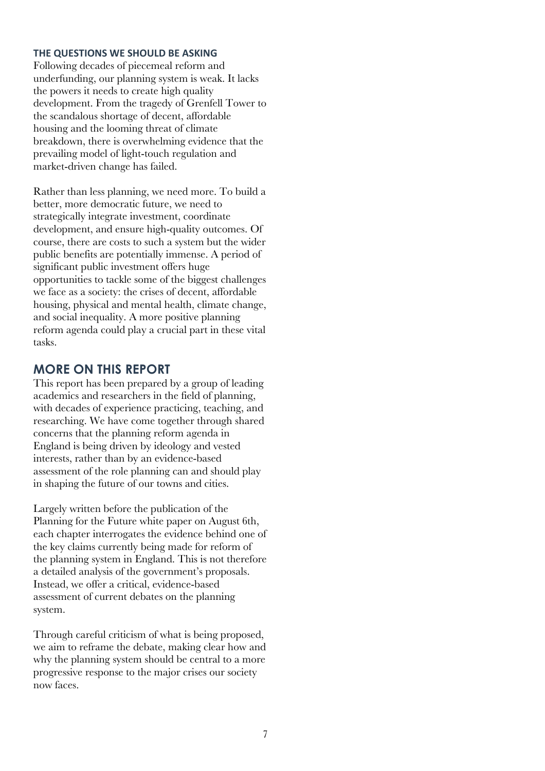### THE QUESTIONS WE SHOULD BE ASKING

Following decades of piecemeal reform and underfunding, our planning system is weak. It lacks the powers it needs to create high quality development. From the tragedy of Grenfell Tower to the scandalous shortage of decent, affordable housing and the looming threat of climate breakdown, there is overwhelming evidence that the prevailing model of light-touch regulation and market-driven change has failed.

Rather than less planning, we need more. To build a better, more democratic future, we need to strategically integrate investment, coordinate development, and ensure high-quality outcomes. Of course, there are costs to such a system but the wider public benefits are potentially immense. A period of significant public investment offers huge opportunities to tackle some of the biggest challenges we face as a society: the crises of decent, affordable housing, physical and mental health, climate change, and social inequality. A more positive planning reform agenda could play a crucial part in these vital tasks.

## MORE ON THIS REPORT

This report has been prepared by a group of leading academics and researchers in the field of planning, with decades of experience practicing, teaching, and researching. We have come together through shared concerns that the planning reform agenda in England is being driven by ideology and vested interests, rather than by an evidence-based assessment of the role planning can and should play in shaping the future of our towns and cities.

Largely written before the publication of the Planning for the Future white paper on August 6th, each chapter interrogates the evidence behind one of the key claims currently being made for reform of the planning system in England. This is not therefore a detailed analysis of the government's proposals. Instead, we offer a critical, evidence-based assessment of current debates on the planning system.

Through careful criticism of what is being proposed, we aim to reframe the debate, making clear how and why the planning system should be central to a more progressive response to the major crises our society now faces.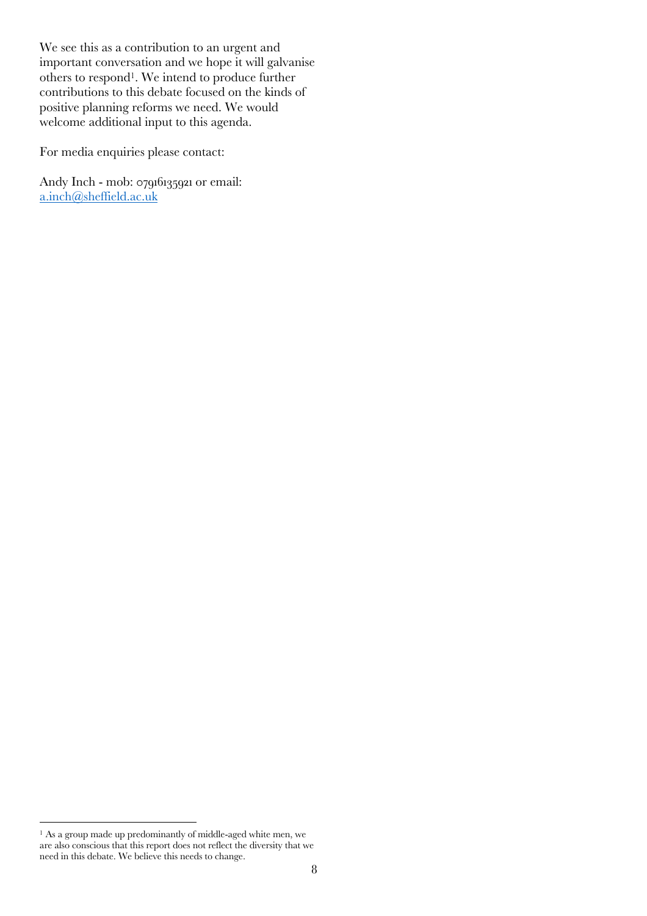We see this as a contribution to an urgent and important conversation and we hope it will galvanise others to respond[1]. We intend to produce further contributions to this debate focused on the kinds of positive planning reforms we need. We would welcome additional input to this agenda.

For media enquiries please contact:

Andy Inch - mob: 07916135921 or email: [a.inch@sheffield.ac.uk](mailto:a.inch@sheffield.ac.uk)

[1] As a group made up predominantly of middle-aged white men, we are also conscious that this report does not reflect the diversity that we need in this debate. We believe this needs to change.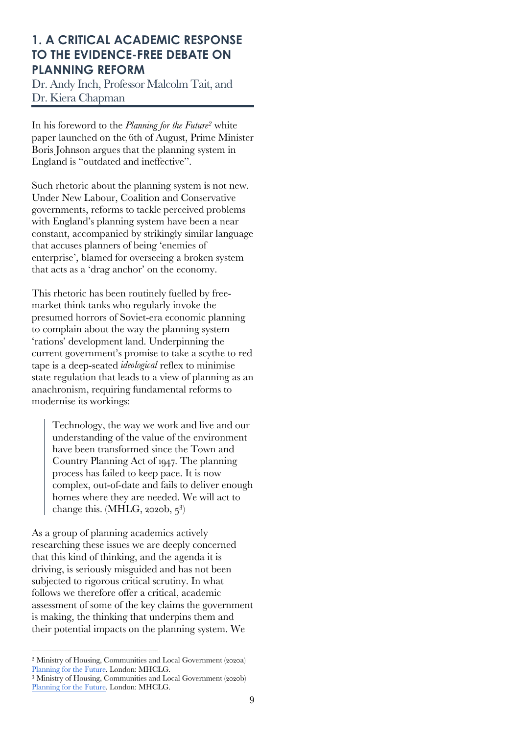## 1. A CRITICAL ACADEMIC RESPONSE TO THE EVIDENCE-FREE DEBATE ON PLANNING REFORM

Dr. Andy Inch, Professor Malcolm Tait, and Dr. Kiera Chapman

In his foreword to the *Planning for the Future*[2] white paper launched on the 6th of August, Prime Minister Boris Johnson argues that the planning system in England is "outdated and ineffective".

Such rhetoric about the planning system is not new. Under New Labour, Coalition and Conservative governments, reforms to tackle perceived problems with England's planning system have been a near constant, accompanied by strikingly similar language that accuses planners of being 'enemies of enterprise', blamed for overseeing a broken system that acts as a 'drag anchor' on the economy.

This rhetoric has been routinely fuelled by free-market think tanks who regularly invoke the presumed horrors of Soviet-era economic planning to complain about the way the planning system 'rations' development land. Underpinning the current government's promise to take a scythe to red tape is a deep-seated *ideological* reflex to minimise state regulation that leads to a view of planning as an anachronism, requiring fundamental reforms to modernise its workings:

> Technology, the way we work and live and our understanding of the value of the environment have been transformed since the Town and Country Planning Act of 1947. The planning process has failed to keep pace. It is now complex, out-of-date and fails to deliver enough homes where they are needed. We will act to change this. (MHLG, 2020b, 5[3])

As a group of planning academics actively researching these issues we are deeply concerned that this kind of thinking, and the agenda it is driving, is seriously misguided and has not been subjected to rigorous critical scrutiny. In what follows we therefore offer a critical, academic assessment of some of the key claims the government is making, the thinking that underpins them and their potential impacts on the planning system. We

---

[2] Ministry of Housing, Communities and Local Government (2020a) Planning for the Future. London: MHCLG.

[3] Ministry of Housing, Communities and Local Government (2020b) Planning for the Future. London: MHCLG.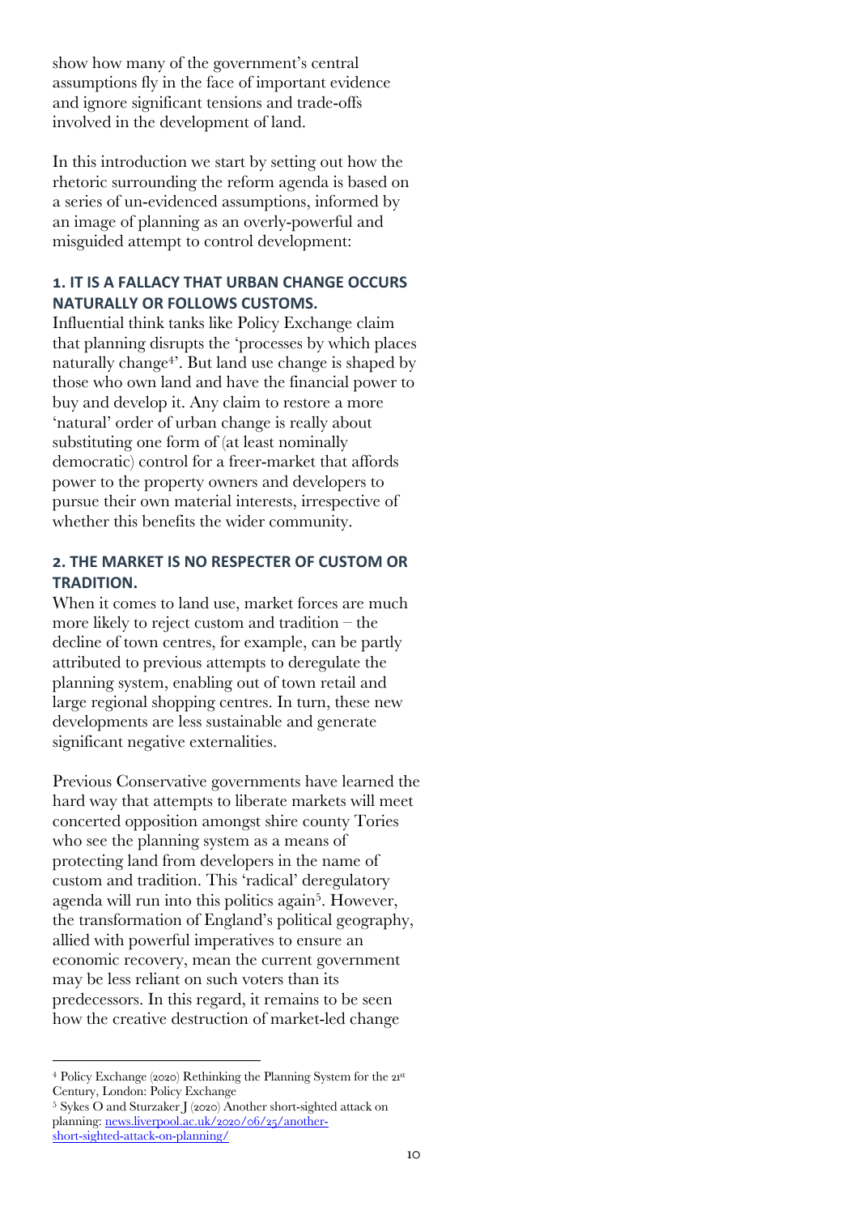show how many of the government's central assumptions fly in the face of important evidence and ignore significant tensions and trade-offs involved in the development of land.

In this introduction we start by setting out how the rhetoric surrounding the reform agenda is based on a series of un-evidenced assumptions, informed by an image of planning as an overly-powerful and misguided attempt to control development:

### 1. IT IS A FALLACY THAT URBAN CHANGE OCCURS NATURALLY OR FOLLOWS CUSTOMS.

Influential think tanks like Policy Exchange claim that planning disrupts the 'processes by which places naturally change[4]'. But land use change is shaped by those who own land and have the financial power to buy and develop it. Any claim to restore a more 'natural' order of urban change is really about substituting one form of (at least nominally democratic) control for a freer-market that affords power to the property owners and developers to pursue their own material interests, irrespective of whether this benefits the wider community.

### 2. THE MARKET IS NO RESPECTER OF CUSTOM OR TRADITION.

When it comes to land use, market forces are much more likely to reject custom and tradition – the decline of town centres, for example, can be partly attributed to previous attempts to deregulate the planning system, enabling out of town retail and large regional shopping centres. In turn, these new developments are less sustainable and generate significant negative externalities.

Previous Conservative governments have learned the hard way that attempts to liberate markets will meet concerted opposition amongst shire county Tories who see the planning system as a means of protecting land from developers in the name of custom and tradition. This 'radical' deregulatory agenda will run into this politics again[5]. However, the transformation of England's political geography, allied with powerful imperatives to ensure an economic recovery, mean the current government may be less reliant on such voters than its predecessors. In this regard, it remains to be seen how the creative destruction of market-led change

---

[4] Policy Exchange (2020) Rethinking the Planning System for the 21st Century, London: Policy Exchange

[5] Sykes O and Sturzaker J (2020) Another short-sighted attack on planning: news.liverpool.ac.uk/2020/06/25/another-short-sighted-attack-on-planning/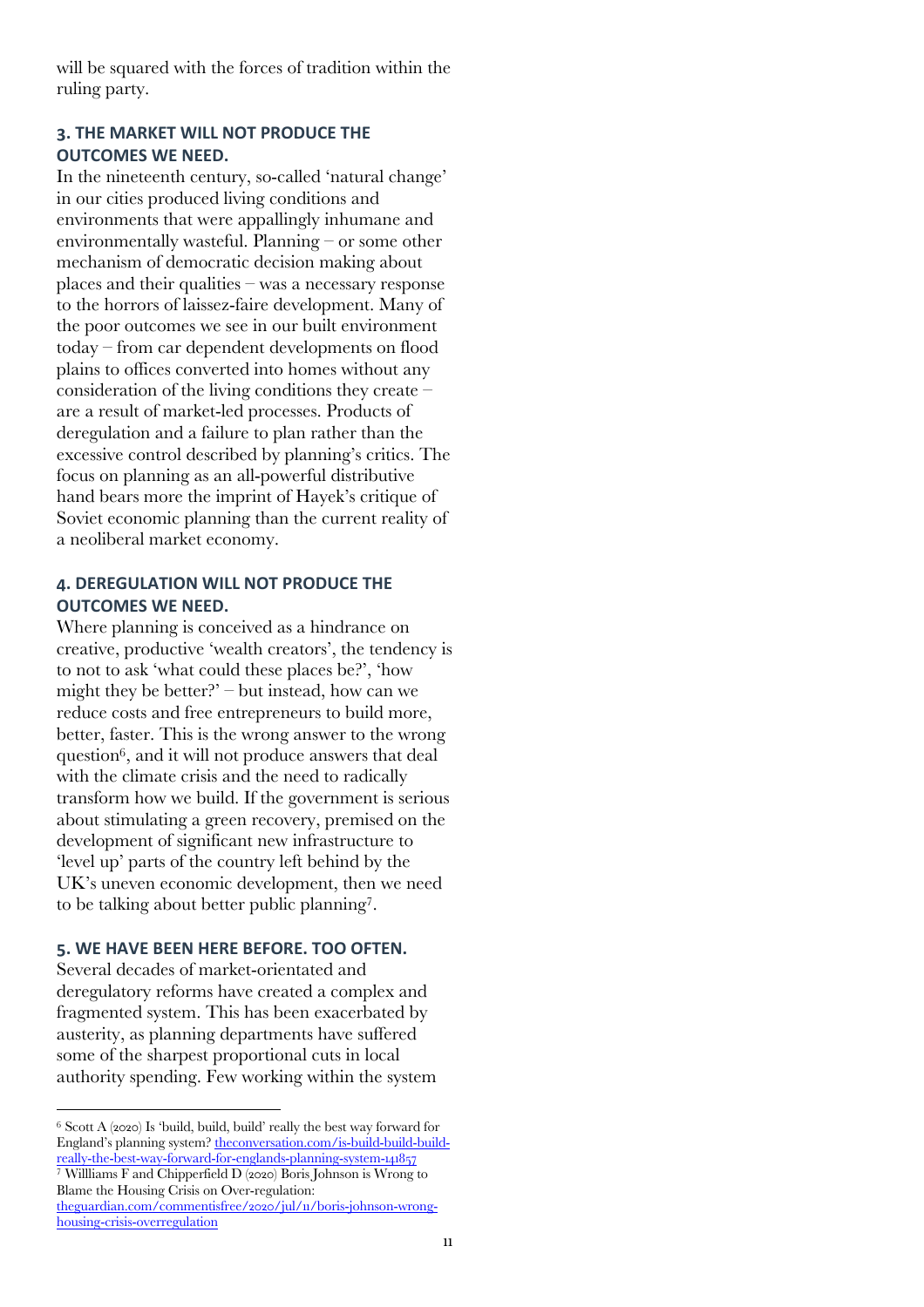will be squared with the forces of tradition within the ruling party.

### 3. THE MARKET WILL NOT PRODUCE THE OUTCOMES WE NEED.

In the nineteenth century, so-called 'natural change' in our cities produced living conditions and environments that were appallingly inhumane and environmentally wasteful. Planning – or some other mechanism of democratic decision making about places and their qualities – was a necessary response to the horrors of laissez-faire development. Many of the poor outcomes we see in our built environment today – from car dependent developments on flood plains to offices converted into homes without any consideration of the living conditions they create – are a result of market-led processes. Products of deregulation and a failure to plan rather than the excessive control described by planning's critics. The focus on planning as an all-powerful distributive hand bears more the imprint of Hayek's critique of Soviet economic planning than the current reality of a neoliberal market economy.

### 4. DEREGULATION WILL NOT PRODUCE THE OUTCOMES WE NEED.

Where planning is conceived as a hindrance on creative, productive 'wealth creators', the tendency is to not to ask 'what could these places be?', 'how might they be better?' – but instead, how can we reduce costs and free entrepreneurs to build more, better, faster. This is the wrong answer to the wrong question[6], and it will not produce answers that deal with the climate crisis and the need to radically transform how we build. If the government is serious about stimulating a green recovery, premised on the development of significant new infrastructure to 'level up' parts of the country left behind by the UK's uneven economic development, then we need to be talking about better public planning[7].

### 5. WE HAVE BEEN HERE BEFORE. TOO OFTEN.

Several decades of market-orientated and deregulatory reforms have created a complex and fragmented system. This has been exacerbated by austerity, as planning departments have suffered some of the sharpest proportional cuts in local authority spending. Few working within the system

---

[6] Scott A (2020) Is 'build, build, build' really the best way forward for England's planning system? theconversation.com/is-build-build-build-really-the-best-way-forward-for-englands-planning-system-141857

[7] Willliams F and Chipperfield D (2020) Boris Johnson is Wrong to Blame the Housing Crisis on Over-regulation: theguardian.com/commentisfree/2020/jul/11/boris-johnson-wrong-housing-crisis-overregulation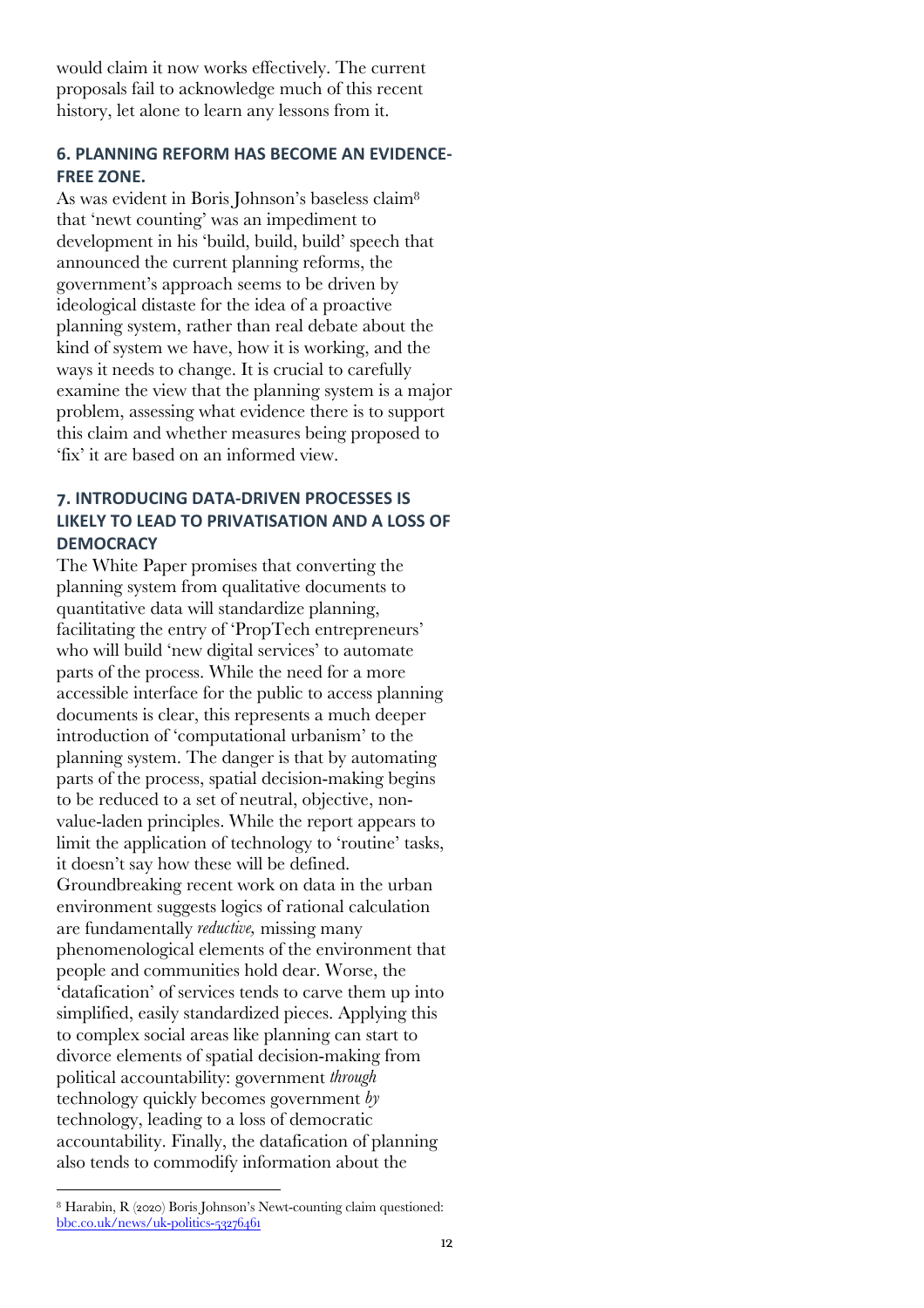would claim it now works effectively. The current proposals fail to acknowledge much of this recent history, let alone to learn any lessons from it.

## 6. PLANNING REFORM HAS BECOME AN EVIDENCE-FREE ZONE.

As was evident in Boris Johnson's baseless claim[8] that 'newt counting' was an impediment to development in his 'build, build, build' speech that announced the current planning reforms, the government's approach seems to be driven by ideological distaste for the idea of a proactive planning system, rather than real debate about the kind of system we have, how it is working, and the ways it needs to change. It is crucial to carefully examine the view that the planning system is a major problem, assessing what evidence there is to support this claim and whether measures being proposed to 'fix' it are based on an informed view.

## 7. INTRODUCING DATA-DRIVEN PROCESSES IS LIKELY TO LEAD TO PRIVATISATION AND A LOSS OF DEMOCRACY

The White Paper promises that converting the planning system from qualitative documents to quantitative data will standardize planning, facilitating the entry of 'PropTech entrepreneurs' who will build 'new digital services' to automate parts of the process. While the need for a more accessible interface for the public to access planning documents is clear, this represents a much deeper introduction of 'computational urbanism' to the planning system. The danger is that by automating parts of the process, spatial decision-making begins to be reduced to a set of neutral, objective, non-value-laden principles. While the report appears to limit the application of technology to 'routine' tasks, it doesn't say how these will be defined. Groundbreaking recent work on data in the urban environment suggests logics of rational calculation are fundamentally *reductive,* missing many phenomenological elements of the environment that people and communities hold dear. Worse, the 'datafication' of services tends to carve them up into simplified, easily standardized pieces. Applying this to complex social areas like planning can start to divorce elements of spatial decision-making from political accountability: government *through* technology quickly becomes government *by* technology, leading to a loss of democratic accountability. Finally, the datafication of planning also tends to commodify information about the

---

[8] Harabin, R (2020) Boris Johnson's Newt-counting claim questioned: bbc.co.uk/news/uk-politics-53276461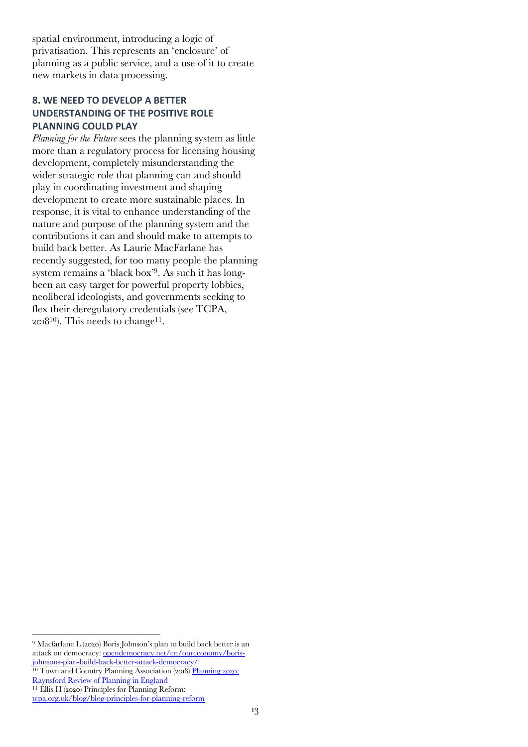spatial environment, introducing a logic of privatisation. This represents an 'enclosure' of planning as a public service, and a use of it to create new markets in data processing.

## 8. WE NEED TO DEVELOP A BETTER UNDERSTANDING OF THE POSITIVE ROLE PLANNING COULD PLAY

*Planning for the Future* sees the planning system as little more than a regulatory process for licensing housing development, completely misunderstanding the wider strategic role that planning can and should play in coordinating investment and shaping development to create more sustainable places. In response, it is vital to enhance understanding of the nature and purpose of the planning system and the contributions it can and should make to attempts to build back better. As Laurie MacFarlane has recently suggested, for too many people the planning system remains a 'black box'[9]. As such it has long-been an easy target for powerful property lobbies, neoliberal ideologists, and governments seeking to flex their deregulatory credentials (see TCPA, 2018[10]). This needs to change[11].

---

[9] Macfarlane L (2020) Boris Johnson's plan to build back better is an attack on democracy: opendemocracy.net/en/oureconomy/boris-johnsons-plan-build-back-better-attack-democracy/

[10] Town and Country Planning Association (2018) Planning 2020: Raynsford Review of Planning in England

[11] Ellis H (2020) Principles for Planning Reform: tcpa.org.uk/blog/blog-principles-for-planning-reform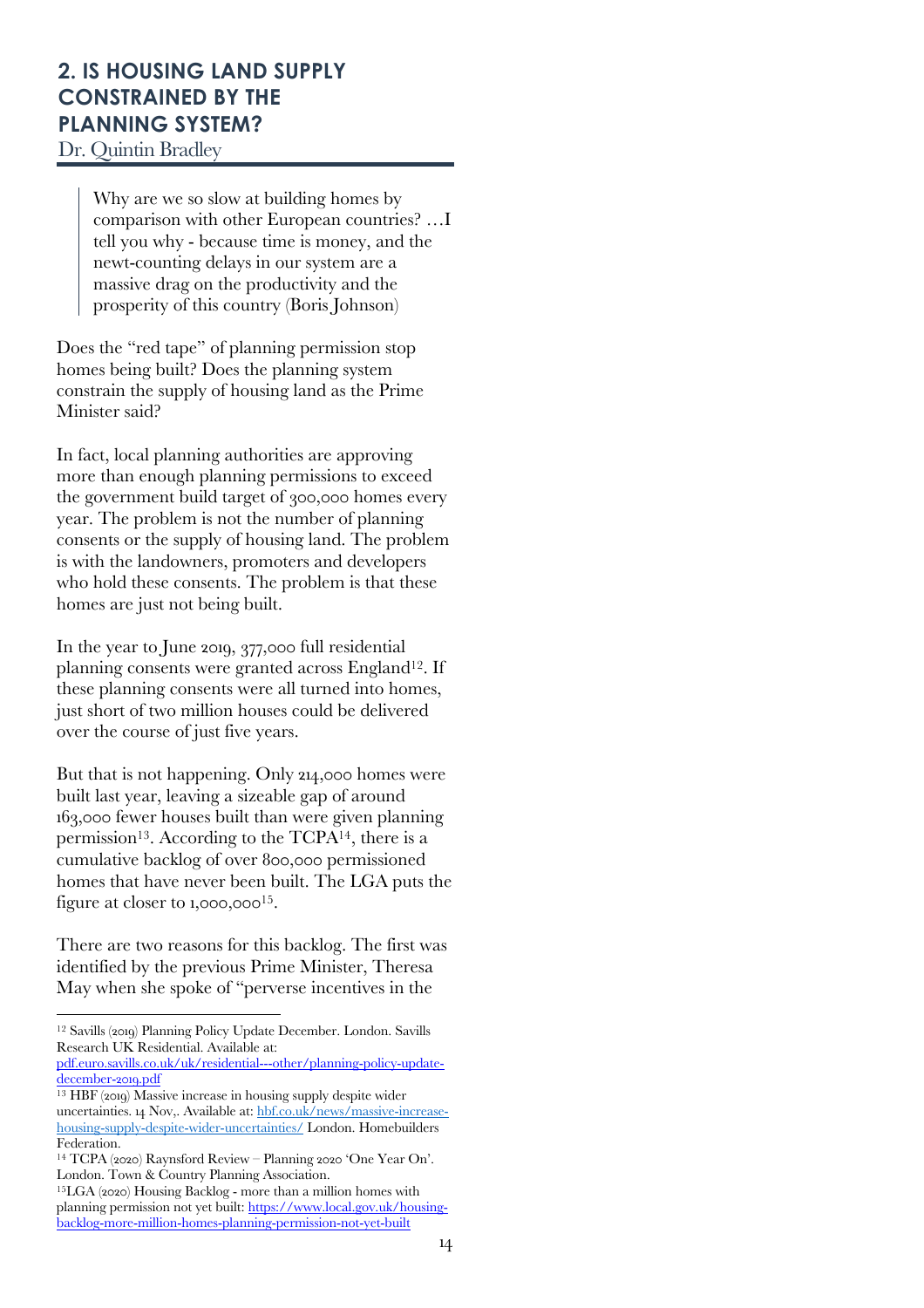## 2. IS HOUSING LAND SUPPLY CONSTRAINED BY THE PLANNING SYSTEM?

Dr. Quintin Bradley

> Why are we so slow at building homes by comparison with other European countries? …I tell you why - because time is money, and the newt-counting delays in our system are a massive drag on the productivity and the prosperity of this country (Boris Johnson)

Does the "red tape" of planning permission stop homes being built? Does the planning system constrain the supply of housing land as the Prime Minister said?

In fact, local planning authorities are approving more than enough planning permissions to exceed the government build target of 300,000 homes every year. The problem is not the number of planning consents or the supply of housing land. The problem is with the landowners, promoters and developers who hold these consents. The problem is that these homes are just not being built.

In the year to June 2019, 377,000 full residential planning consents were granted across England[12]. If these planning consents were all turned into homes, just short of two million houses could be delivered over the course of just five years.

But that is not happening. Only 214,000 homes were built last year, leaving a sizeable gap of around 163,000 fewer houses built than were given planning permission[13]. According to the TCPA[14], there is a cumulative backlog of over 800,000 permissioned homes that have never been built. The LGA puts the figure at closer to 1,000,000[15].

There are two reasons for this backlog. The first was identified by the previous Prime Minister, Theresa May when she spoke of "perverse incentives in the

---

[12] Savills (2019) Planning Policy Update December. London. Savills Research UK Residential. Available at: pdf.euro.savills.co.uk/uk/residential---other/planning-policy-update-december-2019.pdf

[13] HBF (2019) Massive increase in housing supply despite wider uncertainties. 14 Nov,. Available at: hbf.co.uk/news/massive-increase-housing-supply-despite-wider-uncertainties/ London. Homebuilders Federation.

[14] TCPA (2020) Raynsford Review – Planning 2020 'One Year On'. London. Town & Country Planning Association.

[15] LGA (2020) Housing Backlog - more than a million homes with planning permission not yet built: https://www.local.gov.uk/housing-backlog-more-million-homes-planning-permission-not-yet-built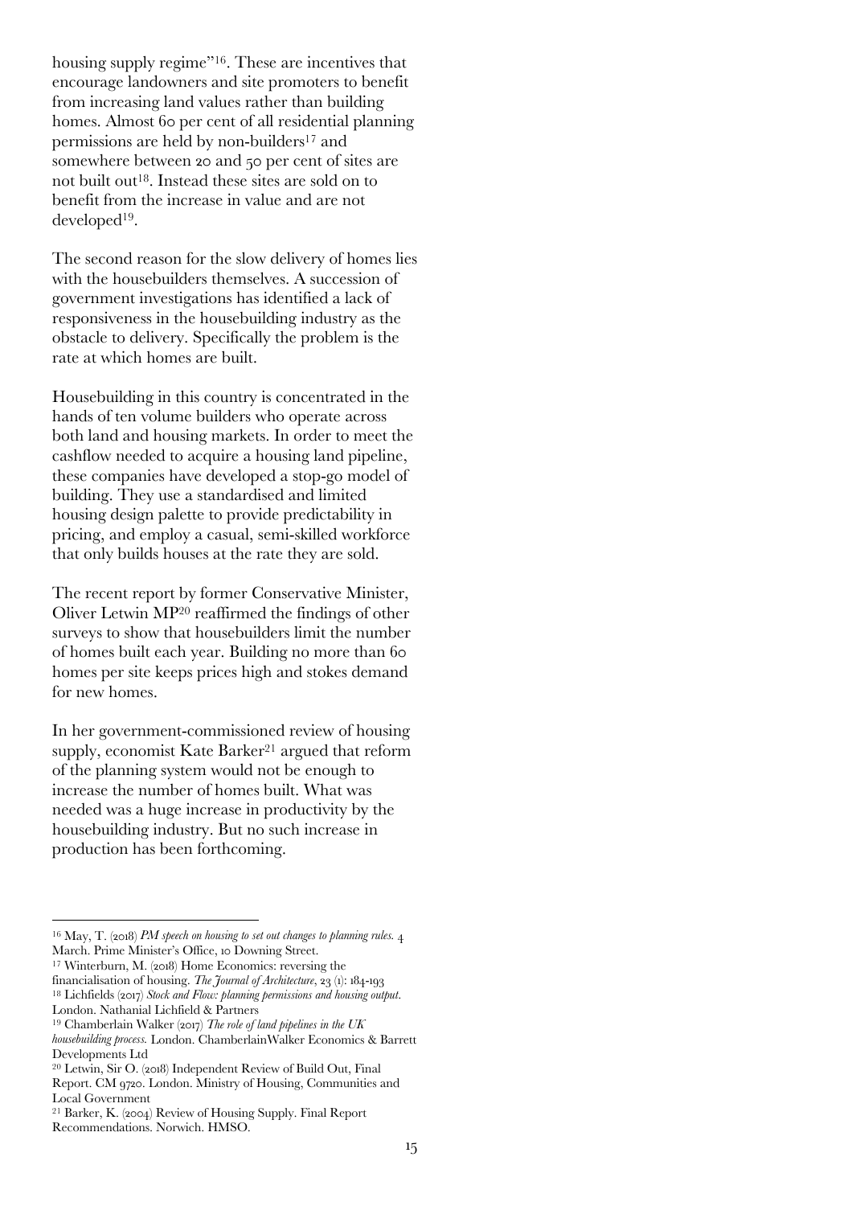housing supply regime"[16]. These are incentives that encourage landowners and site promoters to benefit from increasing land values rather than building homes. Almost 60 per cent of all residential planning permissions are held by non-builders[17] and somewhere between 20 and 50 per cent of sites are not built out[18]. Instead these sites are sold on to benefit from the increase in value and are not developed[19].

The second reason for the slow delivery of homes lies with the housebuilders themselves. A succession of government investigations has identified a lack of responsiveness in the housebuilding industry as the obstacle to delivery. Specifically the problem is the rate at which homes are built.

Housebuilding in this country is concentrated in the hands of ten volume builders who operate across both land and housing markets. In order to meet the cashflow needed to acquire a housing land pipeline, these companies have developed a stop-go model of building. They use a standardised and limited housing design palette to provide predictability in pricing, and employ a casual, semi-skilled workforce that only builds houses at the rate they are sold.

The recent report by former Conservative Minister, Oliver Letwin MP[20] reaffirmed the findings of other surveys to show that housebuilders limit the number of homes built each year. Building no more than 60 homes per site keeps prices high and stokes demand for new homes.

In her government-commissioned review of housing supply, economist Kate Barker[21] argued that reform of the planning system would not be enough to increase the number of homes built. What was needed was a huge increase in productivity by the housebuilding industry. But no such increase in production has been forthcoming.

---

[16] May, T. (2018) *PM speech on housing to set out changes to planning rules.* 4 March. Prime Minister's Office, 10 Downing Street.

[17] Winterburn, M. (2018) Home Economics: reversing the financialisation of housing. *The Journal of Architecture*, 23 (1): 184-193

[18] Lichfields (2017) *Stock and Flow: planning permissions and housing output.* London. Nathanial Lichfield & Partners

[19] Chamberlain Walker (2017) *The role of land pipelines in the UK housebuilding process.* London. ChamberlainWalker Economics & Barrett Developments Ltd

[20] Letwin, Sir O. (2018) Independent Review of Build Out, Final Report. CM 9720. London. Ministry of Housing, Communities and Local Government

[21] Barker, K. (2004) Review of Housing Supply. Final Report Recommendations. Norwich. HMSO.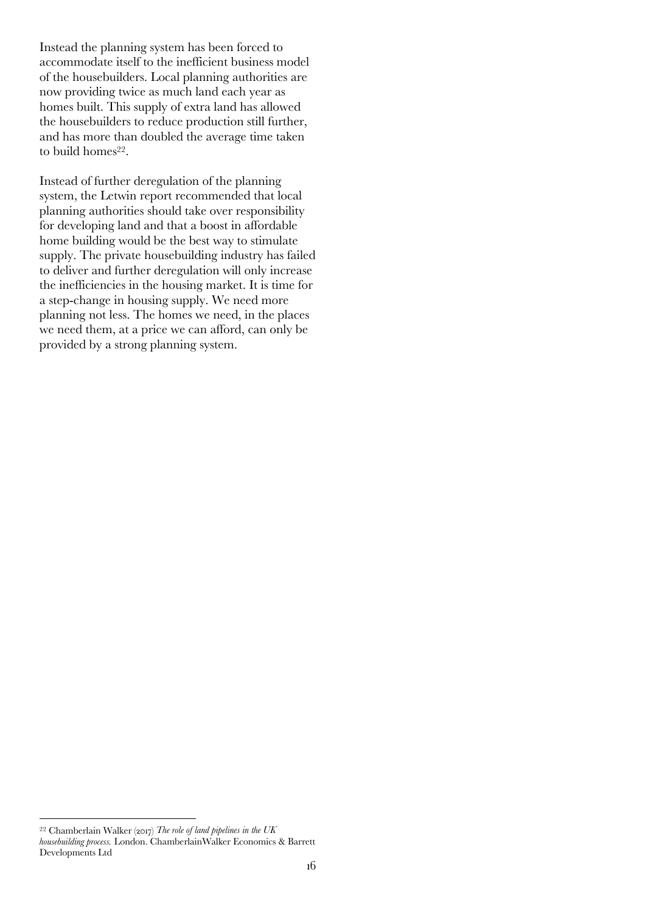Instead the planning system has been forced to accommodate itself to the inefficient business model of the housebuilders. Local planning authorities are now providing twice as much land each year as homes built. This supply of extra land has allowed the housebuilders to reduce production still further, and has more than doubled the average time taken to build homes[22].

Instead of further deregulation of the planning system, the Letwin report recommended that local planning authorities should take over responsibility for developing land and that a boost in affordable home building would be the best way to stimulate supply. The private housebuilding industry has failed to deliver and further deregulation will only increase the inefficiencies in the housing market. It is time for a step-change in housing supply. We need more planning not less. The homes we need, in the places we need them, at a price we can afford, can only be provided by a strong planning system.

---

[22] Chamberlain Walker (2017) *The role of land pipelines in the UK housebuilding process.* London. ChamberlainWalker Economics & Barrett Developments Ltd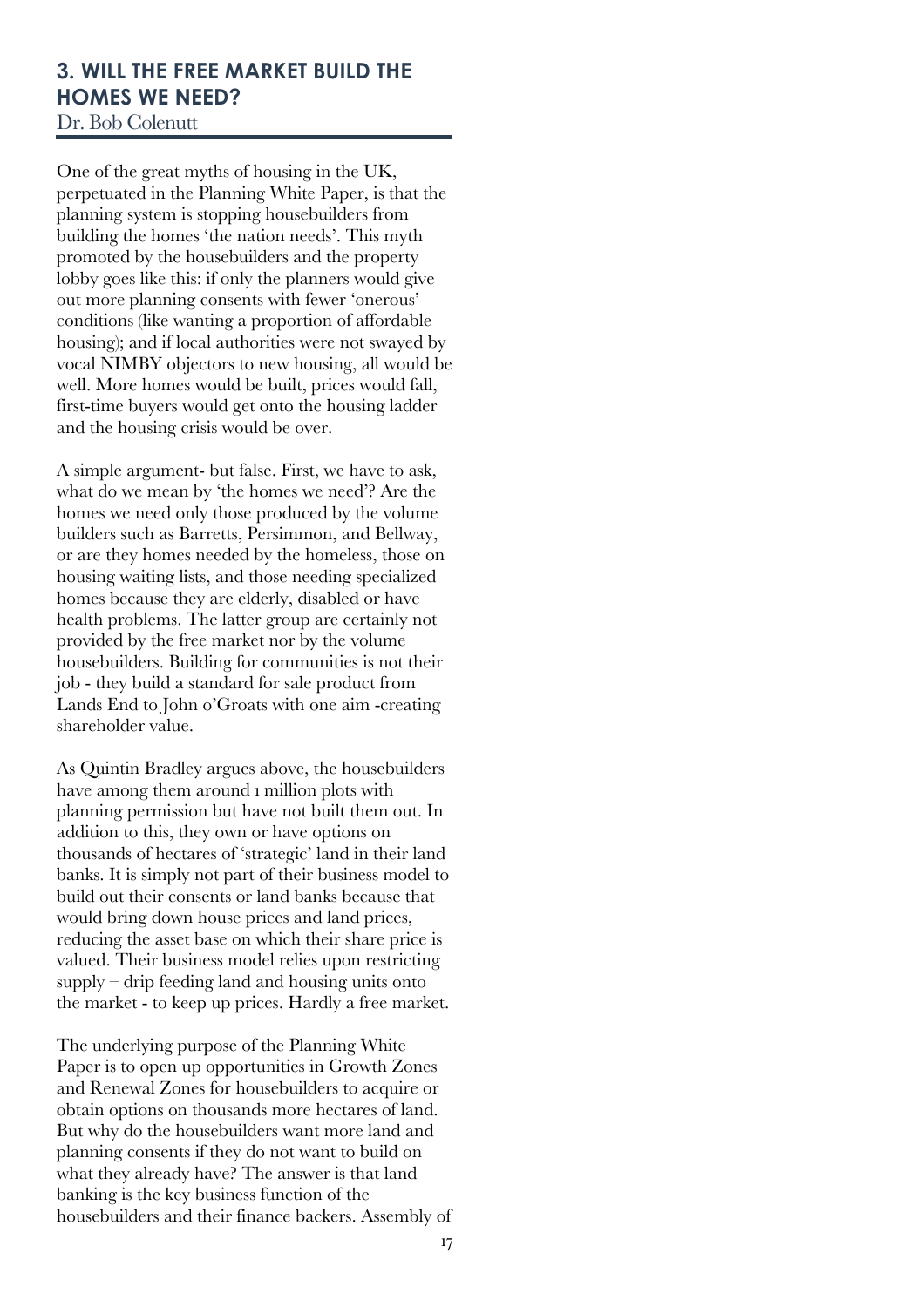## 3. WILL THE FREE MARKET BUILD THE HOMES WE NEED?

Dr. Bob Colenutt

One of the great myths of housing in the UK, perpetuated in the Planning White Paper, is that the planning system is stopping housebuilders from building the homes 'the nation needs'. This myth promoted by the housebuilders and the property lobby goes like this: if only the planners would give out more planning consents with fewer 'onerous' conditions (like wanting a proportion of affordable housing); and if local authorities were not swayed by vocal NIMBY objectors to new housing, all would be well. More homes would be built, prices would fall, first-time buyers would get onto the housing ladder and the housing crisis would be over.

A simple argument- but false. First, we have to ask, what do we mean by 'the homes we need'? Are the homes we need only those produced by the volume builders such as Barretts, Persimmon, and Bellway, or are they homes needed by the homeless, those on housing waiting lists, and those needing specialized homes because they are elderly, disabled or have health problems. The latter group are certainly not provided by the free market nor by the volume housebuilders. Building for communities is not their job - they build a standard for sale product from Lands End to John o'Groats with one aim -creating shareholder value.

As Quintin Bradley argues above, the housebuilders have among them around 1 million plots with planning permission but have not built them out. In addition to this, they own or have options on thousands of hectares of 'strategic' land in their land banks. It is simply not part of their business model to build out their consents or land banks because that would bring down house prices and land prices, reducing the asset base on which their share price is valued. Their business model relies upon restricting supply – drip feeding land and housing units onto the market - to keep up prices. Hardly a free market.

The underlying purpose of the Planning White Paper is to open up opportunities in Growth Zones and Renewal Zones for housebuilders to acquire or obtain options on thousands more hectares of land. But why do the housebuilders want more land and planning consents if they do not want to build on what they already have? The answer is that land banking is the key business function of the housebuilders and their finance backers. Assembly of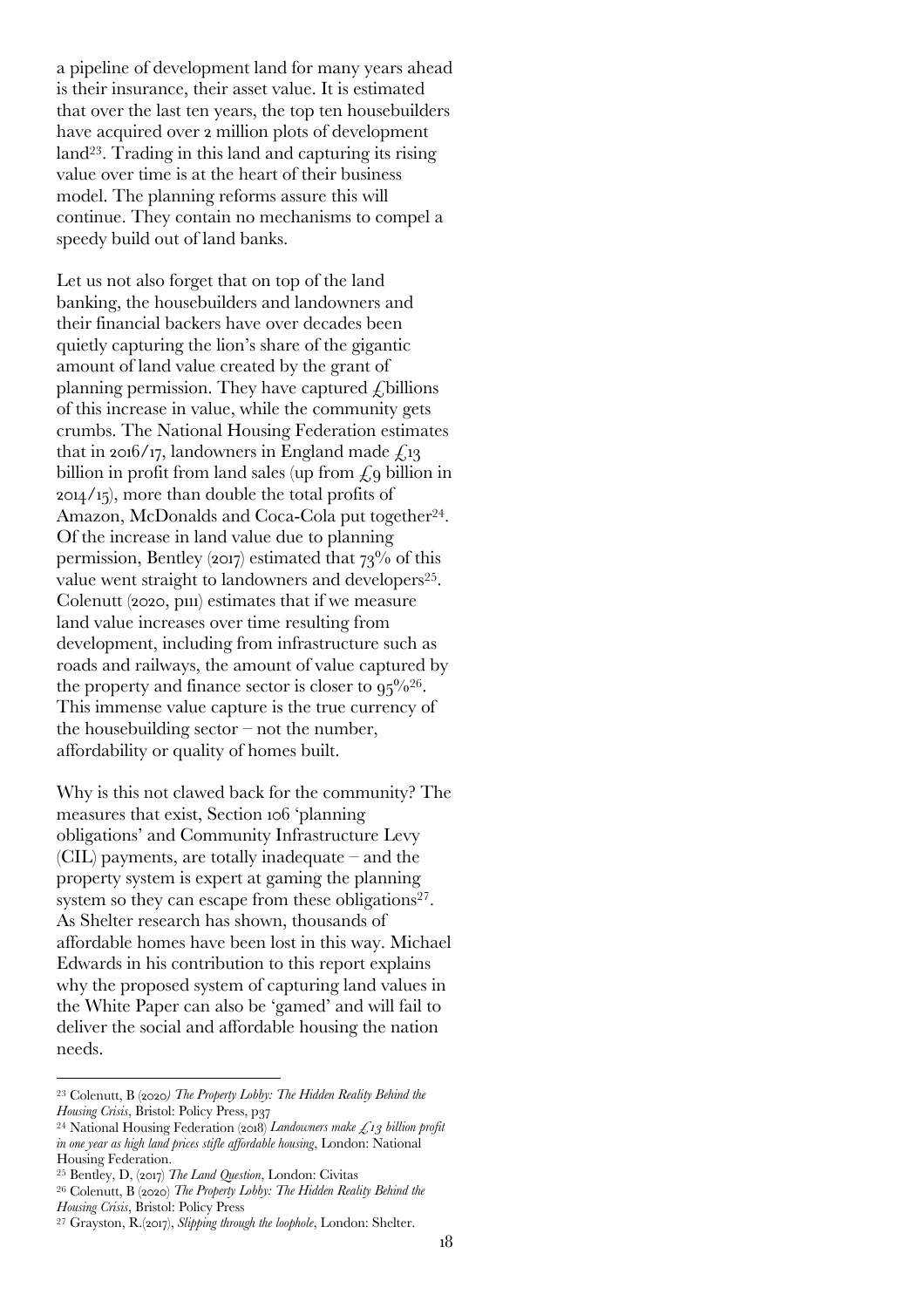a pipeline of development land for many years ahead is their insurance, their asset value. It is estimated that over the last ten years, the top ten housebuilders have acquired over 2 million plots of development land[23]. Trading in this land and capturing its rising value over time is at the heart of their business model. The planning reforms assure this will continue. They contain no mechanisms to compel a speedy build out of land banks.

Let us not also forget that on top of the land banking, the housebuilders and landowners and their financial backers have over decades been quietly capturing the lion's share of the gigantic amount of land value created by the grant of planning permission. They have captured £billions of this increase in value, while the community gets crumbs. The National Housing Federation estimates that in 2016/17, landowners in England made £13 billion in profit from land sales (up from £9 billion in 2014/15), more than double the total profits of Amazon, McDonalds and Coca-Cola put together[24]. Of the increase in land value due to planning permission, Bentley (2017) estimated that 73% of this value went straight to landowners and developers[25]. Colenutt (2020, p111) estimates that if we measure land value increases over time resulting from development, including from infrastructure such as roads and railways, the amount of value captured by the property and finance sector is closer to 95%[26]. This immense value capture is the true currency of the housebuilding sector – not the number, affordability or quality of homes built.

Why is this not clawed back for the community? The measures that exist, Section 106 'planning obligations' and Community Infrastructure Levy (CIL) payments, are totally inadequate – and the property system is expert at gaming the planning system so they can escape from these obligations[27]. As Shelter research has shown, thousands of affordable homes have been lost in this way. Michael Edwards in his contribution to this report explains why the proposed system of capturing land values in the White Paper can also be 'gamed' and will fail to deliver the social and affordable housing the nation needs.

---

[23] Colenutt, B (2020) *The Property Lobby: The Hidden Reality Behind the Housing Crisis*, Bristol: Policy Press, p37

[24] National Housing Federation (2018) *Landowners make £13 billion profit in one year as high land prices stifle affordable housing*, London: National Housing Federation.

[25] Bentley, D, (2017) *The Land Question*, London: Civitas

[26] Colenutt, B (2020) *The Property Lobby: The Hidden Reality Behind the Housing Crisis*, Bristol: Policy Press

[27] Grayston, R.(2017), *Slipping through the loophole*, London: Shelter.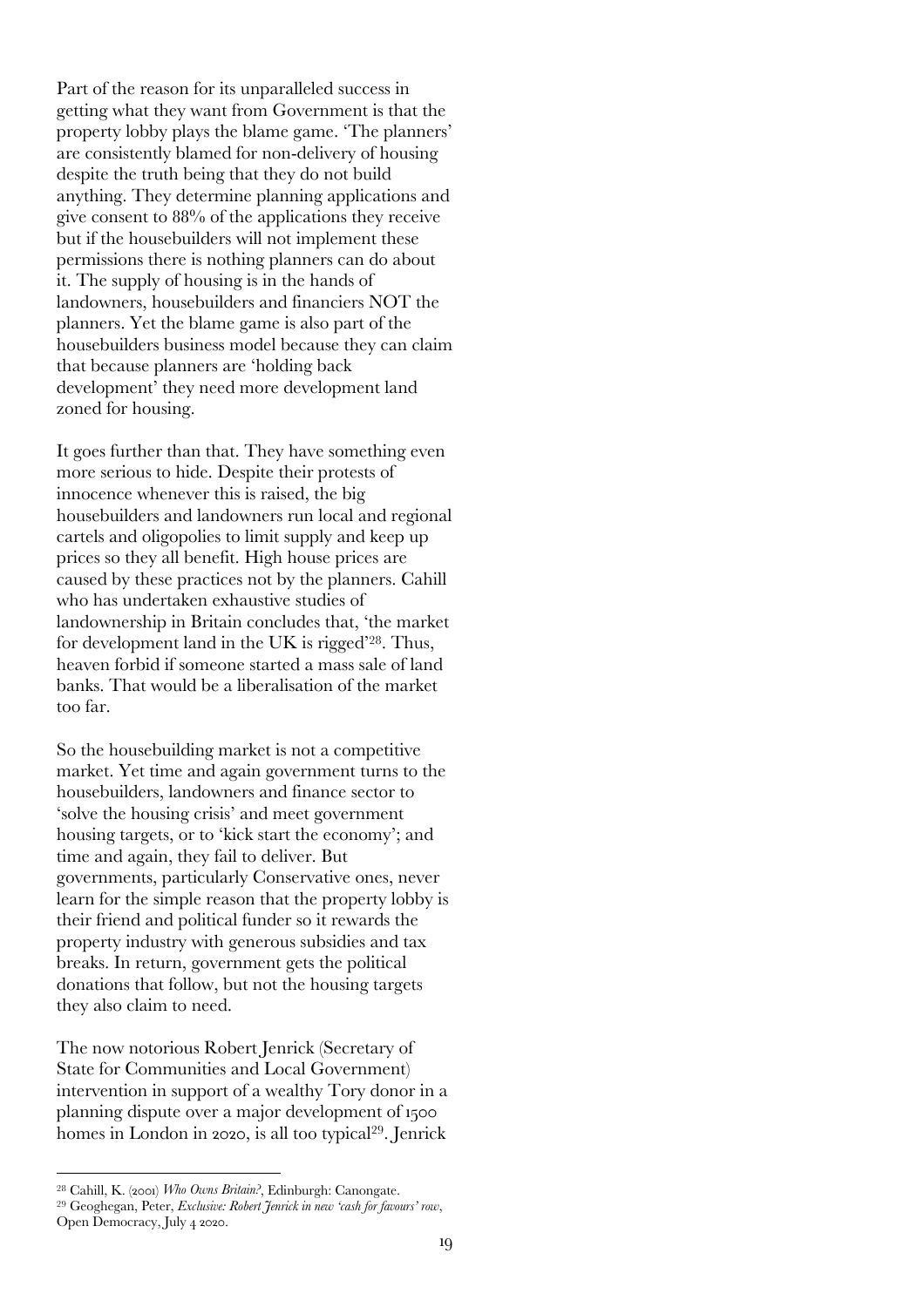Part of the reason for its unparalleled success in getting what they want from Government is that the property lobby plays the blame game. 'The planners' are consistently blamed for non-delivery of housing despite the truth being that they do not build anything. They determine planning applications and give consent to 88% of the applications they receive but if the housebuilders will not implement these permissions there is nothing planners can do about it. The supply of housing is in the hands of landowners, housebuilders and financiers NOT the planners. Yet the blame game is also part of the housebuilders business model because they can claim that because planners are 'holding back development' they need more development land zoned for housing.

It goes further than that. They have something even more serious to hide. Despite their protests of innocence whenever this is raised, the big housebuilders and landowners run local and regional cartels and oligopolies to limit supply and keep up prices so they all benefit. High house prices are caused by these practices not by the planners. Cahill who has undertaken exhaustive studies of landownership in Britain concludes that, 'the market for development land in the UK is rigged'[28]. Thus, heaven forbid if someone started a mass sale of land banks. That would be a liberalisation of the market too far.

So the housebuilding market is not a competitive market. Yet time and again government turns to the housebuilders, landowners and finance sector to 'solve the housing crisis' and meet government housing targets, or to 'kick start the economy'; and time and again, they fail to deliver. But governments, particularly Conservative ones, never learn for the simple reason that the property lobby is their friend and political funder so it rewards the property industry with generous subsidies and tax breaks. In return, government gets the political donations that follow, but not the housing targets they also claim to need.

The now notorious Robert Jenrick (Secretary of State for Communities and Local Government) intervention in support of a wealthy Tory donor in a planning dispute over a major development of 1500 homes in London in 2020, is all too typical[29]. Jenrick

---

[28] Cahill, K. (2001) *Who Owns Britain?*, Edinburgh: Canongate.

[29] Geoghegan, Peter, *Exclusive: Robert Jenrick in new 'cash for favours' row*, Open Democracy, July 4 2020.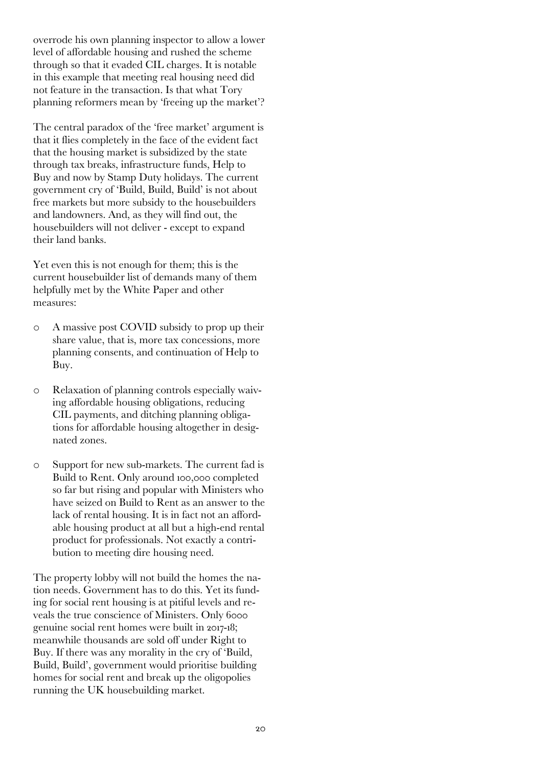overrode his own planning inspector to allow a lower level of affordable housing and rushed the scheme through so that it evaded CIL charges. It is notable in this example that meeting real housing need did not feature in the transaction. Is that what Tory planning reformers mean by 'freeing up the market'?

The central paradox of the 'free market' argument is that it flies completely in the face of the evident fact that the housing market is subsidized by the state through tax breaks, infrastructure funds, Help to Buy and now by Stamp Duty holidays. The current government cry of 'Build, Build, Build' is not about free markets but more subsidy to the housebuilders and landowners. And, as they will find out, the housebuilders will not deliver - except to expand their land banks.

Yet even this is not enough for them; this is the current housebuilder list of demands many of them helpfully met by the White Paper and other measures:

- A massive post COVID subsidy to prop up their share value, that is, more tax concessions, more planning consents, and continuation of Help to Buy.
- Relaxation of planning controls especially waiving affordable housing obligations, reducing CIL payments, and ditching planning obligations for affordable housing altogether in designated zones.
- Support for new sub-markets. The current fad is Build to Rent. Only around 100,000 completed so far but rising and popular with Ministers who have seized on Build to Rent as an answer to the lack of rental housing. It is in fact not an affordable housing product at all but a high-end rental product for professionals. Not exactly a contribution to meeting dire housing need.

The property lobby will not build the homes the nation needs. Government has to do this. Yet its funding for social rent housing is at pitiful levels and reveals the true conscience of Ministers. Only 6000 genuine social rent homes were built in 2017-18; meanwhile thousands are sold off under Right to Buy. If there was any morality in the cry of 'Build, Build, Build', government would prioritise building homes for social rent and break up the oligopolies running the UK housebuilding market.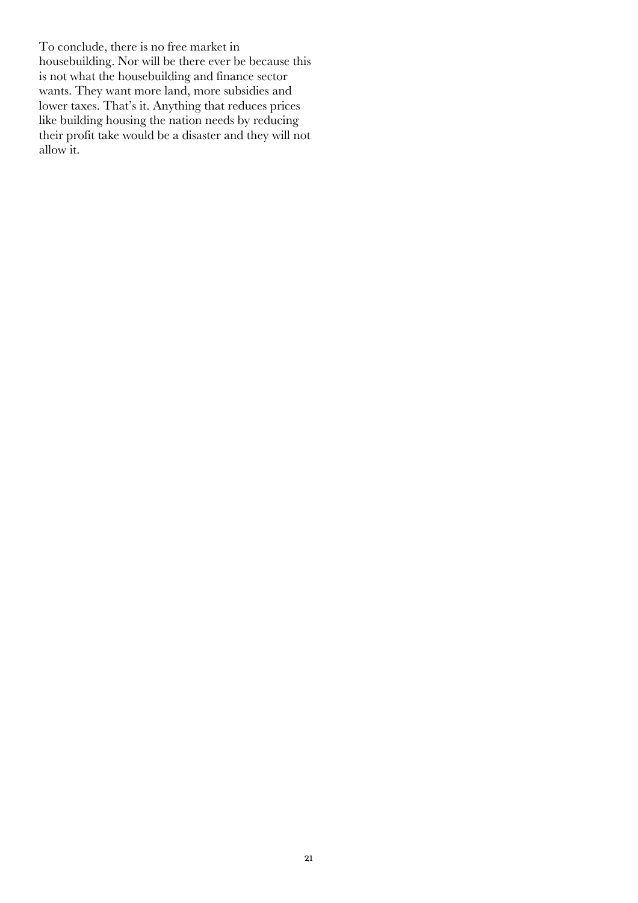To conclude, there is no free market in housebuilding. Nor will be there ever be because this is not what the housebuilding and finance sector wants. They want more land, more subsidies and lower taxes. That's it. Anything that reduces prices like building housing the nation needs by reducing their profit take would be a disaster and they will not allow it.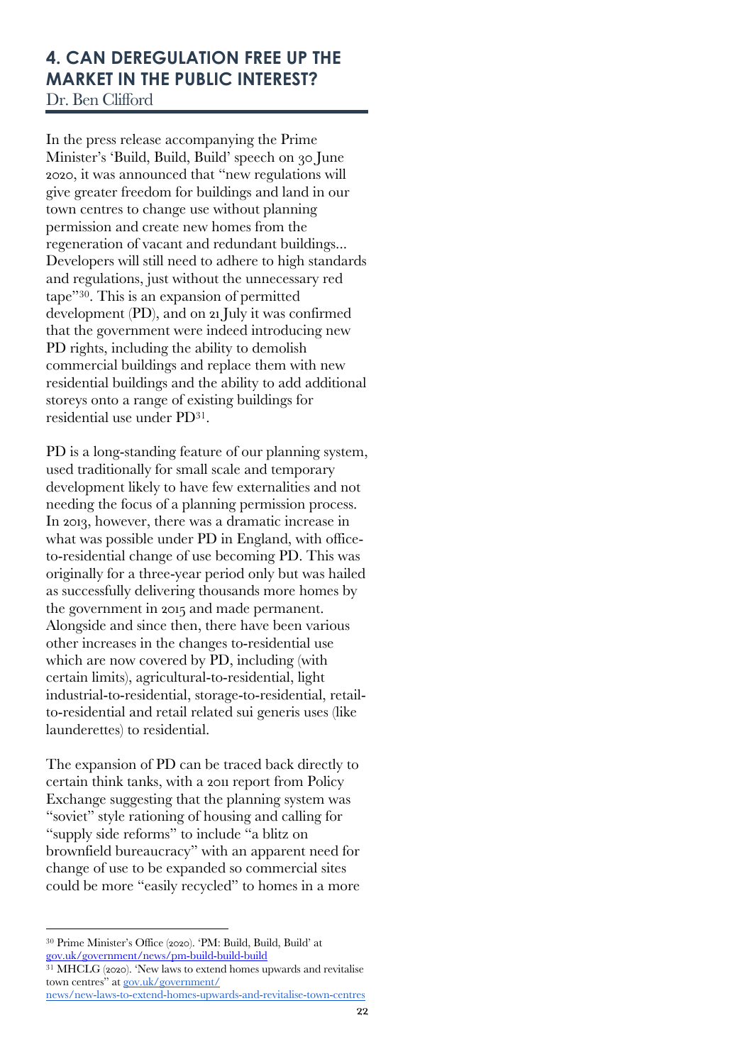# 4. CAN DEREGULATION FREE UP THE MARKET IN THE PUBLIC INTEREST?

Dr. Ben Clifford

In the press release accompanying the Prime Minister's 'Build, Build, Build' speech on 30 June 2020, it was announced that "new regulations will give greater freedom for buildings and land in our town centres to change use without planning permission and create new homes from the regeneration of vacant and redundant buildings... Developers will still need to adhere to high standards and regulations, just without the unnecessary red tape"[30]. This is an expansion of permitted development (PD), and on 21 July it was confirmed that the government were indeed introducing new PD rights, including the ability to demolish commercial buildings and replace them with new residential buildings and the ability to add additional storeys onto a range of existing buildings for residential use under PD[31].

PD is a long-standing feature of our planning system, used traditionally for small scale and temporary development likely to have few externalities and not needing the focus of a planning permission process. In 2013, however, there was a dramatic increase in what was possible under PD in England, with office-to-residential change of use becoming PD. This was originally for a three-year period only but was hailed as successfully delivering thousands more homes by the government in 2015 and made permanent. Alongside and since then, there have been various other increases in the changes to-residential use which are now covered by PD, including (with certain limits), agricultural-to-residential, light industrial-to-residential, storage-to-residential, retail-to-residential and retail related sui generis uses (like launderettes) to residential.

The expansion of PD can be traced back directly to certain think tanks, with a 2011 report from Policy Exchange suggesting that the planning system was "soviet" style rationing of housing and calling for "supply side reforms" to include "a blitz on brownfield bureaucracy" with an apparent need for change of use to be expanded so commercial sites could be more "easily recycled" to homes in a more

---

[30] Prime Minister's Office (2020). 'PM: Build, Build, Build' at gov.uk/government/news/pm-build-build-build

[31] MHCLG (2020). 'New laws to extend homes upwards and revitalise town centres" at gov.uk/government/news/new-laws-to-extend-homes-upwards-and-revitalise-town-centres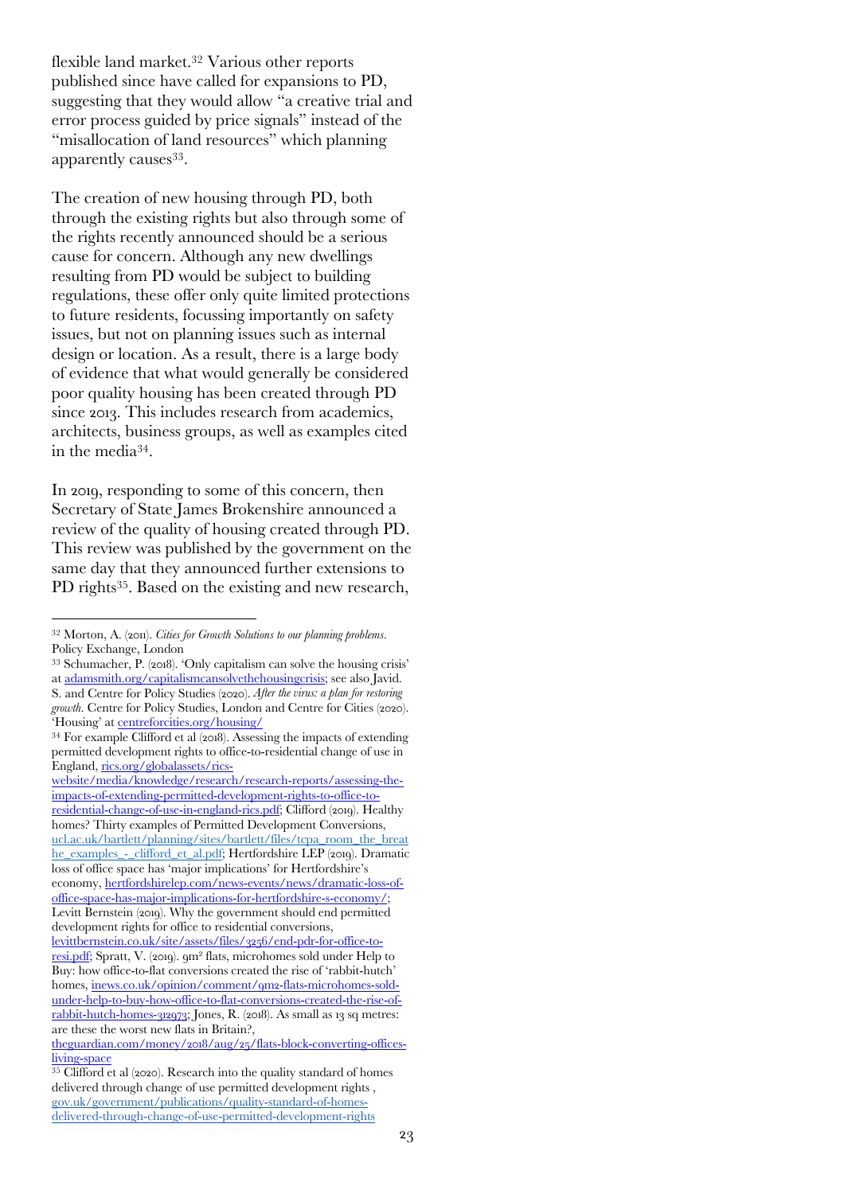flexible land market.[32] Various other reports published since have called for expansions to PD, suggesting that they would allow "a creative trial and error process guided by price signals" instead of the "misallocation of land resources" which planning apparently causes[33].

The creation of new housing through PD, both through the existing rights but also through some of the rights recently announced should be a serious cause for concern. Although any new dwellings resulting from PD would be subject to building regulations, these offer only quite limited protections to future residents, focussing importantly on safety issues, but not on planning issues such as internal design or location. As a result, there is a large body of evidence that what would generally be considered poor quality housing has been created through PD since 2013. This includes research from academics, architects, business groups, as well as examples cited in the media[34].

In 2019, responding to some of this concern, then Secretary of State James Brokenshire announced a review of the quality of housing created through PD. This review was published by the government on the same day that they announced further extensions to PD rights[35]. Based on the existing and new research,

---

[32] Morton, A. (2011). *Cities for Growth Solutions to our planning problems*. Policy Exchange, London

[33] Schumacher, P. (2018). 'Only capitalism can solve the housing crisis' at adamsmith.org/capitalismcansolvethehousingcrisis; see also Javid. S. and Centre for Policy Studies (2020). *After the virus: a plan for restoring growth*. Centre for Policy Studies, London and Centre for Cities (2020). 'Housing' at centreforcities.org/housing/

[34] For example Clifford et al (2018). Assessing the impacts of extending permitted development rights to office-to-residential change of use in England, rics.org/globalassets/rics-website/media/knowledge/research/research-reports/assessing-the-impacts-of-extending-permitted-development-rights-to-office-to-residential-change-of-use-in-england-rics.pdf; Clifford (2019). Healthy homes? Thirty examples of Permitted Development Conversions, ucl.ac.uk/bartlett/planning/sites/bartlett/files/tcpa_room_the_breathe_examples_-_clifford_et_al.pdf; Hertfordshire LEP (2019). Dramatic loss of office space has 'major implications' for Hertfordshire's economy, hertfordshirelep.com/news-events/news/dramatic-loss-of-office-space-has-major-implications-for-hertfordshire-s-economy/; Levitt Bernstein (2019). Why the government should end permitted development rights for office to residential conversions, levittbernstein.co.uk/site/assets/files/3256/end-pdr-for-office-to-resi.pdf; Spratt, V. (2019). 9m² flats, microhomes sold under Help to Buy: how office-to-flat conversions created the rise of 'rabbit-hutch' homes, inews.co.uk/opinion/comment/9m2-flats-microhomes-sold-under-help-to-buy-how-office-to-flat-conversions-created-the-rise-of-rabbit-hutch-homes-312973; Jones, R. (2018). As small as 13 sq metres: are these the worst new flats in Britain?, theguardian.com/money/2018/aug/25/flats-block-converting-offices-living-space

[35] Clifford et al (2020). Research into the quality standard of homes delivered through change of use permitted development rights , gov.uk/government/publications/quality-standard-of-homes-delivered-through-change-of-use-permitted-development-rights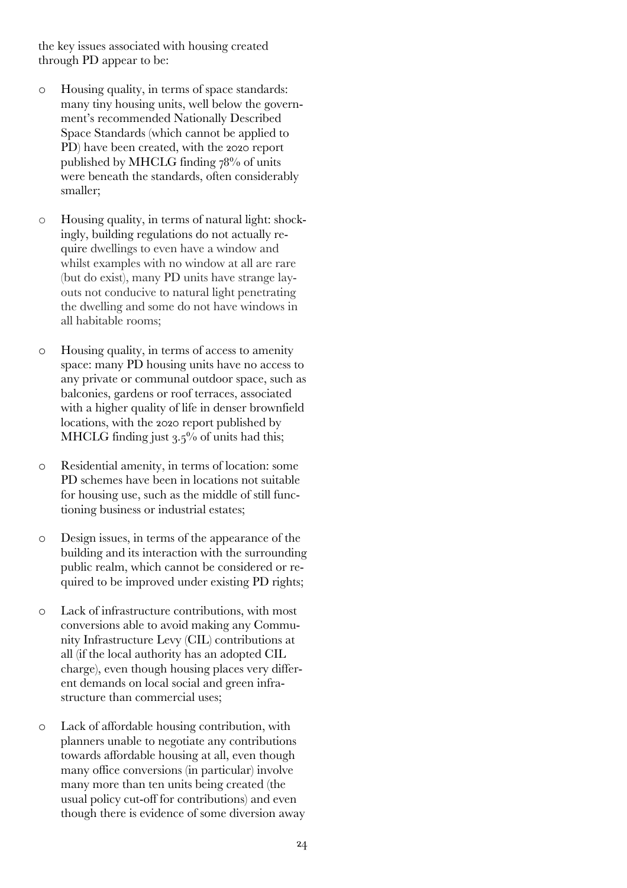the key issues associated with housing created through PD appear to be:

- Housing quality, in terms of space standards: many tiny housing units, well below the government's recommended Nationally Described Space Standards (which cannot be applied to PD) have been created, with the 2020 report published by MHCLG finding 78% of units were beneath the standards, often considerably smaller;

- Housing quality, in terms of natural light: shockingly, building regulations do not actually require dwellings to even have a window and whilst examples with no window at all are rare (but do exist), many PD units have strange layouts not conducive to natural light penetrating the dwelling and some do not have windows in all habitable rooms;

- Housing quality, in terms of access to amenity space: many PD housing units have no access to any private or communal outdoor space, such as balconies, gardens or roof terraces, associated with a higher quality of life in denser brownfield locations, with the 2020 report published by MHCLG finding just 3.5% of units had this;

- Residential amenity, in terms of location: some PD schemes have been in locations not suitable for housing use, such as the middle of still functioning business or industrial estates;

- Design issues, in terms of the appearance of the building and its interaction with the surrounding public realm, which cannot be considered or required to be improved under existing PD rights;

- Lack of infrastructure contributions, with most conversions able to avoid making any Community Infrastructure Levy (CIL) contributions at all (if the local authority has an adopted CIL charge), even though housing places very different demands on local social and green infrastructure than commercial uses;

- Lack of affordable housing contribution, with planners unable to negotiate any contributions towards affordable housing at all, even though many office conversions (in particular) involve many more than ten units being created (the usual policy cut-off for contributions) and even though there is evidence of some diversion away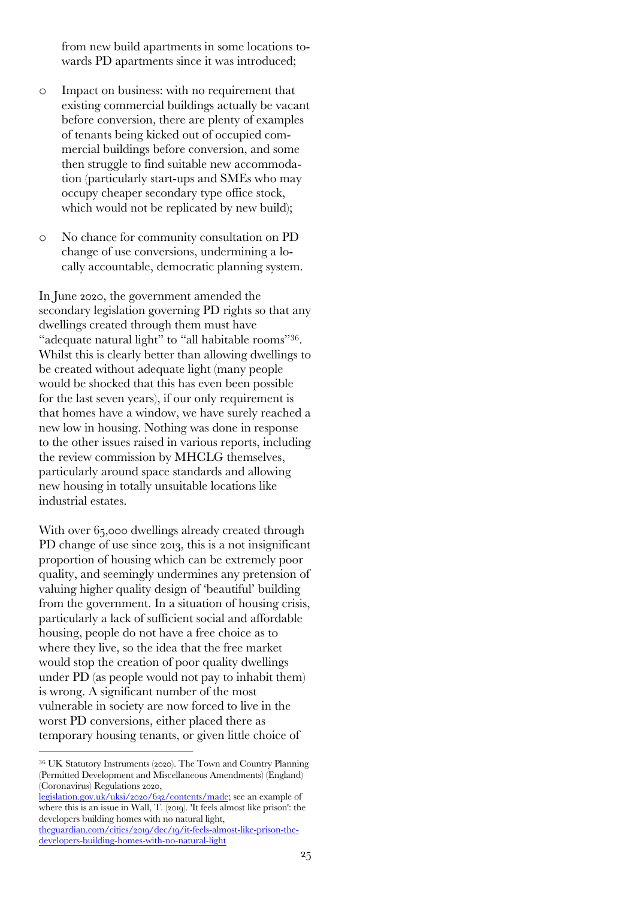from new build apartments in some locations towards PD apartments since it was introduced;

- Impact on business: with no requirement that existing commercial buildings actually be vacant before conversion, there are plenty of examples of tenants being kicked out of occupied commercial buildings before conversion, and some then struggle to find suitable new accommodation (particularly start-ups and SMEs who may occupy cheaper secondary type office stock, which would not be replicated by new build);

- No chance for community consultation on PD change of use conversions, undermining a locally accountable, democratic planning system.

In June 2020, the government amended the secondary legislation governing PD rights so that any dwellings created through them must have "adequate natural light" to "all habitable rooms"[36]. Whilst this is clearly better than allowing dwellings to be created without adequate light (many people would be shocked that this has even been possible for the last seven years), if our only requirement is that homes have a window, we have surely reached a new low in housing. Nothing was done in response to the other issues raised in various reports, including the review commission by MHCLG themselves, particularly around space standards and allowing new housing in totally unsuitable locations like industrial estates.

With over 65,000 dwellings already created through PD change of use since 2013, this is a not insignificant proportion of housing which can be extremely poor quality, and seemingly undermines any pretension of valuing higher quality design of 'beautiful' building from the government. In a situation of housing crisis, particularly a lack of sufficient social and affordable housing, people do not have a free choice as to where they live, so the idea that the free market would stop the creation of poor quality dwellings under PD (as people would not pay to inhabit them) is wrong. A significant number of the most vulnerable in society are now forced to live in the worst PD conversions, either placed there as temporary housing tenants, or given little choice of

---

[36] UK Statutory Instruments (2020). The Town and Country Planning (Permitted Development and Miscellaneous Amendments) (England) (Coronavirus) Regulations 2020, legislation.gov.uk/uksi/2020/632/contents/made; see an example of where this is an issue in Wall, T. (2019). 'It feels almost like prison': the developers building homes with no natural light, theguardian.com/cities/2019/dec/19/it-feels-almost-like-prison-the-developers-building-homes-with-no-natural-light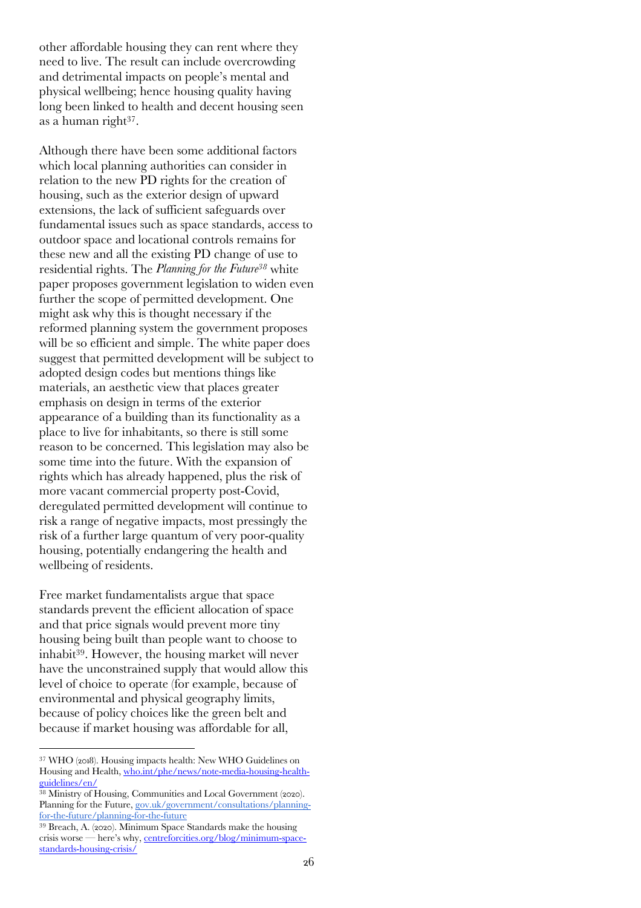other affordable housing they can rent where they need to live. The result can include overcrowding and detrimental impacts on people's mental and physical wellbeing; hence housing quality having long been linked to health and decent housing seen as a human right[37].

Although there have been some additional factors which local planning authorities can consider in relation to the new PD rights for the creation of housing, such as the exterior design of upward extensions, the lack of sufficient safeguards over fundamental issues such as space standards, access to outdoor space and locational controls remains for these new and all the existing PD change of use to residential rights. The *Planning for the Future*[38] white paper proposes government legislation to widen even further the scope of permitted development. One might ask why this is thought necessary if the reformed planning system the government proposes will be so efficient and simple. The white paper does suggest that permitted development will be subject to adopted design codes but mentions things like materials, an aesthetic view that places greater emphasis on design in terms of the exterior appearance of a building than its functionality as a place to live for inhabitants, so there is still some reason to be concerned. This legislation may also be some time into the future. With the expansion of rights which has already happened, plus the risk of more vacant commercial property post-Covid, deregulated permitted development will continue to risk a range of negative impacts, most pressingly the risk of a further large quantum of very poor-quality housing, potentially endangering the health and wellbeing of residents.

Free market fundamentalists argue that space standards prevent the efficient allocation of space and that price signals would prevent more tiny housing being built than people want to choose to inhabit[39]. However, the housing market will never have the unconstrained supply that would allow this level of choice to operate (for example, because of environmental and physical geography limits, because of policy choices like the green belt and because if market housing was affordable for all,

---

[37] WHO (2018). Housing impacts health: New WHO Guidelines on Housing and Health, who.int/phe/news/note-media-housing-health-guidelines/en/

[38] Ministry of Housing, Communities and Local Government (2020). Planning for the Future, gov.uk/government/consultations/planning-for-the-future/planning-for-the-future

[39] Breach, A. (2020). Minimum Space Standards make the housing crisis worse — here's why, centreforcities.org/blog/minimum-space-standards-housing-crisis/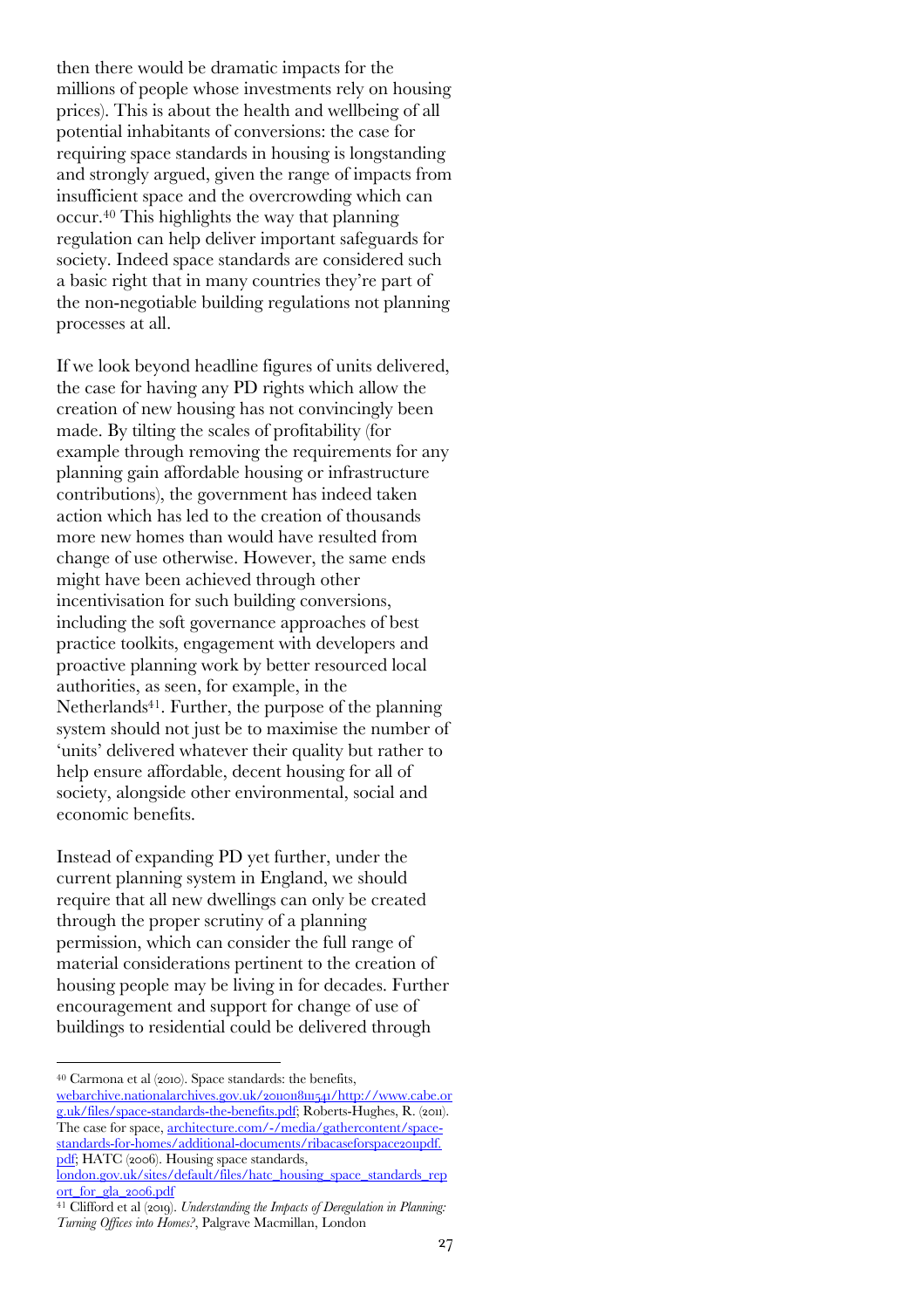then there would be dramatic impacts for the millions of people whose investments rely on housing prices). This is about the health and wellbeing of all potential inhabitants of conversions: the case for requiring space standards in housing is longstanding and strongly argued, given the range of impacts from insufficient space and the overcrowding which can occur.[40] This highlights the way that planning regulation can help deliver important safeguards for society. Indeed space standards are considered such a basic right that in many countries they're part of the non-negotiable building regulations not planning processes at all.

If we look beyond headline figures of units delivered, the case for having any PD rights which allow the creation of new housing has not convincingly been made. By tilting the scales of profitability (for example through removing the requirements for any planning gain affordable housing or infrastructure contributions), the government has indeed taken action which has led to the creation of thousands more new homes than would have resulted from change of use otherwise. However, the same ends might have been achieved through other incentivisation for such building conversions, including the soft governance approaches of best practice toolkits, engagement with developers and proactive planning work by better resourced local authorities, as seen, for example, in the Netherlands[41]. Further, the purpose of the planning system should not just be to maximise the number of 'units' delivered whatever their quality but rather to help ensure affordable, decent housing for all of society, alongside other environmental, social and economic benefits.

Instead of expanding PD yet further, under the current planning system in England, we should require that all new dwellings can only be created through the proper scrutiny of a planning permission, which can consider the full range of material considerations pertinent to the creation of housing people may be living in for decades. Further encouragement and support for change of use of buildings to residential could be delivered through

---

[40] Carmona et al (2010). Space standards: the benefits, webarchive.nationalarchives.gov.uk/20110118111541/http://www.cabe.org.uk/files/space-standards-the-benefits.pdf; Roberts-Hughes, R. (2011). The case for space, architecture.com/-/media/gathercontent/space-standards-for-homes/additional-documents/ribacaseforspace2011pdf.pdf; HATC (2006). Housing space standards, london.gov.uk/sites/default/files/hatc_housing_space_standards_report_for_gla_2006.pdf

[41] Clifford et al (2019). *Understanding the Impacts of Deregulation in Planning: Turning Offices into Homes?*, Palgrave Macmillan, London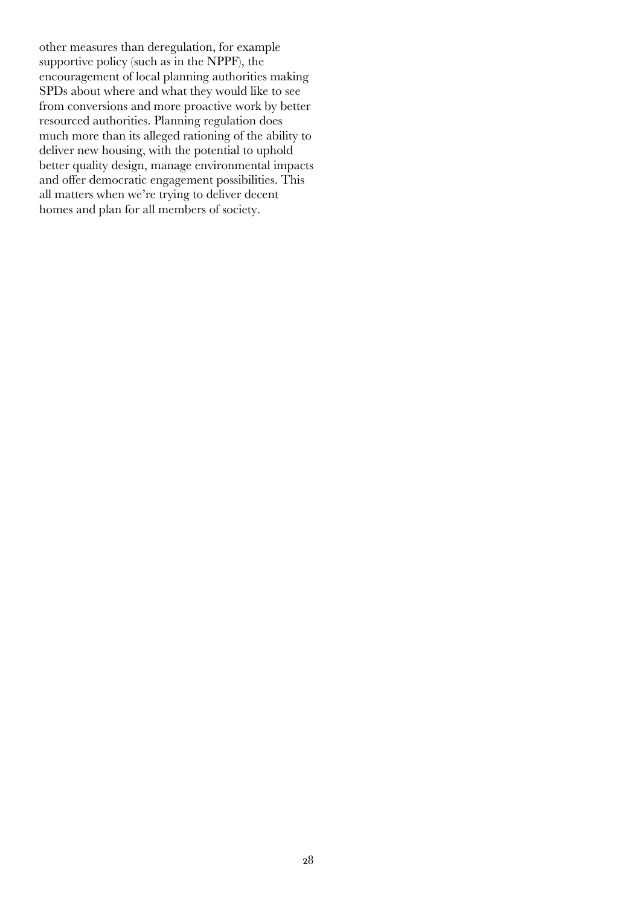other measures than deregulation, for example supportive policy (such as in the NPPF), the encouragement of local planning authorities making SPDs about where and what they would like to see from conversions and more proactive work by better resourced authorities. Planning regulation does much more than its alleged rationing of the ability to deliver new housing, with the potential to uphold better quality design, manage environmental impacts and offer democratic engagement possibilities. This all matters when we're trying to deliver decent homes and plan for all members of society.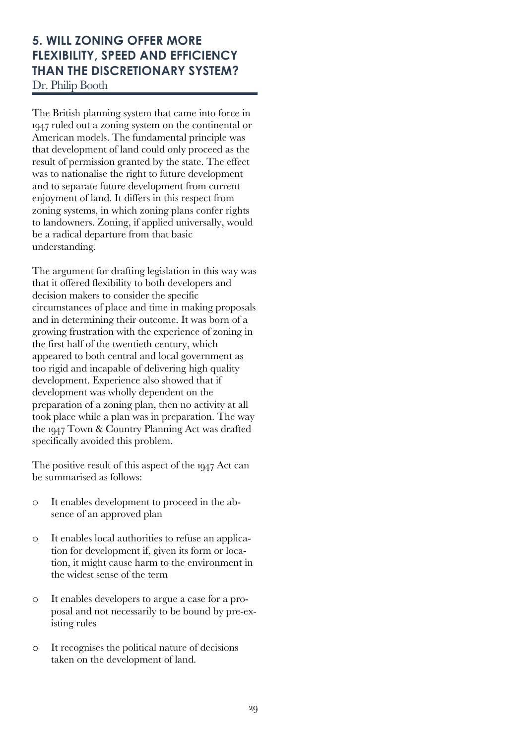## 5. WILL ZONING OFFER MORE FLEXIBILITY, SPEED AND EFFICIENCY THAN THE DISCRETIONARY SYSTEM?

Dr. Philip Booth

The British planning system that came into force in 1947 ruled out a zoning system on the continental or American models. The fundamental principle was that development of land could only proceed as the result of permission granted by the state. The effect was to nationalise the right to future development and to separate future development from current enjoyment of land. It differs in this respect from zoning systems, in which zoning plans confer rights to landowners. Zoning, if applied universally, would be a radical departure from that basic understanding.

The argument for drafting legislation in this way was that it offered flexibility to both developers and decision makers to consider the specific circumstances of place and time in making proposals and in determining their outcome. It was born of a growing frustration with the experience of zoning in the first half of the twentieth century, which appeared to both central and local government as too rigid and incapable of delivering high quality development. Experience also showed that if development was wholly dependent on the preparation of a zoning plan, then no activity at all took place while a plan was in preparation. The way the 1947 Town & Country Planning Act was drafted specifically avoided this problem.

The positive result of this aspect of the 1947 Act can be summarised as follows:

- It enables development to proceed in the absence of an approved plan
- It enables local authorities to refuse an application for development if, given its form or location, it might cause harm to the environment in the widest sense of the term
- It enables developers to argue a case for a proposal and not necessarily to be bound by pre-existing rules
- It recognises the political nature of decisions taken on the development of land.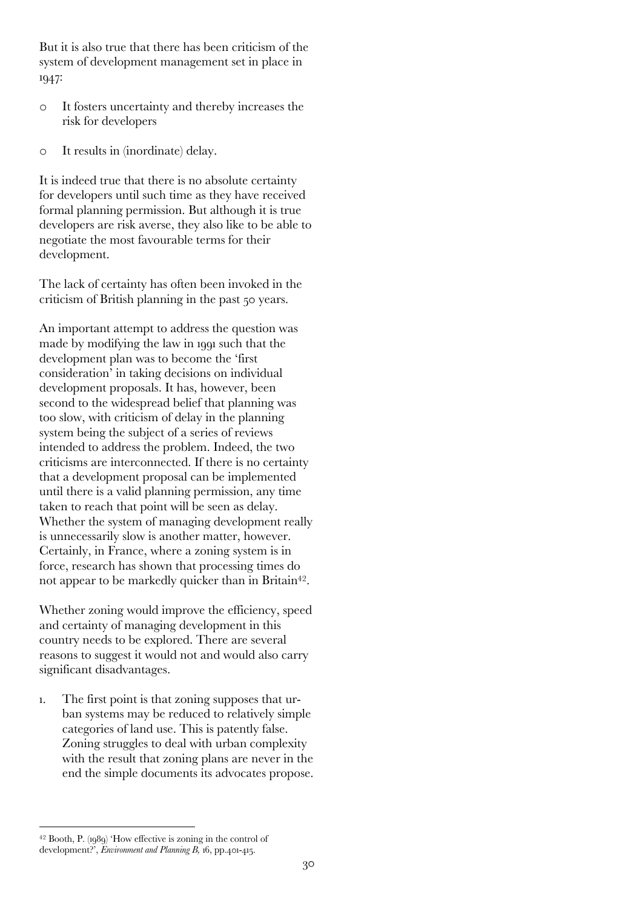But it is also true that there has been criticism of the system of development management set in place in 1947:

- It fosters uncertainty and thereby increases the risk for developers
- It results in (inordinate) delay.

It is indeed true that there is no absolute certainty for developers until such time as they have received formal planning permission. But although it is true developers are risk averse, they also like to be able to negotiate the most favourable terms for their development.

The lack of certainty has often been invoked in the criticism of British planning in the past 50 years.

An important attempt to address the question was made by modifying the law in 1991 such that the development plan was to become the 'first consideration' in taking decisions on individual development proposals. It has, however, been second to the widespread belief that planning was too slow, with criticism of delay in the planning system being the subject of a series of reviews intended to address the problem. Indeed, the two criticisms are interconnected. If there is no certainty that a development proposal can be implemented until there is a valid planning permission, any time taken to reach that point will be seen as delay. Whether the system of managing development really is unnecessarily slow is another matter, however. Certainly, in France, where a zoning system is in force, research has shown that processing times do not appear to be markedly quicker than in Britain[42].

Whether zoning would improve the efficiency, speed and certainty of managing development in this country needs to be explored. There are several reasons to suggest it would not and would also carry significant disadvantages.

1. The first point is that zoning supposes that urban systems may be reduced to relatively simple categories of land use. This is patently false. Zoning struggles to deal with urban complexity with the result that zoning plans are never in the end the simple documents its advocates propose.

---

[42] Booth, P. (1989) 'How effective is zoning in the control of development?', *Environment and Planning B*, 16, pp.401-415.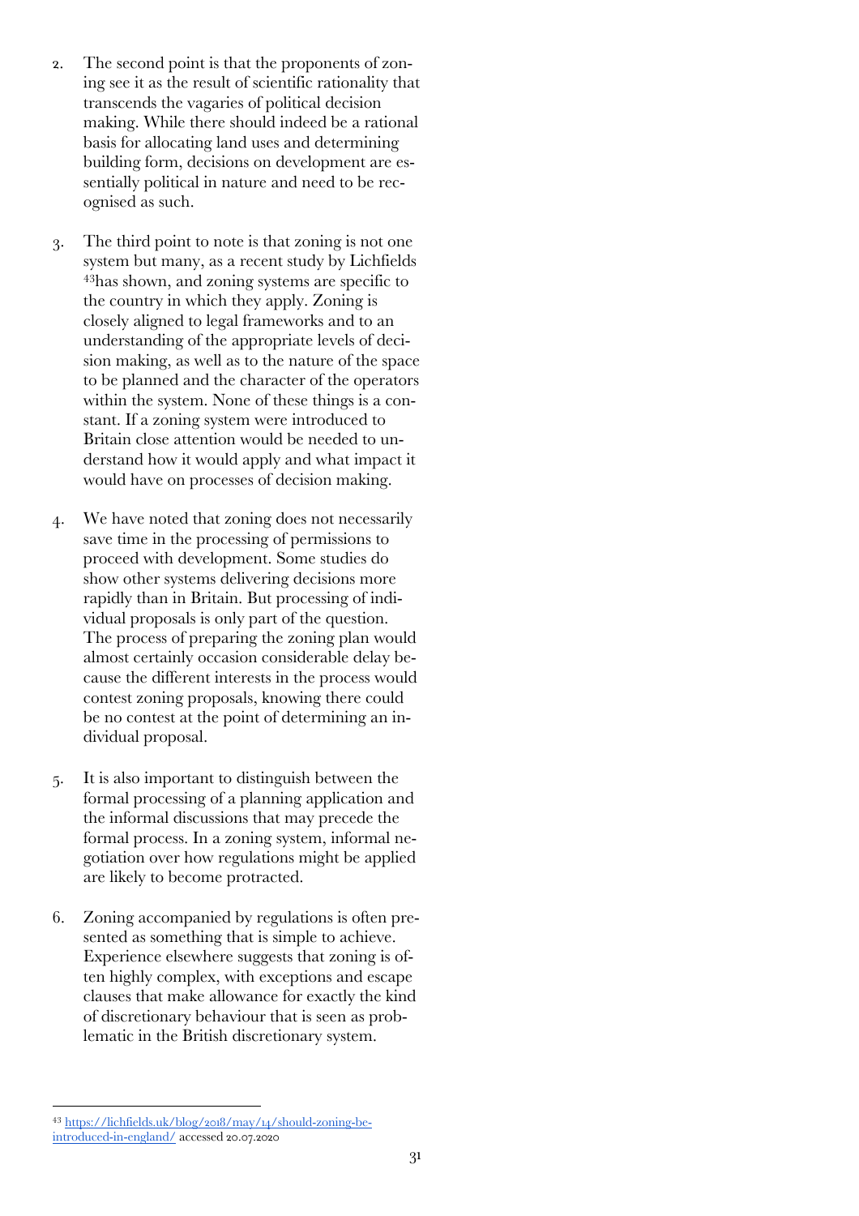2. The second point is that the proponents of zoning see it as the result of scientific rationality that transcends the vagaries of political decision making. While there should indeed be a rational basis for allocating land uses and determining building form, decisions on development are essentially political in nature and need to be recognised as such.

3. The third point to note is that zoning is not one system but many, as a recent study by Lichfields [43] has shown, and zoning systems are specific to the country in which they apply. Zoning is closely aligned to legal frameworks and to an understanding of the appropriate levels of decision making, as well as to the nature of the space to be planned and the character of the operators within the system. None of these things is a constant. If a zoning system were introduced to Britain close attention would be needed to understand how it would apply and what impact it would have on processes of decision making.

4. We have noted that zoning does not necessarily save time in the processing of permissions to proceed with development. Some studies do show other systems delivering decisions more rapidly than in Britain. But processing of individual proposals is only part of the question. The process of preparing the zoning plan would almost certainly occasion considerable delay because the different interests in the process would contest zoning proposals, knowing there could be no contest at the point of determining an individual proposal.

5. It is also important to distinguish between the formal processing of a planning application and the informal discussions that may precede the formal process. In a zoning system, informal negotiation over how regulations might be applied are likely to become protracted.

6. Zoning accompanied by regulations is often presented as something that is simple to achieve. Experience elsewhere suggests that zoning is often highly complex, with exceptions and escape clauses that make allowance for exactly the kind of discretionary behaviour that is seen as problematic in the British discretionary system.

---

[43] [https://lichfields.uk/blog/2018/may/14/should-zoning-be-introduced-in-england/](https://lichfields.uk/blog/2018/may/14/should-zoning-be-introduced-in-england/) accessed 20.07.2020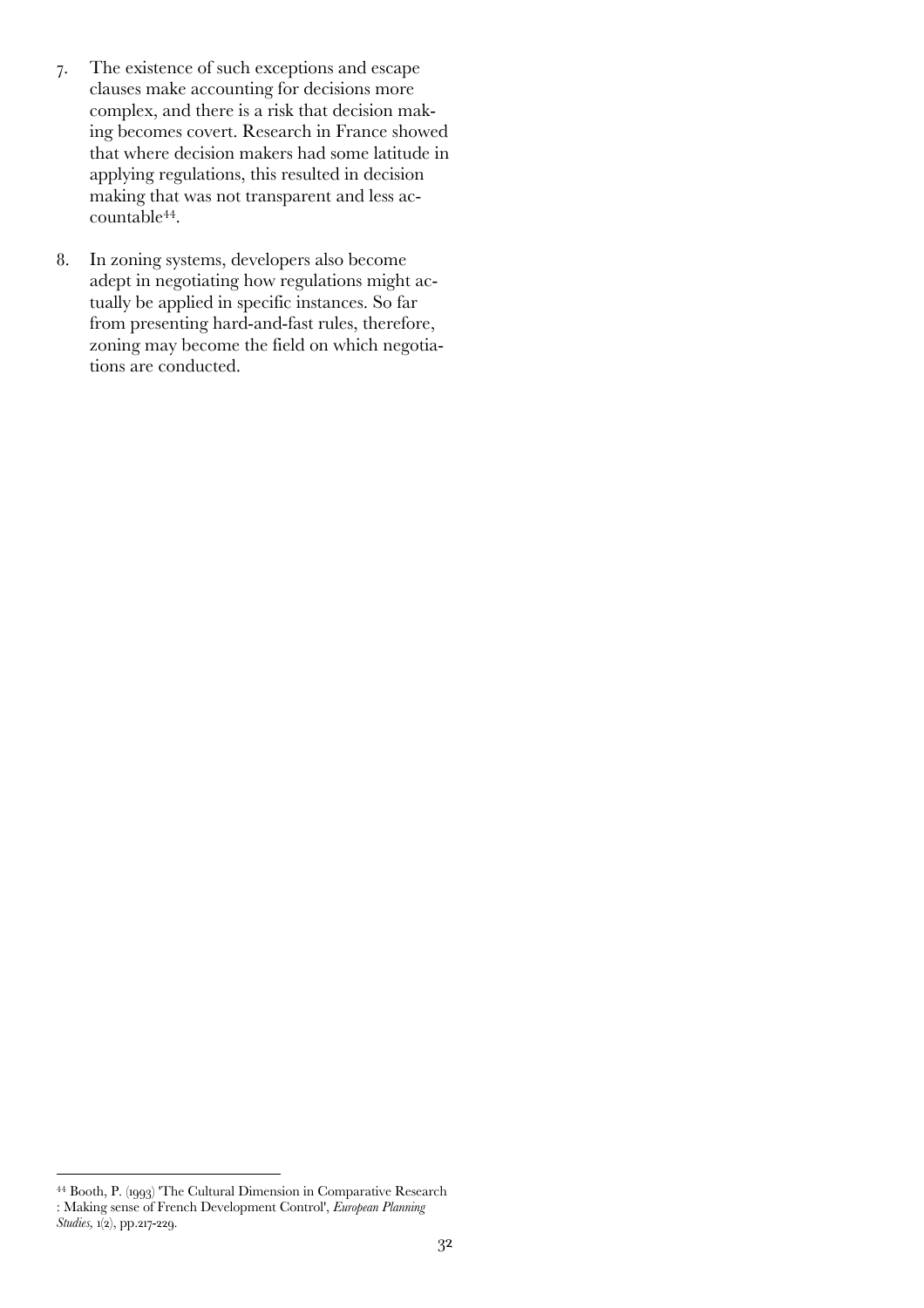7. The existence of such exceptions and escape clauses make accounting for decisions more complex, and there is a risk that decision making becomes covert. Research in France showed that where decision makers had some latitude in applying regulations, this resulted in decision making that was not transparent and less accountable[44].

8. In zoning systems, developers also become adept in negotiating how regulations might actually be applied in specific instances. So far from presenting hard-and-fast rules, therefore, zoning may become the field on which negotiations are conducted.

[44] Booth, P. (1993) 'The Cultural Dimension in Comparative Research : Making sense of French Development Control', *European Planning Studies*, 1(2), pp.217-229.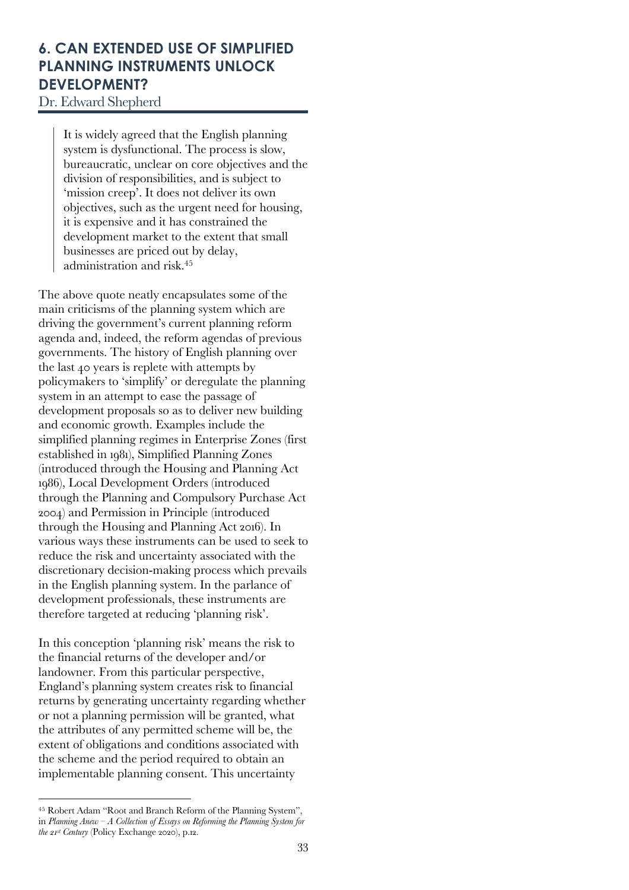## 6. CAN EXTENDED USE OF SIMPLIFIED PLANNING INSTRUMENTS UNLOCK DEVELOPMENT?

Dr. Edward Shepherd

> It is widely agreed that the English planning system is dysfunctional. The process is slow, bureaucratic, unclear on core objectives and the division of responsibilities, and is subject to 'mission creep'. It does not deliver its own objectives, such as the urgent need for housing, it is expensive and it has constrained the development market to the extent that small businesses are priced out by delay, administration and risk.[45]

The above quote neatly encapsulates some of the main criticisms of the planning system which are driving the government's current planning reform agenda and, indeed, the reform agendas of previous governments. The history of English planning over the last 40 years is replete with attempts by policymakers to 'simplify' or deregulate the planning system in an attempt to ease the passage of development proposals so as to deliver new building and economic growth. Examples include the simplified planning regimes in Enterprise Zones (first established in 1981), Simplified Planning Zones (introduced through the Housing and Planning Act 1986), Local Development Orders (introduced through the Planning and Compulsory Purchase Act 2004) and Permission in Principle (introduced through the Housing and Planning Act 2016). In various ways these instruments can be used to seek to reduce the risk and uncertainty associated with the discretionary decision-making process which prevails in the English planning system. In the parlance of development professionals, these instruments are therefore targeted at reducing 'planning risk'.

In this conception 'planning risk' means the risk to the financial returns of the developer and/or landowner. From this particular perspective, England's planning system creates risk to financial returns by generating uncertainty regarding whether or not a planning permission will be granted, what the attributes of any permitted scheme will be, the extent of obligations and conditions associated with the scheme and the period required to obtain an implementable planning consent. This uncertainty

---

[45] Robert Adam "Root and Branch Reform of the Planning System", in *Planning Anew – A Collection of Essays on Reforming the Planning System for the 21st Century* (Policy Exchange 2020), p.12.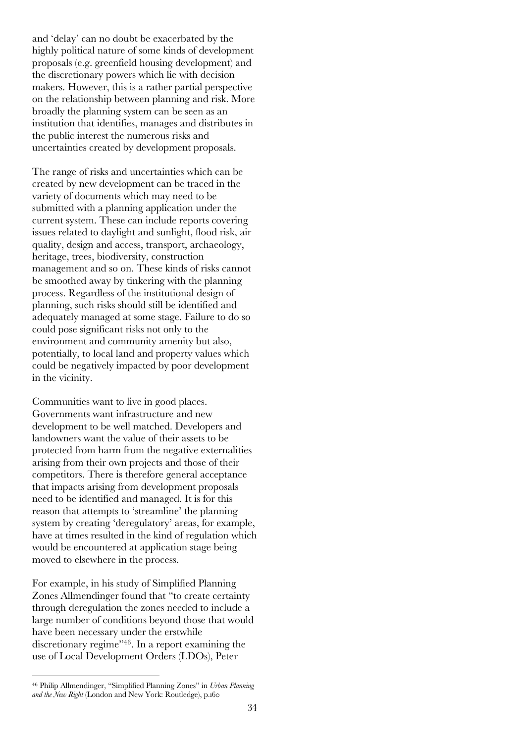and 'delay' can no doubt be exacerbated by the highly political nature of some kinds of development proposals (e.g. greenfield housing development) and the discretionary powers which lie with decision makers. However, this is a rather partial perspective on the relationship between planning and risk. More broadly the planning system can be seen as an institution that identifies, manages and distributes in the public interest the numerous risks and uncertainties created by development proposals.

The range of risks and uncertainties which can be created by new development can be traced in the variety of documents which may need to be submitted with a planning application under the current system. These can include reports covering issues related to daylight and sunlight, flood risk, air quality, design and access, transport, archaeology, heritage, trees, biodiversity, construction management and so on. These kinds of risks cannot be smoothed away by tinkering with the planning process. Regardless of the institutional design of planning, such risks should still be identified and adequately managed at some stage. Failure to do so could pose significant risks not only to the environment and community amenity but also, potentially, to local land and property values which could be negatively impacted by poor development in the vicinity.

Communities want to live in good places. Governments want infrastructure and new development to be well matched. Developers and landowners want the value of their assets to be protected from harm from the negative externalities arising from their own projects and those of their competitors. There is therefore general acceptance that impacts arising from development proposals need to be identified and managed. It is for this reason that attempts to 'streamline' the planning system by creating 'deregulatory' areas, for example, have at times resulted in the kind of regulation which would be encountered at application stage being moved to elsewhere in the process.

For example, in his study of Simplified Planning Zones Allmendinger found that "to create certainty through deregulation the zones needed to include a large number of conditions beyond those that would have been necessary under the erstwhile discretionary regime"[46]. In a report examining the use of Local Development Orders (LDOs), Peter

[46] Philip Allmendinger, "Simplified Planning Zones" in *Urban Planning and the New Right* (London and New York: Routledge), p.160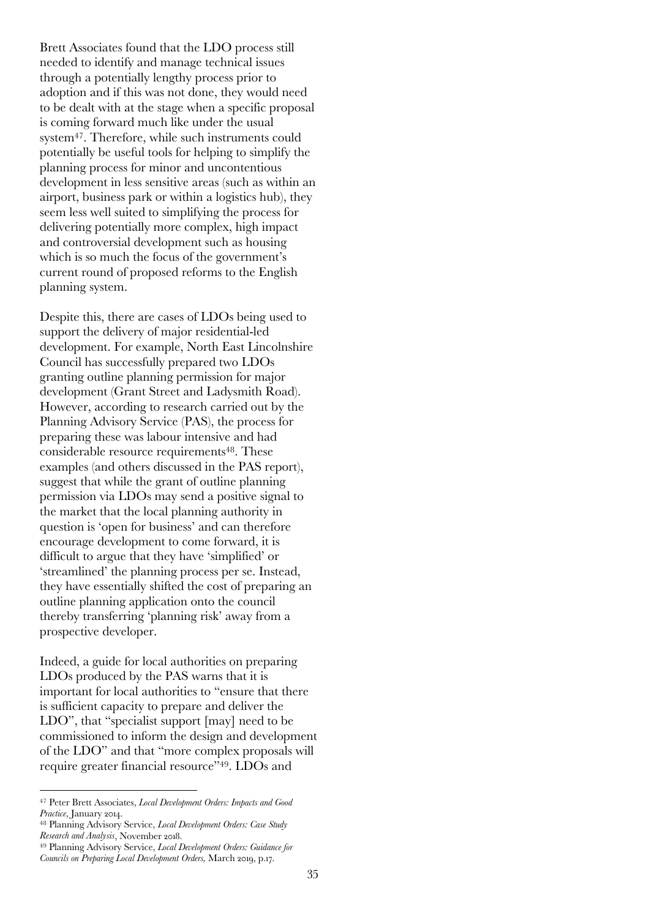Brett Associates found that the LDO process still needed to identify and manage technical issues through a potentially lengthy process prior to adoption and if this was not done, they would need to be dealt with at the stage when a specific proposal is coming forward much like under the usual system[47]. Therefore, while such instruments could potentially be useful tools for helping to simplify the planning process for minor and uncontentious development in less sensitive areas (such as within an airport, business park or within a logistics hub), they seem less well suited to simplifying the process for delivering potentially more complex, high impact and controversial development such as housing which is so much the focus of the government's current round of proposed reforms to the English planning system.

Despite this, there are cases of LDOs being used to support the delivery of major residential-led development. For example, North East Lincolnshire Council has successfully prepared two LDOs granting outline planning permission for major development (Grant Street and Ladysmith Road). However, according to research carried out by the Planning Advisory Service (PAS), the process for preparing these was labour intensive and had considerable resource requirements[48]. These examples (and others discussed in the PAS report), suggest that while the grant of outline planning permission via LDOs may send a positive signal to the market that the local planning authority in question is 'open for business' and can therefore encourage development to come forward, it is difficult to argue that they have 'simplified' or 'streamlined' the planning process per se. Instead, they have essentially shifted the cost of preparing an outline planning application onto the council thereby transferring 'planning risk' away from a prospective developer.

Indeed, a guide for local authorities on preparing LDOs produced by the PAS warns that it is important for local authorities to "ensure that there is sufficient capacity to prepare and deliver the LDO", that "specialist support [may] need to be commissioned to inform the design and development of the LDO" and that "more complex proposals will require greater financial resource"[49]. LDOs and

---

[47] Peter Brett Associates, *Local Development Orders: Impacts and Good Practice*, January 2014.

[48] Planning Advisory Service, *Local Development Orders: Case Study Research and Analysis*, November 2018.

[49] Planning Advisory Service, *Local Development Orders: Guidance for Councils on Preparing Local Development Orders,* March 2019, p.17.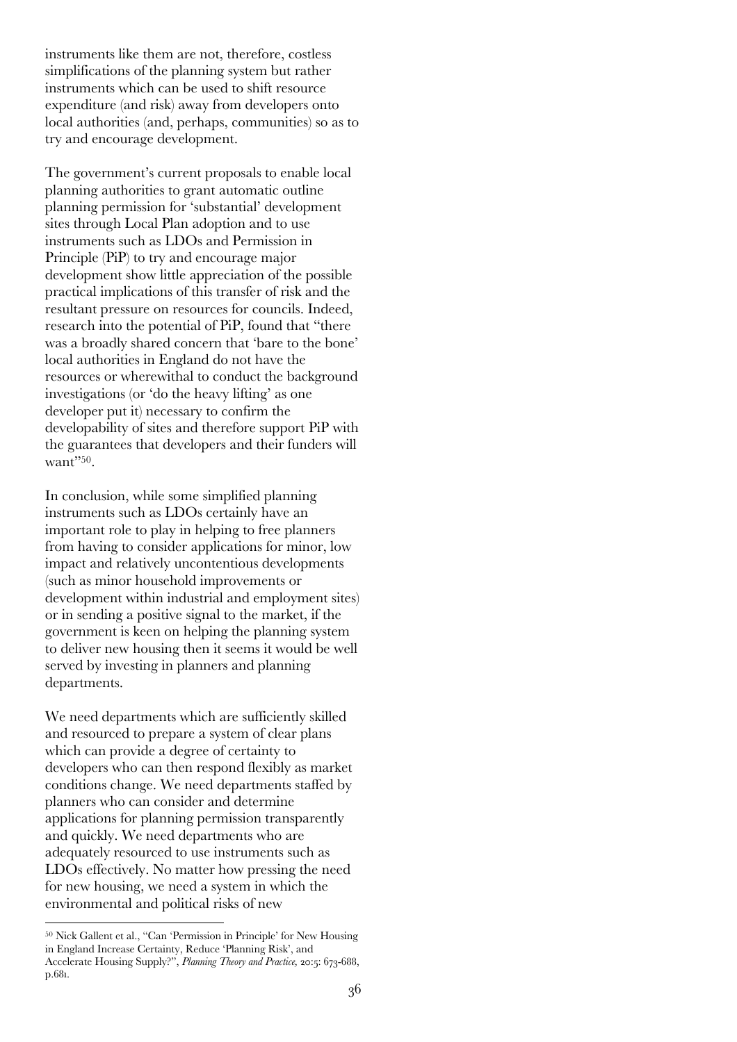instruments like them are not, therefore, costless simplifications of the planning system but rather instruments which can be used to shift resource expenditure (and risk) away from developers onto local authorities (and, perhaps, communities) so as to try and encourage development.

The government's current proposals to enable local planning authorities to grant automatic outline planning permission for 'substantial' development sites through Local Plan adoption and to use instruments such as LDOs and Permission in Principle (PiP) to try and encourage major development show little appreciation of the possible practical implications of this transfer of risk and the resultant pressure on resources for councils. Indeed, research into the potential of PiP, found that "there was a broadly shared concern that 'bare to the bone' local authorities in England do not have the resources or wherewithal to conduct the background investigations (or 'do the heavy lifting' as one developer put it) necessary to confirm the developability of sites and therefore support PiP with the guarantees that developers and their funders will want"[50].

In conclusion, while some simplified planning instruments such as LDOs certainly have an important role to play in helping to free planners from having to consider applications for minor, low impact and relatively uncontentious developments (such as minor household improvements or development within industrial and employment sites) or in sending a positive signal to the market, if the government is keen on helping the planning system to deliver new housing then it seems it would be well served by investing in planners and planning departments.

We need departments which are sufficiently skilled and resourced to prepare a system of clear plans which can provide a degree of certainty to developers who can then respond flexibly as market conditions change. We need departments staffed by planners who can consider and determine applications for planning permission transparently and quickly. We need departments who are adequately resourced to use instruments such as LDOs effectively. No matter how pressing the need for new housing, we need a system in which the environmental and political risks of new

---

[50] Nick Gallent et al., "Can 'Permission in Principle' for New Housing in England Increase Certainty, Reduce 'Planning Risk', and Accelerate Housing Supply?", *Planning Theory and Practice,* 20:5: 673-688, p.681.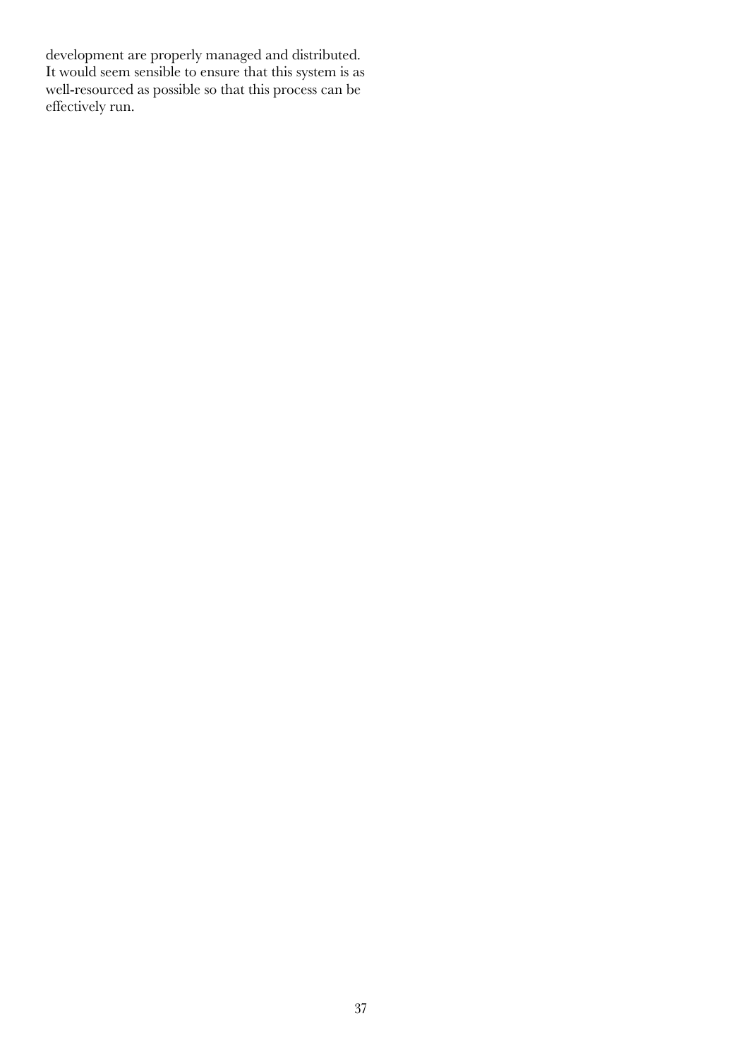development are properly managed and distributed. It would seem sensible to ensure that this system is as well-resourced as possible so that this process can be effectively run.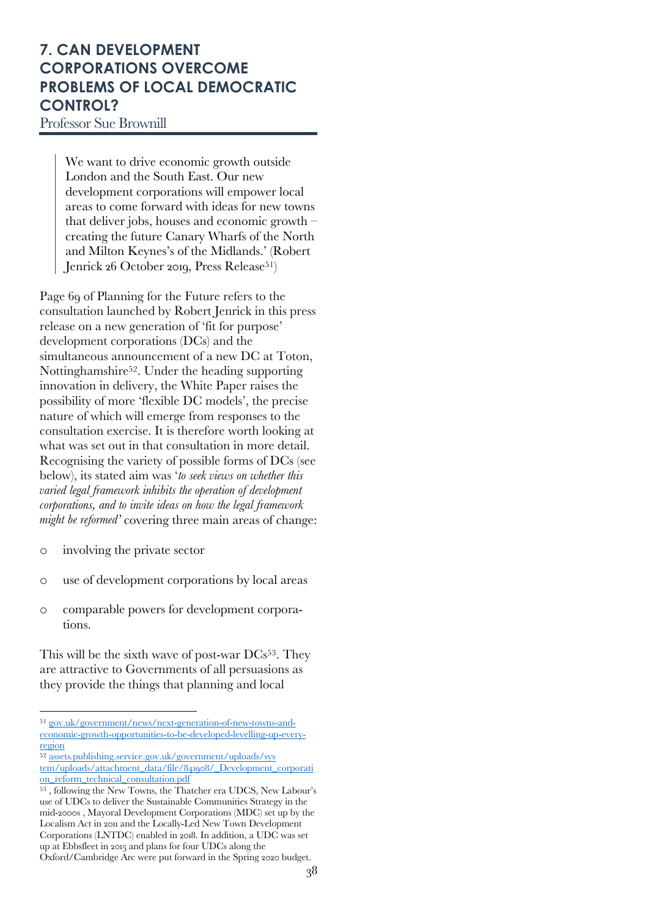## 7. CAN DEVELOPMENT CORPORATIONS OVERCOME PROBLEMS OF LOCAL DEMOCRATIC CONTROL?

Professor Sue Brownill

> We want to drive economic growth outside London and the South East. Our new development corporations will empower local areas to come forward with ideas for new towns that deliver jobs, houses and economic growth – creating the future Canary Wharfs of the North and Milton Keynes's of the Midlands.' (Robert Jenrick 26 October 2019, Press Release[51])

Page 69 of Planning for the Future refers to the consultation launched by Robert Jenrick in this press release on a new generation of 'fit for purpose' development corporations (DCs) and the simultaneous announcement of a new DC at Toton, Nottinghamshire[52]. Under the heading supporting innovation in delivery, the White Paper raises the possibility of more 'flexible DC models', the precise nature of which will emerge from responses to the consultation exercise. It is therefore worth looking at what was set out in that consultation in more detail. Recognising the variety of possible forms of DCs (see below), its stated aim was '*to seek views on whether this varied legal framework inhibits the operation of development corporations, and to invite ideas on how the legal framework might be reformed'* covering three main areas of change:

- involving the private sector
- use of development corporations by local areas
- comparable powers for development corporations.

This will be the sixth wave of post-war DCs[53]. They are attractive to Governments of all persuasions as they provide the things that planning and local

---

[51] gov.uk/government/news/next-generation-of-new-towns-and-economic-growth-opportunities-to-be-developed-levelling-up-every-region

[52] assets.publishing.service.gov.uk/government/uploads/system/uploads/attachment_data/file/841908/_Development_corporation_reform_technical_consultation.pdf

[53] , following the New Towns, the Thatcher era UDCS, New Labour's use of UDCs to deliver the Sustainable Communities Strategy in the mid-2000s , Mayoral Development Corporations (MDC) set up by the Localism Act in 2011 and the Locally-Led New Town Development Corporations (LNTDC) enabled in 2018. In addition, a UDC was set up at Ebbsfleet in 2015 and plans for four UDCs along the Oxford/Cambridge Arc were put forward in the Spring 2020 budget.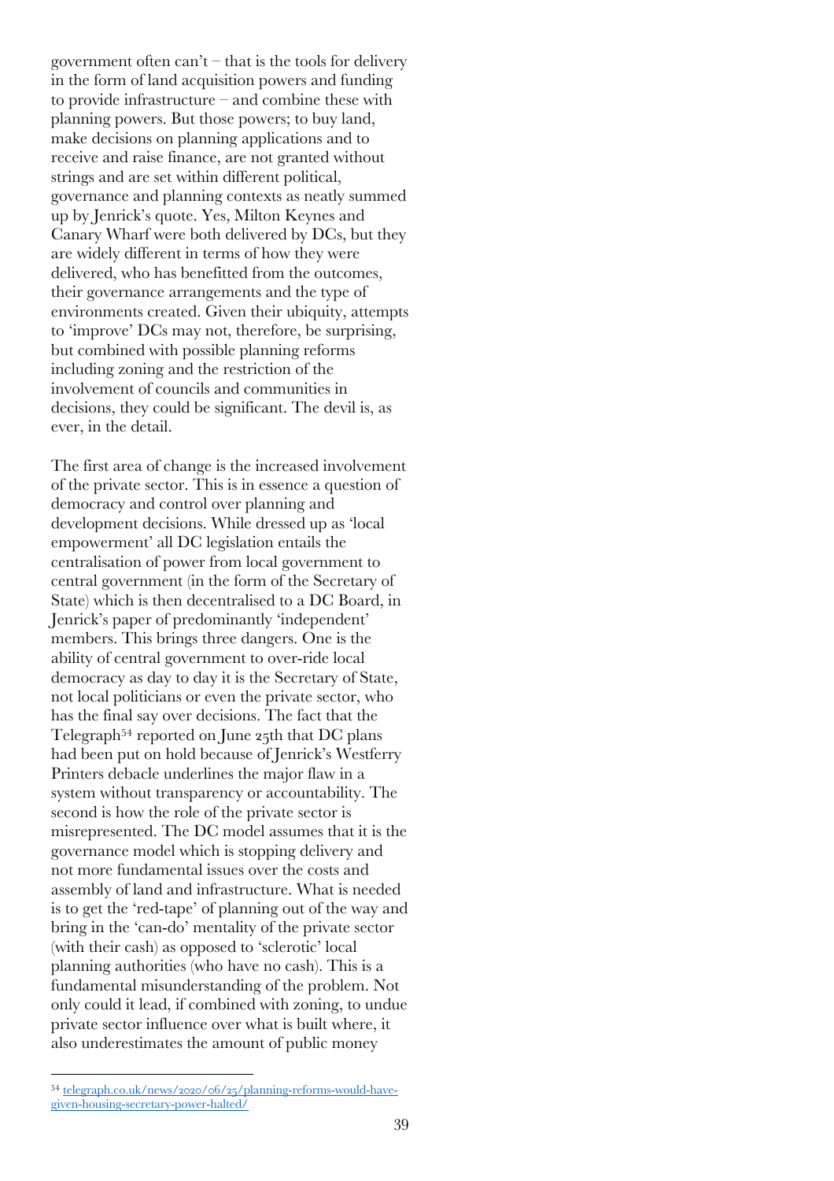government often can't – that is the tools for delivery in the form of land acquisition powers and funding to provide infrastructure – and combine these with planning powers. But those powers; to buy land, make decisions on planning applications and to receive and raise finance, are not granted without strings and are set within different political, governance and planning contexts as neatly summed up by Jenrick's quote. Yes, Milton Keynes and Canary Wharf were both delivered by DCs, but they are widely different in terms of how they were delivered, who has benefitted from the outcomes, their governance arrangements and the type of environments created. Given their ubiquity, attempts to 'improve' DCs may not, therefore, be surprising, but combined with possible planning reforms including zoning and the restriction of the involvement of councils and communities in decisions, they could be significant. The devil is, as ever, in the detail.

The first area of change is the increased involvement of the private sector. This is in essence a question of democracy and control over planning and development decisions. While dressed up as 'local empowerment' all DC legislation entails the centralisation of power from local government to central government (in the form of the Secretary of State) which is then decentralised to a DC Board, in Jenrick's paper of predominantly 'independent' members. This brings three dangers. One is the ability of central government to over-ride local democracy as day to day it is the Secretary of State, not local politicians or even the private sector, who has the final say over decisions. The fact that the Telegraph[54] reported on June 25th that DC plans had been put on hold because of Jenrick's Westferry Printers debacle underlines the major flaw in a system without transparency or accountability. The second is how the role of the private sector is misrepresented. The DC model assumes that it is the governance model which is stopping delivery and not more fundamental issues over the costs and assembly of land and infrastructure. What is needed is to get the 'red-tape' of planning out of the way and bring in the 'can-do' mentality of the private sector (with their cash) as opposed to 'sclerotic' local planning authorities (who have no cash). This is a fundamental misunderstanding of the problem. Not only could it lead, if combined with zoning, to undue private sector influence over what is built where, it also underestimates the amount of public money

[54] telegraph.co.uk/news/2020/06/25/planning-reforms-would-have-given-housing-secretary-power-halted/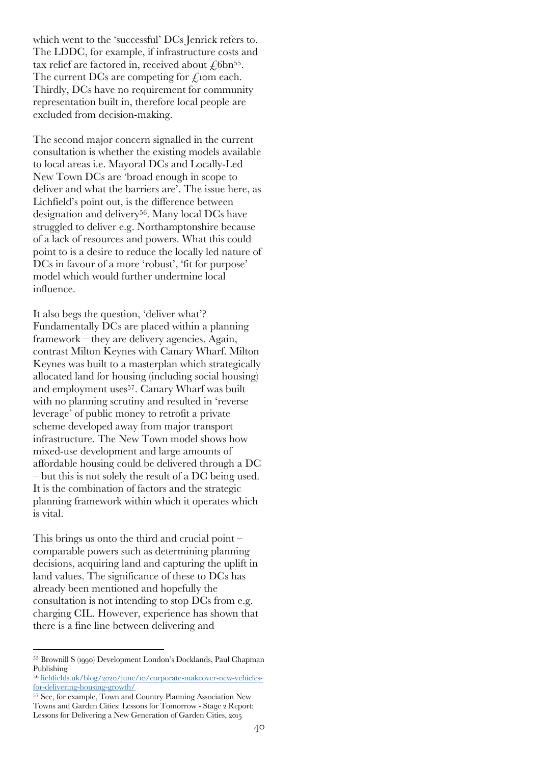which went to the 'successful' DCs Jenrick refers to. The LDDC, for example, if infrastructure costs and tax relief are factored in, received about £6bn[55]. The current DCs are competing for £10m each. Thirdly, DCs have no requirement for community representation built in, therefore local people are excluded from decision-making.

The second major concern signalled in the current consultation is whether the existing models available to local areas i.e. Mayoral DCs and Locally-Led New Town DCs are 'broad enough in scope to deliver and what the barriers are'. The issue here, as Lichfield's point out, is the difference between designation and delivery[56]. Many local DCs have struggled to deliver e.g. Northamptonshire because of a lack of resources and powers. What this could point to is a desire to reduce the locally led nature of DCs in favour of a more 'robust', 'fit for purpose' model which would further undermine local influence.

It also begs the question, 'deliver what'? Fundamentally DCs are placed within a planning framework – they are delivery agencies. Again, contrast Milton Keynes with Canary Wharf. Milton Keynes was built to a masterplan which strategically allocated land for housing (including social housing) and employment uses[57]. Canary Wharf was built with no planning scrutiny and resulted in 'reverse leverage' of public money to retrofit a private scheme developed away from major transport infrastructure. The New Town model shows how mixed-use development and large amounts of affordable housing could be delivered through a DC – but this is not solely the result of a DC being used. It is the combination of factors and the strategic planning framework within which it operates which is vital.

This brings us onto the third and crucial point – comparable powers such as determining planning decisions, acquiring land and capturing the uplift in land values. The significance of these to DCs has already been mentioned and hopefully the consultation is not intending to stop DCs from e.g. charging CIL. However, experience has shown that there is a fine line between delivering and

---

[55] Brownill S (1990) Development London's Docklands, Paul Chapman Publishing

[56] lichfields.uk/blog/2020/june/10/corporate-makeover-new-vehicles-for-delivering-housing-growth/

[57] See, for example, Town and Country Planning Association New Towns and Garden Cities: Lessons for Tomorrow - Stage 2 Report: Lessons for Delivering a New Generation of Garden Cities, 2015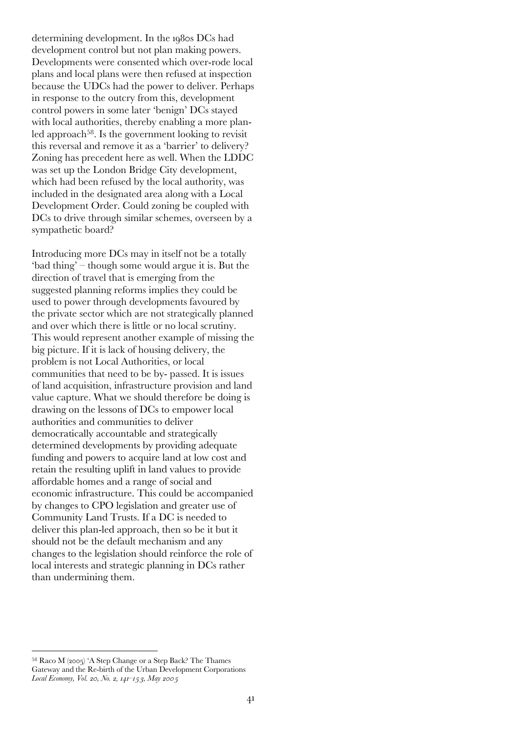determining development. In the 1980s DCs had development control but not plan making powers. Developments were consented which over-rode local plans and local plans were then refused at inspection because the UDCs had the power to deliver. Perhaps in response to the outcry from this, development control powers in some later 'benign' DCs stayed with local authorities, thereby enabling a more planled approach[58]. Is the government looking to revisit this reversal and remove it as a 'barrier' to delivery? Zoning has precedent here as well. When the LDDC was set up the London Bridge City development, which had been refused by the local authority, was included in the designated area along with a Local Development Order. Could zoning be coupled with DCs to drive through similar schemes, overseen by a sympathetic board?

Introducing more DCs may in itself not be a totally 'bad thing' – though some would argue it is. But the direction of travel that is emerging from the suggested planning reforms implies they could be used to power through developments favoured by the private sector which are not strategically planned and over which there is little or no local scrutiny. This would represent another example of missing the big picture. If it is lack of housing delivery, the problem is not Local Authorities, or local communities that need to be by- passed. It is issues of land acquisition, infrastructure provision and land value capture. What we should therefore be doing is drawing on the lessons of DCs to empower local authorities and communities to deliver democratically accountable and strategically determined developments by providing adequate funding and powers to acquire land at low cost and retain the resulting uplift in land values to provide affordable homes and a range of social and economic infrastructure. This could be accompanied by changes to CPO legislation and greater use of Community Land Trusts. If a DC is needed to deliver this plan-led approach, then so be it but it should not be the default mechanism and any changes to the legislation should reinforce the role of local interests and strategic planning in DCs rather than undermining them.

---

[58] Raco M (2005) 'A Step Change or a Step Back? The Thames Gateway and the Re-birth of the Urban Development Corporations *Local Economy, Vol. 20, No. 2, 141–153, May 2005*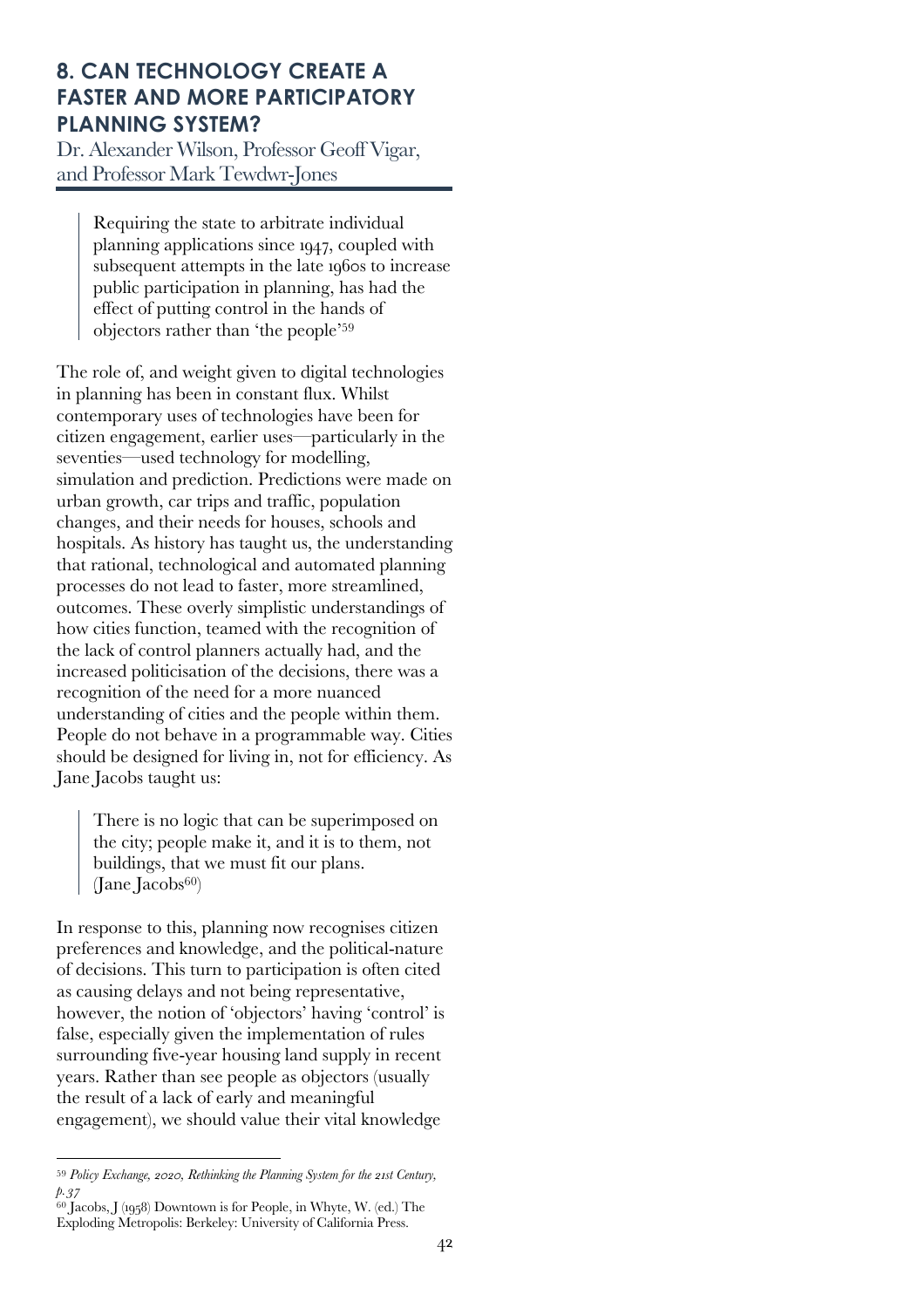## 8. CAN TECHNOLOGY CREATE A FASTER AND MORE PARTICIPATORY PLANNING SYSTEM?

Dr. Alexander Wilson, Professor Geoff Vigar, and Professor Mark Tewdwr-Jones

> Requiring the state to arbitrate individual planning applications since 1947, coupled with subsequent attempts in the late 1960s to increase public participation in planning, has had the effect of putting control in the hands of objectors rather than 'the people'[59]

The role of, and weight given to digital technologies in planning has been in constant flux. Whilst contemporary uses of technologies have been for citizen engagement, earlier uses—particularly in the seventies—used technology for modelling, simulation and prediction. Predictions were made on urban growth, car trips and traffic, population changes, and their needs for houses, schools and hospitals. As history has taught us, the understanding that rational, technological and automated planning processes do not lead to faster, more streamlined, outcomes. These overly simplistic understandings of how cities function, teamed with the recognition of the lack of control planners actually had, and the increased politicisation of the decisions, there was a recognition of the need for a more nuanced understanding of cities and the people within them. People do not behave in a programmable way. Cities should be designed for living in, not for efficiency. As Jane Jacobs taught us:

> There is no logic that can be superimposed on the city; people make it, and it is to them, not buildings, that we must fit our plans.
> (Jane Jacobs[60])

In response to this, planning now recognises citizen preferences and knowledge, and the political-nature of decisions. This turn to participation is often cited as causing delays and not being representative, however, the notion of 'objectors' having 'control' is false, especially given the implementation of rules surrounding five-year housing land supply in recent years. Rather than see people as objectors (usually the result of a lack of early and meaningful engagement), we should value their vital knowledge

---

[59] *Policy Exchange, 2020, Rethinking the Planning System for the 21st Century, p.37*

[60] Jacobs, J (1958) Downtown is for People, in Whyte, W. (ed.) The Exploding Metropolis: Berkeley: University of California Press.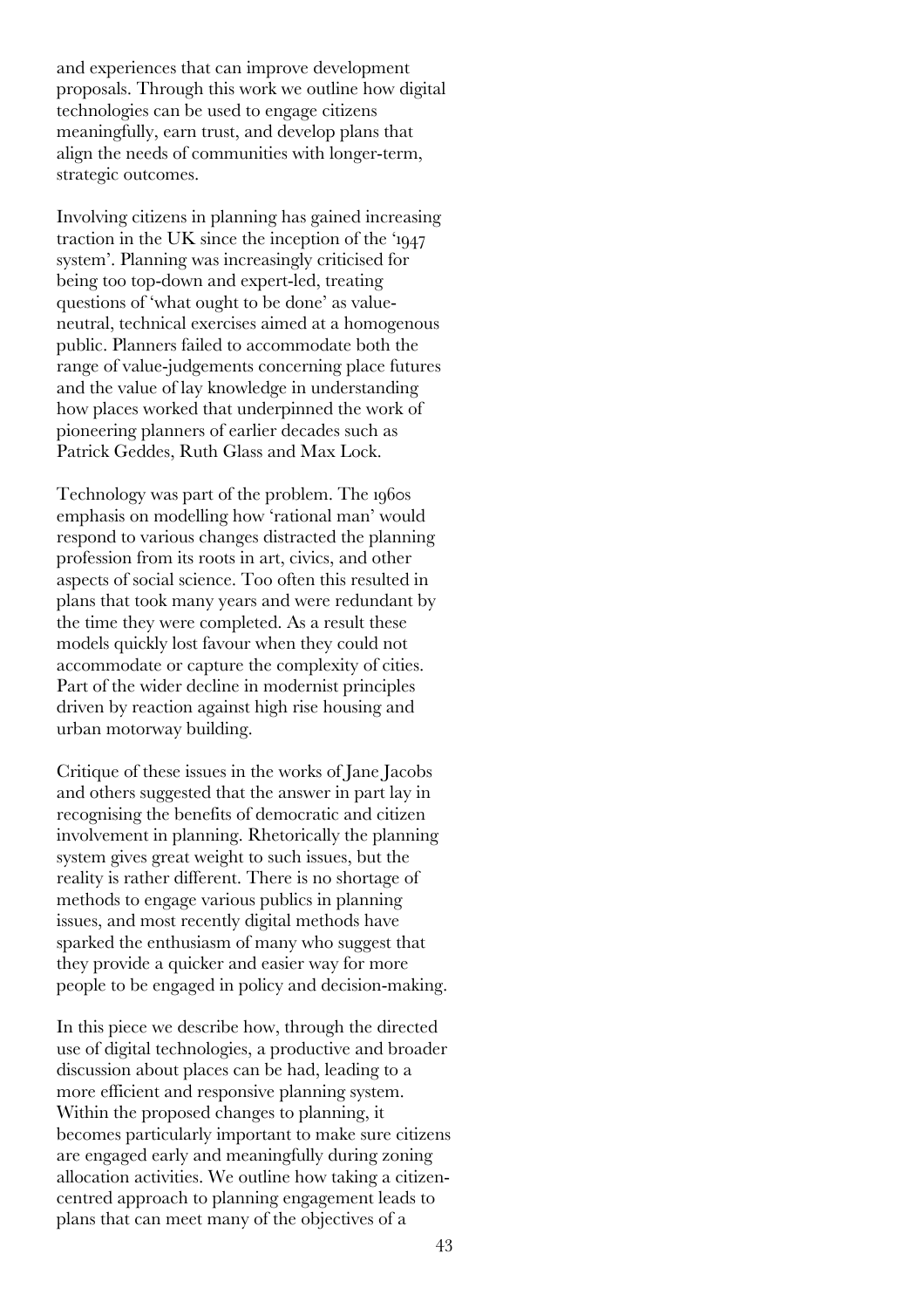and experiences that can improve development proposals. Through this work we outline how digital technologies can be used to engage citizens meaningfully, earn trust, and develop plans that align the needs of communities with longer-term, strategic outcomes.

Involving citizens in planning has gained increasing traction in the UK since the inception of the '1947 system'. Planning was increasingly criticised for being too top-down and expert-led, treating questions of 'what ought to be done' as value-neutral, technical exercises aimed at a homogenous public. Planners failed to accommodate both the range of value-judgements concerning place futures and the value of lay knowledge in understanding how places worked that underpinned the work of pioneering planners of earlier decades such as Patrick Geddes, Ruth Glass and Max Lock.

Technology was part of the problem. The 1960s emphasis on modelling how 'rational man' would respond to various changes distracted the planning profession from its roots in art, civics, and other aspects of social science. Too often this resulted in plans that took many years and were redundant by the time they were completed. As a result these models quickly lost favour when they could not accommodate or capture the complexity of cities. Part of the wider decline in modernist principles driven by reaction against high rise housing and urban motorway building.

Critique of these issues in the works of Jane Jacobs and others suggested that the answer in part lay in recognising the benefits of democratic and citizen involvement in planning. Rhetorically the planning system gives great weight to such issues, but the reality is rather different. There is no shortage of methods to engage various publics in planning issues, and most recently digital methods have sparked the enthusiasm of many who suggest that they provide a quicker and easier way for more people to be engaged in policy and decision-making.

In this piece we describe how, through the directed use of digital technologies, a productive and broader discussion about places can be had, leading to a more efficient and responsive planning system. Within the proposed changes to planning, it becomes particularly important to make sure citizens are engaged early and meaningfully during zoning allocation activities. We outline how taking a citizen-centred approach to planning engagement leads to plans that can meet many of the objectives of a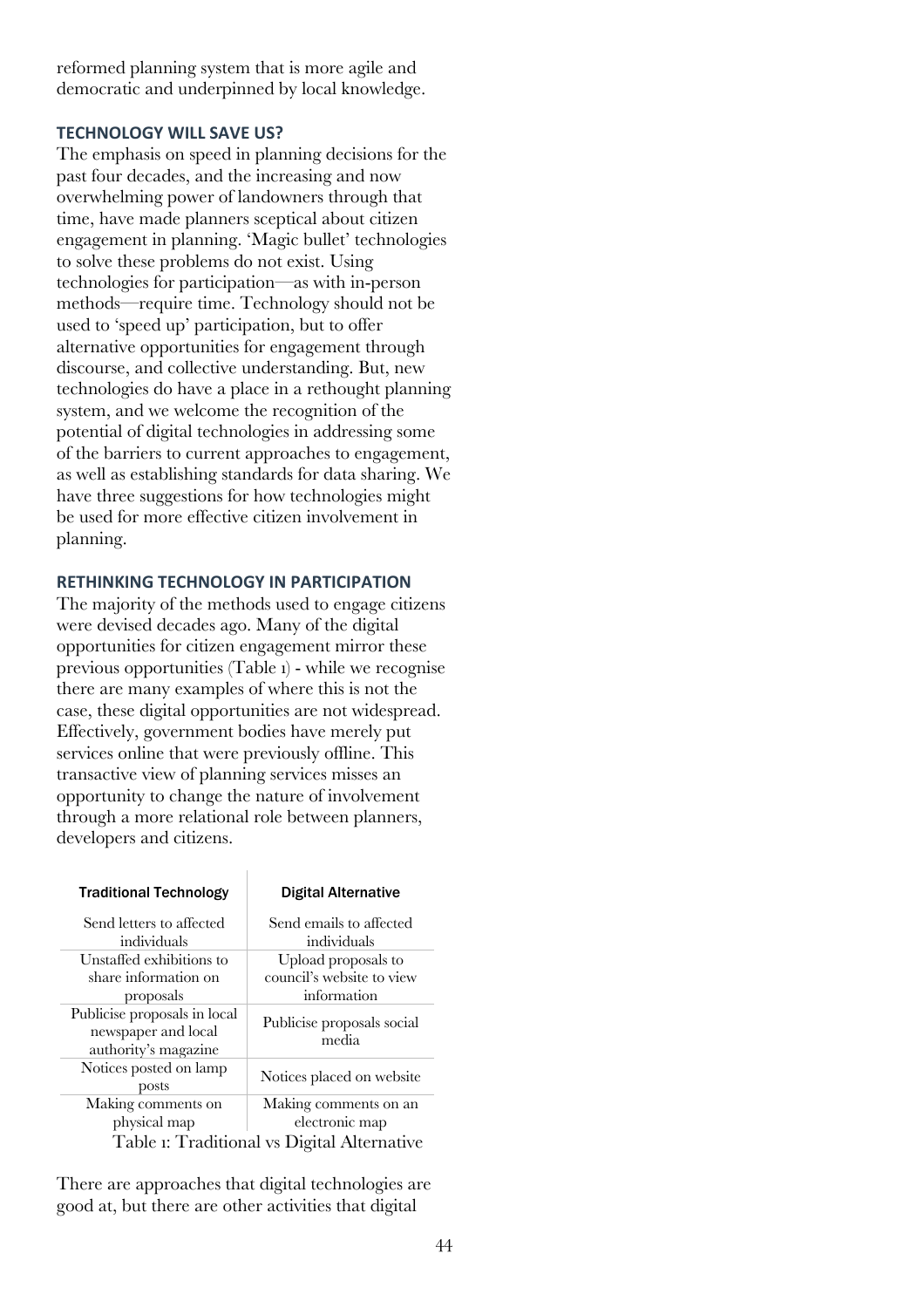reformed planning system that is more agile and democratic and underpinned by local knowledge.

## TECHNOLOGY WILL SAVE US?

The emphasis on speed in planning decisions for the past four decades, and the increasing and now overwhelming power of landowners through that time, have made planners sceptical about citizen engagement in planning. 'Magic bullet' technologies to solve these problems do not exist. Using technologies for participation—as with in-person methods—require time. Technology should not be used to 'speed up' participation, but to offer alternative opportunities for engagement through discourse, and collective understanding. But, new technologies do have a place in a rethought planning system, and we welcome the recognition of the potential of digital technologies in addressing some of the barriers to current approaches to engagement, as well as establishing standards for data sharing. We have three suggestions for how technologies might be used for more effective citizen involvement in planning.

## RETHINKING TECHNOLOGY IN PARTICIPATION

The majority of the methods used to engage citizens were devised decades ago. Many of the digital opportunities for citizen engagement mirror these previous opportunities (Table 1) - while we recognise there are many examples of where this is not the case, these digital opportunities are not widespread. Effectively, government bodies have merely put services online that were previously offline. This transactive view of planning services misses an opportunity to change the nature of involvement through a more relational role between planners, developers and citizens.

| Traditional Technology | Digital Alternative |
|---|---|
| Send letters to affected individuals | Send emails to affected individuals |
| Unstaffed exhibitions to share information on proposals | Upload proposals to council's website to view information |
| Publicise proposals in local newspaper and local authority's magazine | Publicise proposals social media |
| Notices posted on lamp posts | Notices placed on website |
| Making comments on physical map | Making comments on an electronic map |

Table 1: Traditional vs Digital Alternative

There are approaches that digital technologies are good at, but there are other activities that digital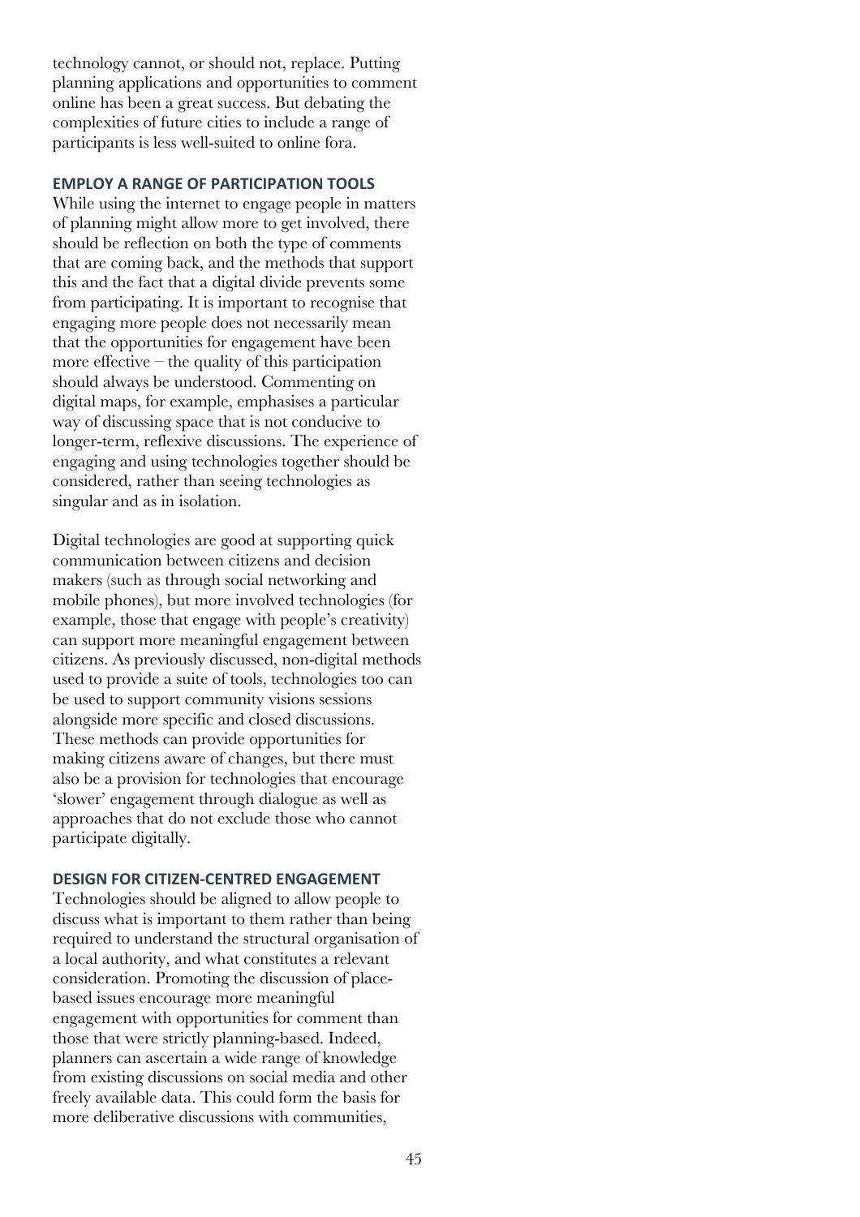technology cannot, or should not, replace. Putting planning applications and opportunities to comment online has been a great success. But debating the complexities of future cities to include a range of participants is less well-suited to online fora.

### EMPLOY A RANGE OF PARTICIPATION TOOLS

While using the internet to engage people in matters of planning might allow more to get involved, there should be reflection on both the type of comments that are coming back, and the methods that support this and the fact that a digital divide prevents some from participating. It is important to recognise that engaging more people does not necessarily mean that the opportunities for engagement have been more effective – the quality of this participation should always be understood. Commenting on digital maps, for example, emphasises a particular way of discussing space that is not conducive to longer-term, reflexive discussions. The experience of engaging and using technologies together should be considered, rather than seeing technologies as singular and as in isolation.

Digital technologies are good at supporting quick communication between citizens and decision makers (such as through social networking and mobile phones), but more involved technologies (for example, those that engage with people's creativity) can support more meaningful engagement between citizens. As previously discussed, non-digital methods used to provide a suite of tools, technologies too can be used to support community visions sessions alongside more specific and closed discussions. These methods can provide opportunities for making citizens aware of changes, but there must also be a provision for technologies that encourage 'slower' engagement through dialogue as well as approaches that do not exclude those who cannot participate digitally.

### DESIGN FOR CITIZEN-CENTRED ENGAGEMENT

Technologies should be aligned to allow people to discuss what is important to them rather than being required to understand the structural organisation of a local authority, and what constitutes a relevant consideration. Promoting the discussion of place-based issues encourage more meaningful engagement with opportunities for comment than those that were strictly planning-based. Indeed, planners can ascertain a wide range of knowledge from existing discussions on social media and other freely available data. This could form the basis for more deliberative discussions with communities,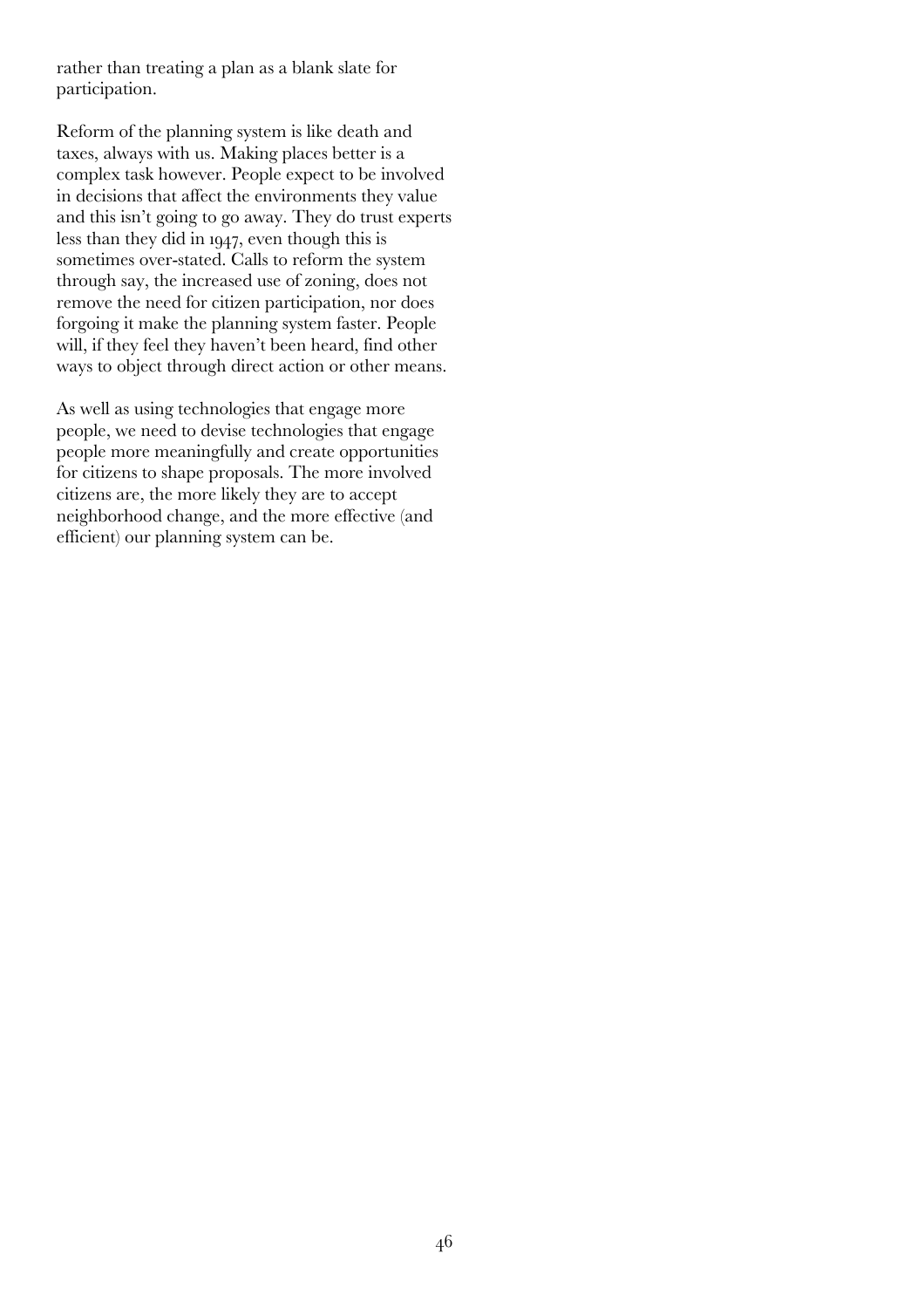rather than treating a plan as a blank slate for participation.

Reform of the planning system is like death and taxes, always with us. Making places better is a complex task however. People expect to be involved in decisions that affect the environments they value and this isn't going to go away. They do trust experts less than they did in 1947, even though this is sometimes over-stated. Calls to reform the system through say, the increased use of zoning, does not remove the need for citizen participation, nor does forgoing it make the planning system faster. People will, if they feel they haven't been heard, find other ways to object through direct action or other means.

As well as using technologies that engage more people, we need to devise technologies that engage people more meaningfully and create opportunities for citizens to shape proposals. The more involved citizens are, the more likely they are to accept neighborhood change, and the more effective (and efficient) our planning system can be.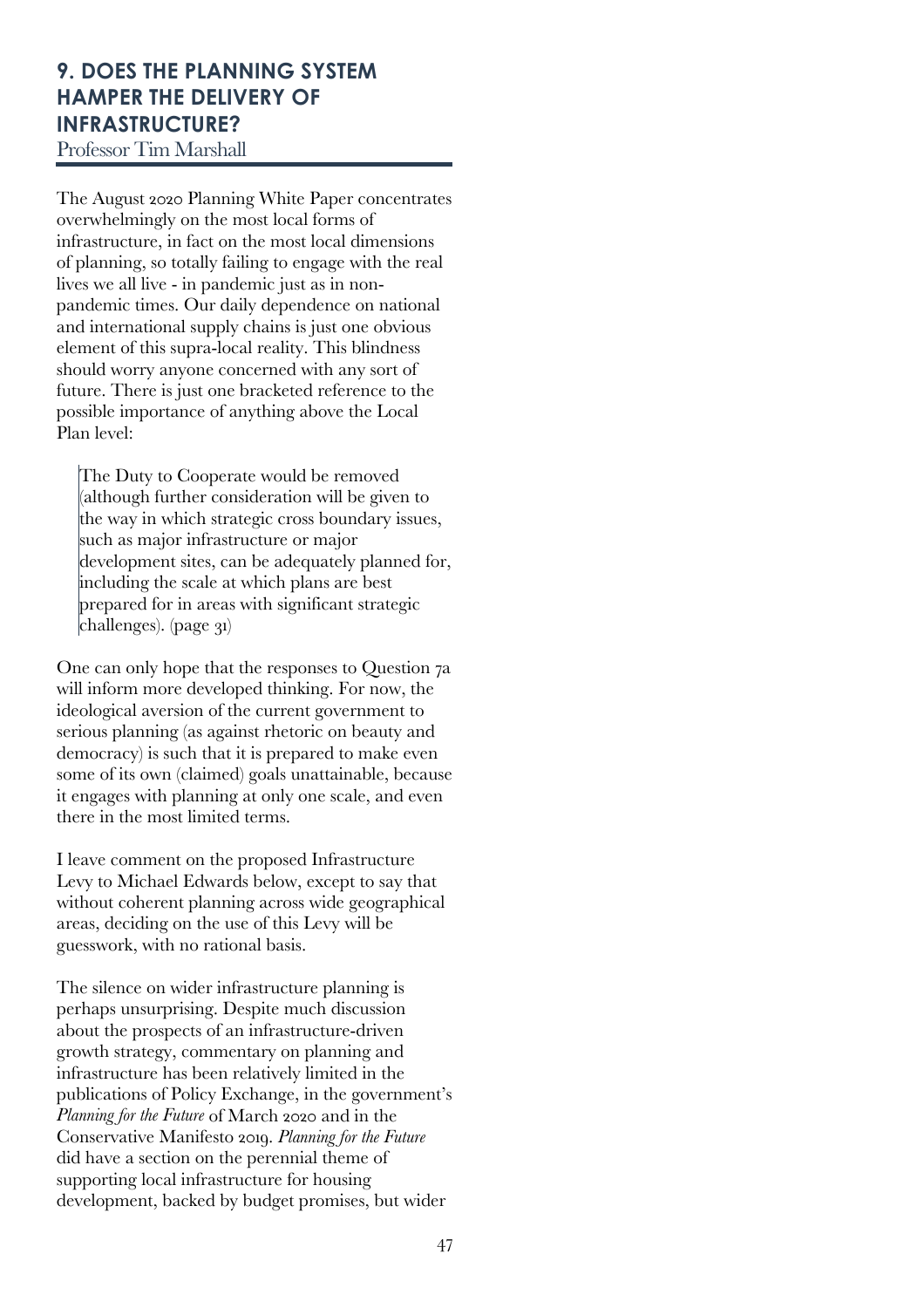## 9. DOES THE PLANNING SYSTEM HAMPER THE DELIVERY OF INFRASTRUCTURE?

Professor Tim Marshall

The August 2020 Planning White Paper concentrates overwhelmingly on the most local forms of infrastructure, in fact on the most local dimensions of planning, so totally failing to engage with the real lives we all live - in pandemic just as in non-pandemic times. Our daily dependence on national and international supply chains is just one obvious element of this supra-local reality. This blindness should worry anyone concerned with any sort of future. There is just one bracketed reference to the possible importance of anything above the Local Plan level:

> The Duty to Cooperate would be removed (although further consideration will be given to the way in which strategic cross boundary issues, such as major infrastructure or major development sites, can be adequately planned for, including the scale at which plans are best prepared for in areas with significant strategic challenges). (page 31)

One can only hope that the responses to Question 7a will inform more developed thinking. For now, the ideological aversion of the current government to serious planning (as against rhetoric on beauty and democracy) is such that it is prepared to make even some of its own (claimed) goals unattainable, because it engages with planning at only one scale, and even there in the most limited terms.

I leave comment on the proposed Infrastructure Levy to Michael Edwards below, except to say that without coherent planning across wide geographical areas, deciding on the use of this Levy will be guesswork, with no rational basis.

The silence on wider infrastructure planning is perhaps unsurprising. Despite much discussion about the prospects of an infrastructure-driven growth strategy, commentary on planning and infrastructure has been relatively limited in the publications of Policy Exchange, in the government's *Planning for the Future* of March 2020 and in the Conservative Manifesto 2019. *Planning for the Future* did have a section on the perennial theme of supporting local infrastructure for housing development, backed by budget promises, but wider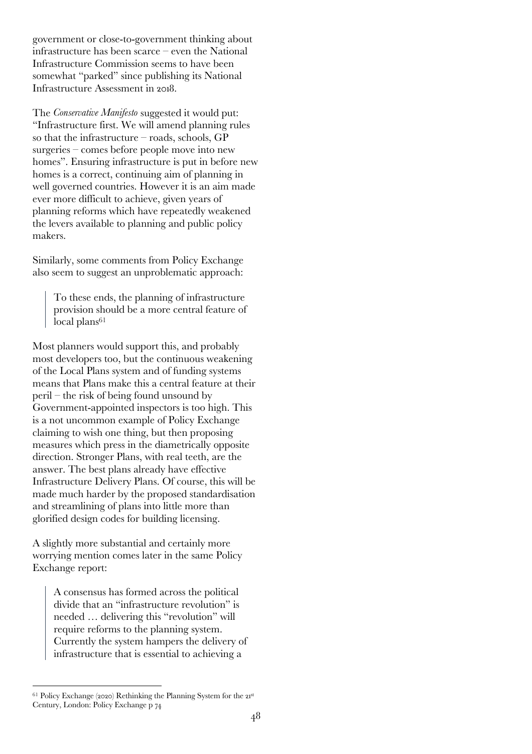government or close-to-government thinking about infrastructure has been scarce – even the National Infrastructure Commission seems to have been somewhat "parked" since publishing its National Infrastructure Assessment in 2018.

The *Conservative Manifesto* suggested it would put: "Infrastructure first. We will amend planning rules so that the infrastructure – roads, schools, GP surgeries – comes before people move into new homes". Ensuring infrastructure is put in before new homes is a correct, continuing aim of planning in well governed countries. However it is an aim made ever more difficult to achieve, given years of planning reforms which have repeatedly weakened the levers available to planning and public policy makers.

Similarly, some comments from Policy Exchange also seem to suggest an unproblematic approach:

> To these ends, the planning of infrastructure provision should be a more central feature of local plans[61]

Most planners would support this, and probably most developers too, but the continuous weakening of the Local Plans system and of funding systems means that Plans make this a central feature at their peril – the risk of being found unsound by Government-appointed inspectors is too high. This is a not uncommon example of Policy Exchange claiming to wish one thing, but then proposing measures which press in the diametrically opposite direction. Stronger Plans, with real teeth, are the answer. The best plans already have effective Infrastructure Delivery Plans. Of course, this will be made much harder by the proposed standardisation and streamlining of plans into little more than glorified design codes for building licensing.

A slightly more substantial and certainly more worrying mention comes later in the same Policy Exchange report:

> A consensus has formed across the political divide that an "infrastructure revolution" is needed … delivering this "revolution" will require reforms to the planning system. Currently the system hampers the delivery of infrastructure that is essential to achieving a

---

[61] Policy Exchange (2020) Rethinking the Planning System for the 21st Century, London: Policy Exchange p 74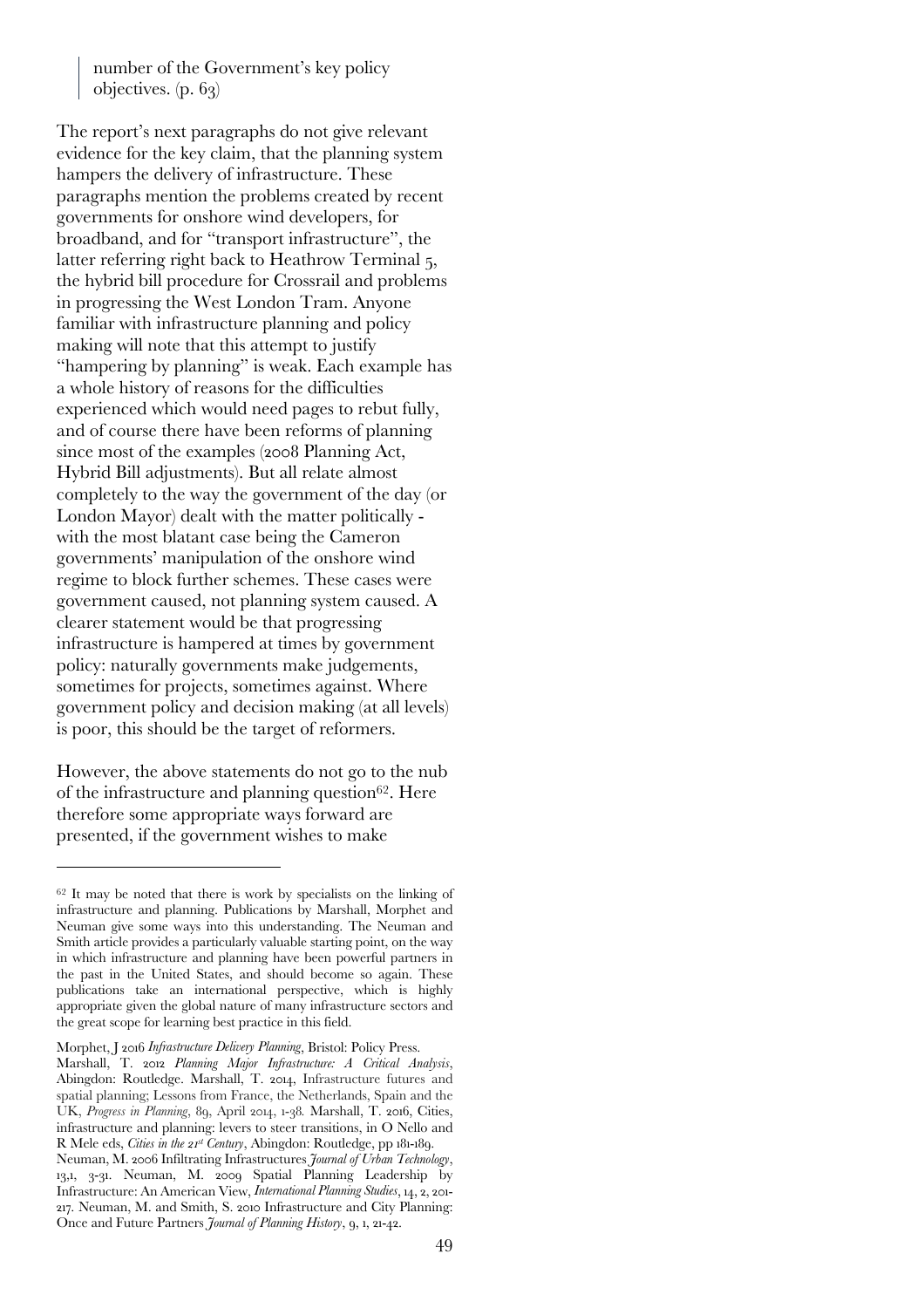> number of the Government's key policy objectives. (p. 63)

The report's next paragraphs do not give relevant evidence for the key claim, that the planning system hampers the delivery of infrastructure. These paragraphs mention the problems created by recent governments for onshore wind developers, for broadband, and for "transport infrastructure", the latter referring right back to Heathrow Terminal 5, the hybrid bill procedure for Crossrail and problems in progressing the West London Tram. Anyone familiar with infrastructure planning and policy making will note that this attempt to justify "hampering by planning" is weak. Each example has a whole history of reasons for the difficulties experienced which would need pages to rebut fully, and of course there have been reforms of planning since most of the examples (2008 Planning Act, Hybrid Bill adjustments). But all relate almost completely to the way the government of the day (or London Mayor) dealt with the matter politically - with the most blatant case being the Cameron governments' manipulation of the onshore wind regime to block further schemes. These cases were government caused, not planning system caused. A clearer statement would be that progressing infrastructure is hampered at times by government policy: naturally governments make judgements, sometimes for projects, sometimes against. Where government policy and decision making (at all levels) is poor, this should be the target of reformers.

However, the above statements do not go to the nub of the infrastructure and planning question[62]. Here therefore some appropriate ways forward are presented, if the government wishes to make

---

[62] It may be noted that there is work by specialists on the linking of infrastructure and planning. Publications by Marshall, Morphet and Neuman give some ways into this understanding. The Neuman and Smith article provides a particularly valuable starting point, on the way in which infrastructure and planning have been powerful partners in the past in the United States, and should become so again. These publications take an international perspective, which is highly appropriate given the global nature of many infrastructure sectors and the great scope for learning best practice in this field.

Morphet, J 2016 *Infrastructure Delivery Planning*, Bristol: Policy Press. Marshall, T. 2012 *Planning Major Infrastructure: A Critical Analysis*, Abingdon: Routledge. Marshall, T. 2014, Infrastructure futures and spatial planning; Lessons from France, the Netherlands, Spain and the UK, *Progress in Planning*, 89, April 2014, 1-38. Marshall, T. 2016, Cities, infrastructure and planning: levers to steer transitions, in O Nello and R Mele eds, *Cities in the 21st Century*, Abingdon: Routledge, pp 181-189. Neuman, M. 2006 Infiltrating Infrastructures *Journal of Urban Technology*, 13,1, 3-31. Neuman, M. 2009 Spatial Planning Leadership by Infrastructure: An American View, *International Planning Studies*, 14, 2, 201-217. Neuman, M. and Smith, S. 2010 Infrastructure and City Planning: Once and Future Partners *Journal of Planning History*, 9, 1, 21-42.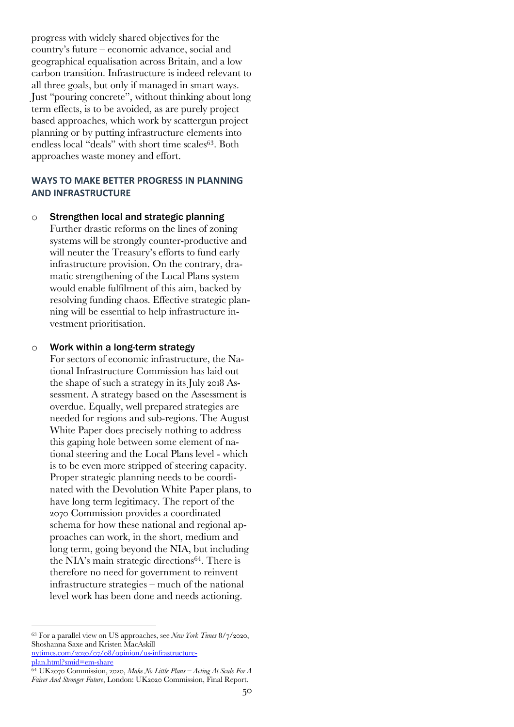progress with widely shared objectives for the country's future – economic advance, social and geographical equalisation across Britain, and a low carbon transition. Infrastructure is indeed relevant to all three goals, but only if managed in smart ways. Just "pouring concrete", without thinking about long term effects, is to be avoided, as are purely project based approaches, which work by scattergun project planning or by putting infrastructure elements into endless local "deals" with short time scales[63]. Both approaches waste money and effort.

## WAYS TO MAKE BETTER PROGRESS IN PLANNING AND INFRASTRUCTURE

- **Strengthen local and strategic planning**
  Further drastic reforms on the lines of zoning systems will be strongly counter-productive and will neuter the Treasury's efforts to fund early infrastructure provision. On the contrary, dramatic strengthening of the Local Plans system would enable fulfilment of this aim, backed by resolving funding chaos. Effective strategic planning will be essential to help infrastructure investment prioritisation.

- **Work within a long-term strategy**
  For sectors of economic infrastructure, the National Infrastructure Commission has laid out the shape of such a strategy in its July 2018 Assessment. A strategy based on the Assessment is overdue. Equally, well prepared strategies are needed for regions and sub-regions. The August White Paper does precisely nothing to address this gaping hole between some element of national steering and the Local Plans level - which is to be even more stripped of steering capacity. Proper strategic planning needs to be coordinated with the Devolution White Paper plans, to have long term legitimacy. The report of the 2070 Commission provides a coordinated schema for how these national and regional approaches can work, in the short, medium and long term, going beyond the NIA, but including the NIA's main strategic directions[64]. There is therefore no need for government to reinvent infrastructure strategies – much of the national level work has been done and needs actioning.

---

[63] For a parallel view on US approaches, see *New York Times* 8/7/2020, Shoshanna Saxe and Kristen MacAskill nytimes.com/2020/07/08/opinion/us-infrastructure-plan.html?smid=em-share

[64] UK2070 Commission, 2020, *Make No Little Plans – Acting At Scale For A Fairer And Stronger Future*, London: UK2020 Commission, Final Report.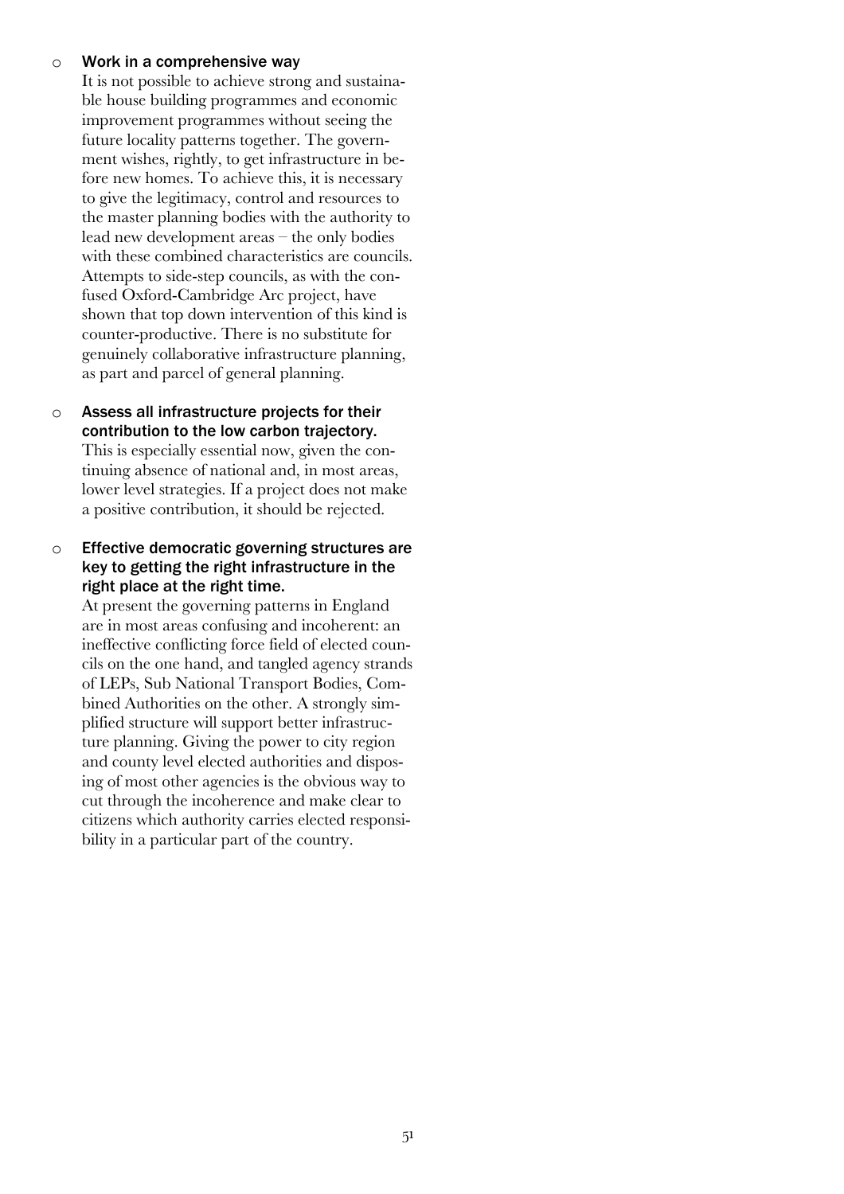- **Work in a comprehensive way**
  It is not possible to achieve strong and sustainable house building programmes and economic improvement programmes without seeing the future locality patterns together. The government wishes, rightly, to get infrastructure in before new homes. To achieve this, it is necessary to give the legitimacy, control and resources to the master planning bodies with the authority to lead new development areas – the only bodies with these combined characteristics are councils. Attempts to side-step councils, as with the confused Oxford-Cambridge Arc project, have shown that top down intervention of this kind is counter-productive. There is no substitute for genuinely collaborative infrastructure planning, as part and parcel of general planning.

- **Assess all infrastructure projects for their contribution to the low carbon trajectory.**
  This is especially essential now, given the continuing absence of national and, in most areas, lower level strategies. If a project does not make a positive contribution, it should be rejected.

- **Effective democratic governing structures are key to getting the right infrastructure in the right place at the right time.**
  At present the governing patterns in England are in most areas confusing and incoherent: an ineffective conflicting force field of elected councils on the one hand, and tangled agency strands of LEPs, Sub National Transport Bodies, Combined Authorities on the other. A strongly simplified structure will support better infrastructure planning. Giving the power to city region and county level elected authorities and disposing of most other agencies is the obvious way to cut through the incoherence and make clear to citizens which authority carries elected responsibility in a particular part of the country.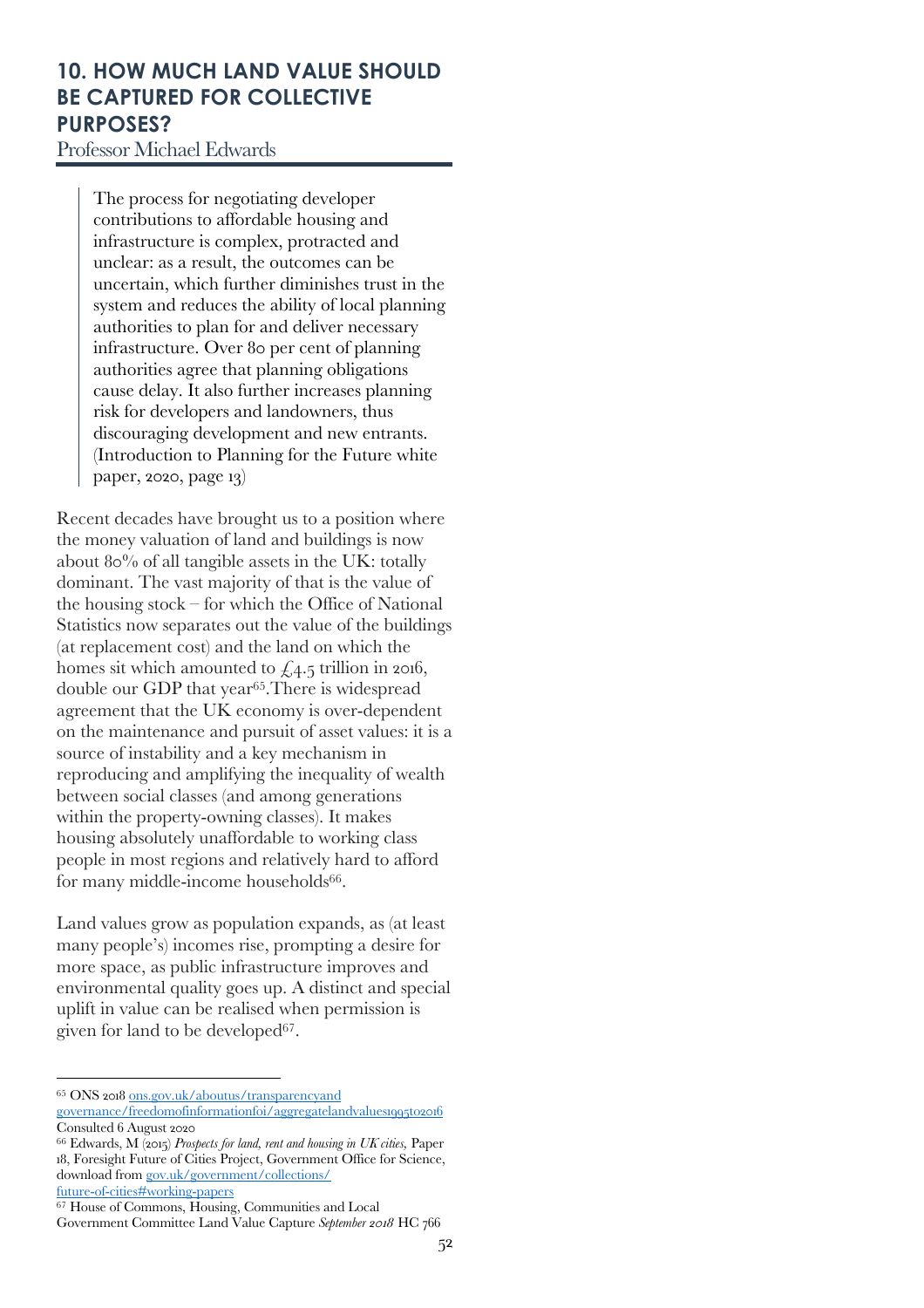## 10. HOW MUCH LAND VALUE SHOULD BE CAPTURED FOR COLLECTIVE PURPOSES?

Professor Michael Edwards

> The process for negotiating developer contributions to affordable housing and infrastructure is complex, protracted and unclear: as a result, the outcomes can be uncertain, which further diminishes trust in the system and reduces the ability of local planning authorities to plan for and deliver necessary infrastructure. Over 80 per cent of planning authorities agree that planning obligations cause delay. It also further increases planning risk for developers and landowners, thus discouraging development and new entrants. (Introduction to Planning for the Future white paper, 2020, page 13)

Recent decades have brought us to a position where the money valuation of land and buildings is now about 80% of all tangible assets in the UK: totally dominant. The vast majority of that is the value of the housing stock – for which the Office of National Statistics now separates out the value of the buildings (at replacement cost) and the land on which the homes sit which amounted to £4.5 trillion in 2016, double our GDP that year[65]. There is widespread agreement that the UK economy is over-dependent on the maintenance and pursuit of asset values: it is a source of instability and a key mechanism in reproducing and amplifying the inequality of wealth between social classes (and among generations within the property-owning classes). It makes housing absolutely unaffordable to working class people in most regions and relatively hard to afford for many middle-income households[66].

Land values grow as population expands, as (at least many people's) incomes rise, prompting a desire for more space, as public infrastructure improves and environmental quality goes up. A distinct and special uplift in value can be realised when permission is given for land to be developed[67].

---

[65] ONS 2018 ons.gov.uk/aboutus/transparencyand governance/freedomofinformationfoi/aggregatelandvalues1995to2016 Consulted 6 August 2020

[66] Edwards, M (2015) *Prospects for land, rent and housing in UK cities,* Paper 18, Foresight Future of Cities Project, Government Office for Science, download from gov.uk/government/collections/future-of-cities#working-papers

[67] House of Commons, Housing, Communities and Local Government Committee Land Value Capture *September 2018* HC 766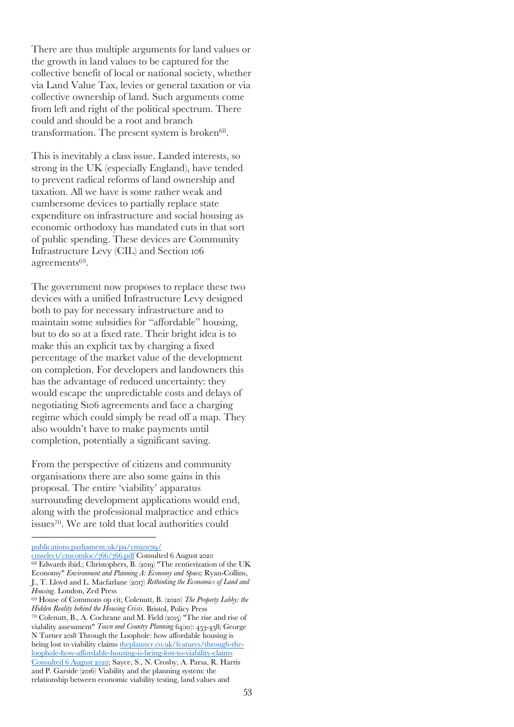There are thus multiple arguments for land values or the growth in land values to be captured for the collective benefit of local or national society, whether via Land Value Tax, levies or general taxation or via collective ownership of land. Such arguments come from left and right of the political spectrum. There could and should be a root and branch transformation. The present system is broken[68].

This is inevitably a class issue. Landed interests, so strong in the UK (especially England), have tended to prevent radical reforms of land ownership and taxation. All we have is some rather weak and cumbersome devices to partially replace state expenditure on infrastructure and social housing as economic orthodoxy has mandated cuts in that sort of public spending. These devices are Community Infrastructure Levy (CIL) and Section 106 agreements[69].

The government now proposes to replace these two devices with a unified Infrastructure Levy designed both to pay for necessary infrastructure and to maintain some subsidies for "affordable" housing, but to do so at a fixed rate. Their bright idea is to make this an explicit tax by charging a fixed percentage of the market value of the development on completion. For developers and landowners this has the advantage of reduced uncertainty: they would escape the unpredictable costs and delays of negotiating S106 agreements and face a charging regime which could simply be read off a map. They also wouldn't have to make payments until completion, potentially a significant saving.

From the perspective of citizens and community organisations there are also some gains in this proposal. The entire 'viability' apparatus surrounding development applications would end, along with the professional malpractice and ethics issues[70]. We are told that local authorities could

---

publications.parliament.uk/pa/cm201719/cmselect/cmcomloc/766/766.pdf Consulted 6 August 2020

[68] Edwards ibid.; Christophers, B. (2019) "The rentierization of the UK Economy" *Environment and Planning A: Economy and Space;* Ryan-Collins, J., T. Lloyd and L. Macfarlane (2017) *Rethinking the Economics of Land and Housing*. London, Zed Press

[69] House of Commons op cit; Colenutt, B. (2020) *The Property Lobby: the Hidden Reality behind the Housing Crisis*. Bristol, Policy Press

[70] Colenutt, B., A. Cochrane and M. Field (2015) "The rise and rise of viability assessment" *Town and Country Planning* 64(10): 453-458; George N Turner 2018 Through the Loophole: how affordable housing is being lost to viability claims theplanner.co.uk/features/through-the-loophole-how-affordable-housing-is-being-lost-to-viability-claims Consulted 6 August 2020; Sayce, S., N. Crosby, A. Parsa, R. Harris and P. Garside (2016) Viability and the planning system: the relationship between economic viability testing, land values and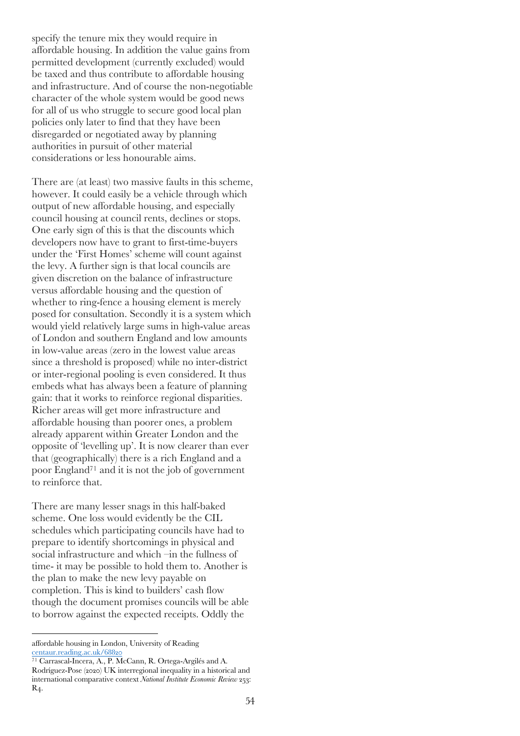specify the tenure mix they would require in affordable housing. In addition the value gains from permitted development (currently excluded) would be taxed and thus contribute to affordable housing and infrastructure. And of course the non-negotiable character of the whole system would be good news for all of us who struggle to secure good local plan policies only later to find that they have been disregarded or negotiated away by planning authorities in pursuit of other material considerations or less honourable aims.

There are (at least) two massive faults in this scheme, however. It could easily be a vehicle through which output of new affordable housing, and especially council housing at council rents, declines or stops. One early sign of this is that the discounts which developers now have to grant to first-time-buyers under the 'First Homes' scheme will count against the levy. A further sign is that local councils are given discretion on the balance of infrastructure versus affordable housing and the question of whether to ring-fence a housing element is merely posed for consultation. Secondly it is a system which would yield relatively large sums in high-value areas of London and southern England and low amounts in low-value areas (zero in the lowest value areas since a threshold is proposed) while no inter-district or inter-regional pooling is even considered. It thus embeds what has always been a feature of planning gain: that it works to reinforce regional disparities. Richer areas will get more infrastructure and affordable housing than poorer ones, a problem already apparent within Greater London and the opposite of 'levelling up'. It is now clearer than ever that (geographically) there is a rich England and a poor England[71] and it is not the job of government to reinforce that.

There are many lesser snags in this half-baked scheme. One loss would evidently be the CIL schedules which participating councils have had to prepare to identify shortcomings in physical and social infrastructure and which –in the fullness of time- it may be possible to hold them to. Another is the plan to make the new levy payable on completion. This is kind to builders' cash flow though the document promises councils will be able to borrow against the expected receipts. Oddly the

---

affordable housing in London, University of Reading centaur.reading.ac.uk/68820

[71] Carrascal-Incera, A., P. McCann, R. Ortega-Argilés and A. Rodríguez-Pose (2020) UK interregional inequality in a historical and international comparative context *National Institute Economic Review* 253: R4.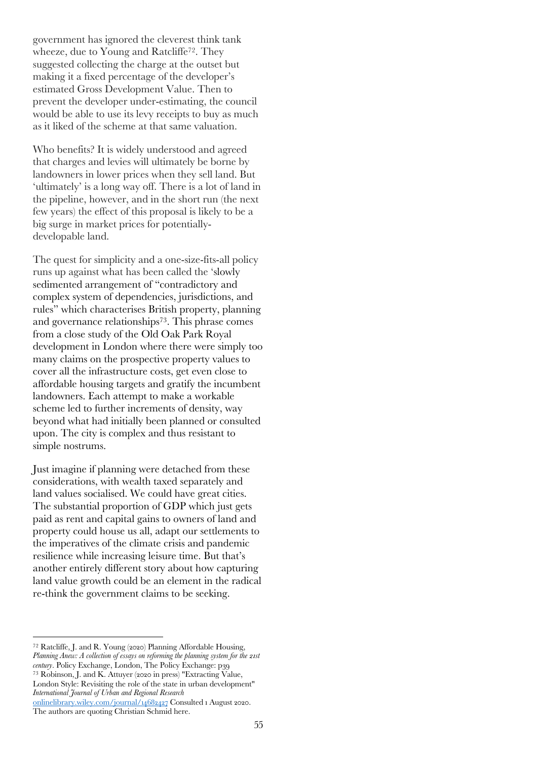government has ignored the cleverest think tank wheeze, due to Young and Ratcliffe[72]. They suggested collecting the charge at the outset but making it a fixed percentage of the developer's estimated Gross Development Value. Then to prevent the developer under-estimating, the council would be able to use its levy receipts to buy as much as it liked of the scheme at that same valuation.

Who benefits? It is widely understood and agreed that charges and levies will ultimately be borne by landowners in lower prices when they sell land. But 'ultimately' is a long way off. There is a lot of land in the pipeline, however, and in the short run (the next few years) the effect of this proposal is likely to be a big surge in market prices for potentially-developable land.

The quest for simplicity and a one-size-fits-all policy runs up against what has been called the 'slowly sedimented arrangement of "contradictory and complex system of dependencies, jurisdictions, and rules" which characterises British property, planning and governance relationships[73]. This phrase comes from a close study of the Old Oak Park Royal development in London where there were simply too many claims on the prospective property values to cover all the infrastructure costs, get even close to affordable housing targets and gratify the incumbent landowners. Each attempt to make a workable scheme led to further increments of density, way beyond what had initially been planned or consulted upon. The city is complex and thus resistant to simple nostrums.

Just imagine if planning were detached from these considerations, with wealth taxed separately and land values socialised. We could have great cities. The substantial proportion of GDP which just gets paid as rent and capital gains to owners of land and property could house us all, adapt our settlements to the imperatives of the climate crisis and pandemic resilience while increasing leisure time. But that's another entirely different story about how capturing land value growth could be an element in the radical re-think the government claims to be seeking.

---

[72] Ratcliffe, J. and R. Young (2020) Planning Affordable Housing, *Planning Anew: A collection of essays on reforming the planning system for the 21st century*. Policy Exchange, London, The Policy Exchange: p39

[73] Robinson, J. and K. Attuyer (2020 in press) "Extracting Value, London Style: Revisiting the role of the state in urban development" *International Journal of Urban and Regional Research* onlinelibrary.wiley.com/journal/14682427 Consulted 1 August 2020. The authors are quoting Christian Schmid here.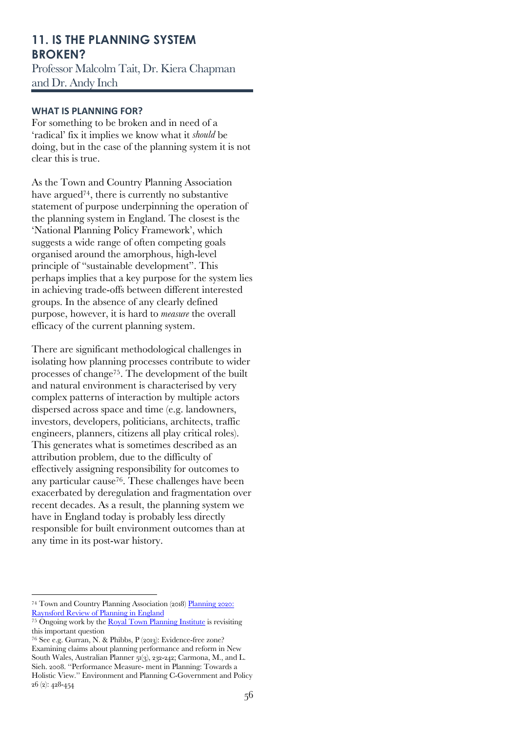## 11. IS THE PLANNING SYSTEM BROKEN?

Professor Malcolm Tait, Dr. Kiera Chapman and Dr. Andy Inch

### WHAT IS PLANNING FOR?

For something to be broken and in need of a 'radical' fix it implies we know what it *should* be doing, but in the case of the planning system it is not clear this is true.

As the Town and Country Planning Association have argued[74], there is currently no substantive statement of purpose underpinning the operation of the planning system in England. The closest is the 'National Planning Policy Framework', which suggests a wide range of often competing goals organised around the amorphous, high-level principle of "sustainable development". This perhaps implies that a key purpose for the system lies in achieving trade-offs between different interested groups. In the absence of any clearly defined purpose, however, it is hard to *measure* the overall efficacy of the current planning system.

There are significant methodological challenges in isolating how planning processes contribute to wider processes of change[75]. The development of the built and natural environment is characterised by very complex patterns of interaction by multiple actors dispersed across space and time (e.g. landowners, investors, developers, politicians, architects, traffic engineers, planners, citizens all play critical roles). This generates what is sometimes described as an attribution problem, due to the difficulty of effectively assigning responsibility for outcomes to any particular cause[76]. These challenges have been exacerbated by deregulation and fragmentation over recent decades. As a result, the planning system we have in England today is probably less directly responsible for built environment outcomes than at any time in its post-war history.

---

[74] Town and Country Planning Association (2018) Planning 2020: Raynsford Review of Planning in England

[75] Ongoing work by the Royal Town Planning Institute is revisiting this important question

[76] See e.g. Gurran, N. & Phibbs, P (2013): Evidence-free zone? Examining claims about planning performance and reform in New South Wales, Australian Planner 51(3), 232-242; Carmona, M., and L. Sieh. 2008. "Performance Measure- ment in Planning: Towards a Holistic View." Environment and Planning C-Government and Policy 26 (2): 428-454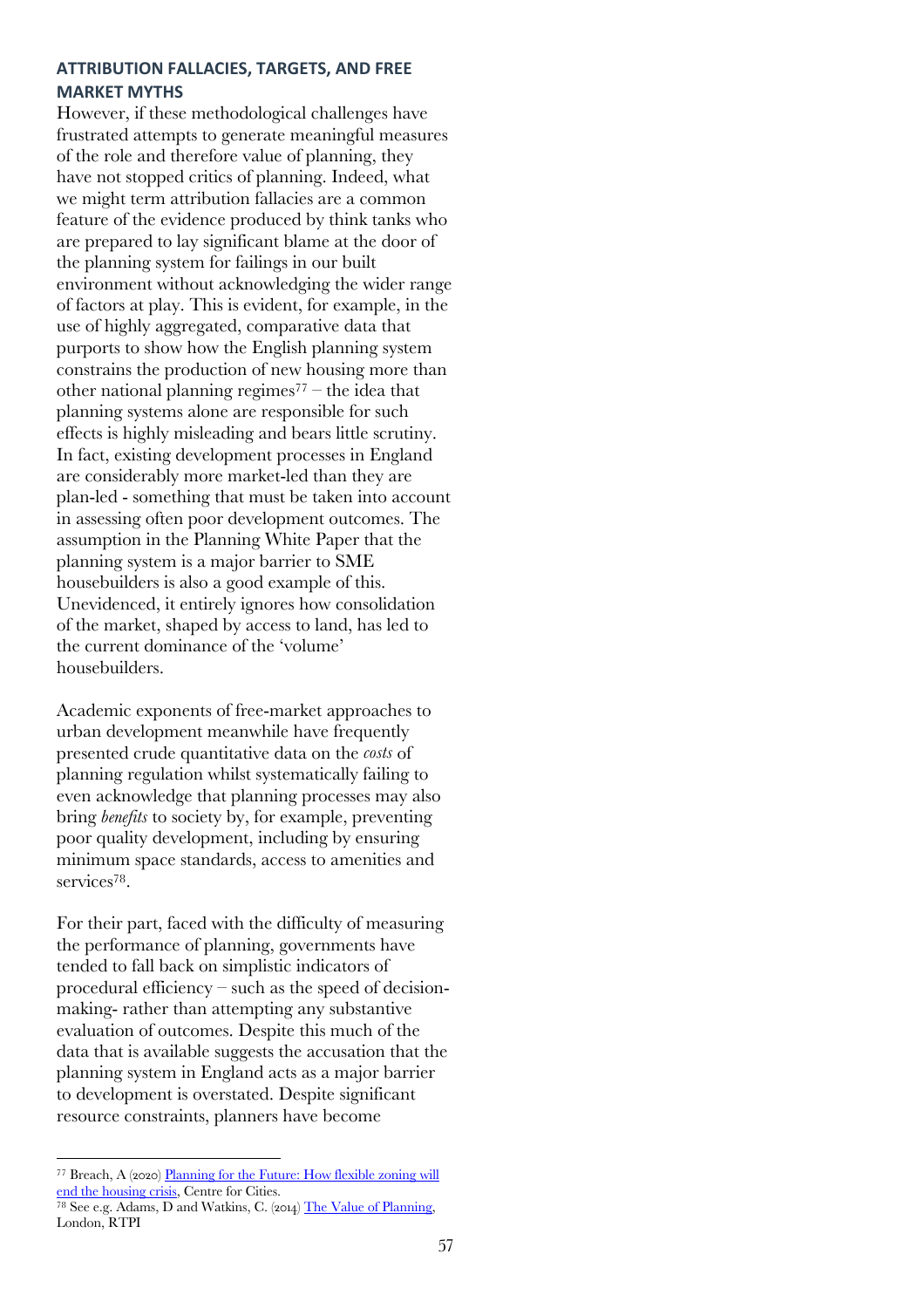## ATTRIBUTION FALLACIES, TARGETS, AND FREE MARKET MYTHS

However, if these methodological challenges have frustrated attempts to generate meaningful measures of the role and therefore value of planning, they have not stopped critics of planning. Indeed, what we might term attribution fallacies are a common feature of the evidence produced by think tanks who are prepared to lay significant blame at the door of the planning system for failings in our built environment without acknowledging the wider range of factors at play. This is evident, for example, in the use of highly aggregated, comparative data that purports to show how the English planning system constrains the production of new housing more than other national planning regimes[77] – the idea that planning systems alone are responsible for such effects is highly misleading and bears little scrutiny. In fact, existing development processes in England are considerably more market-led than they are plan-led - something that must be taken into account in assessing often poor development outcomes. The assumption in the Planning White Paper that the planning system is a major barrier to SME housebuilders is also a good example of this. Unevidenced, it entirely ignores how consolidation of the market, shaped by access to land, has led to the current dominance of the 'volume' housebuilders.

Academic exponents of free-market approaches to urban development meanwhile have frequently presented crude quantitative data on the *costs* of planning regulation whilst systematically failing to even acknowledge that planning processes may also bring *benefits* to society by, for example, preventing poor quality development, including by ensuring minimum space standards, access to amenities and services[78].

For their part, faced with the difficulty of measuring the performance of planning, governments have tended to fall back on simplistic indicators of procedural efficiency – such as the speed of decision-making- rather than attempting any substantive evaluation of outcomes. Despite this much of the data that is available suggests the accusation that the planning system in England acts as a major barrier to development is overstated. Despite significant resource constraints, planners have become

---

[77] Breach, A (2020) [Planning for the Future: How flexible zoning will end the housing crisis](), Centre for Cities.

[78] See e.g. Adams, D and Watkins, C. (2014) [The Value of Planning](), London, RTPI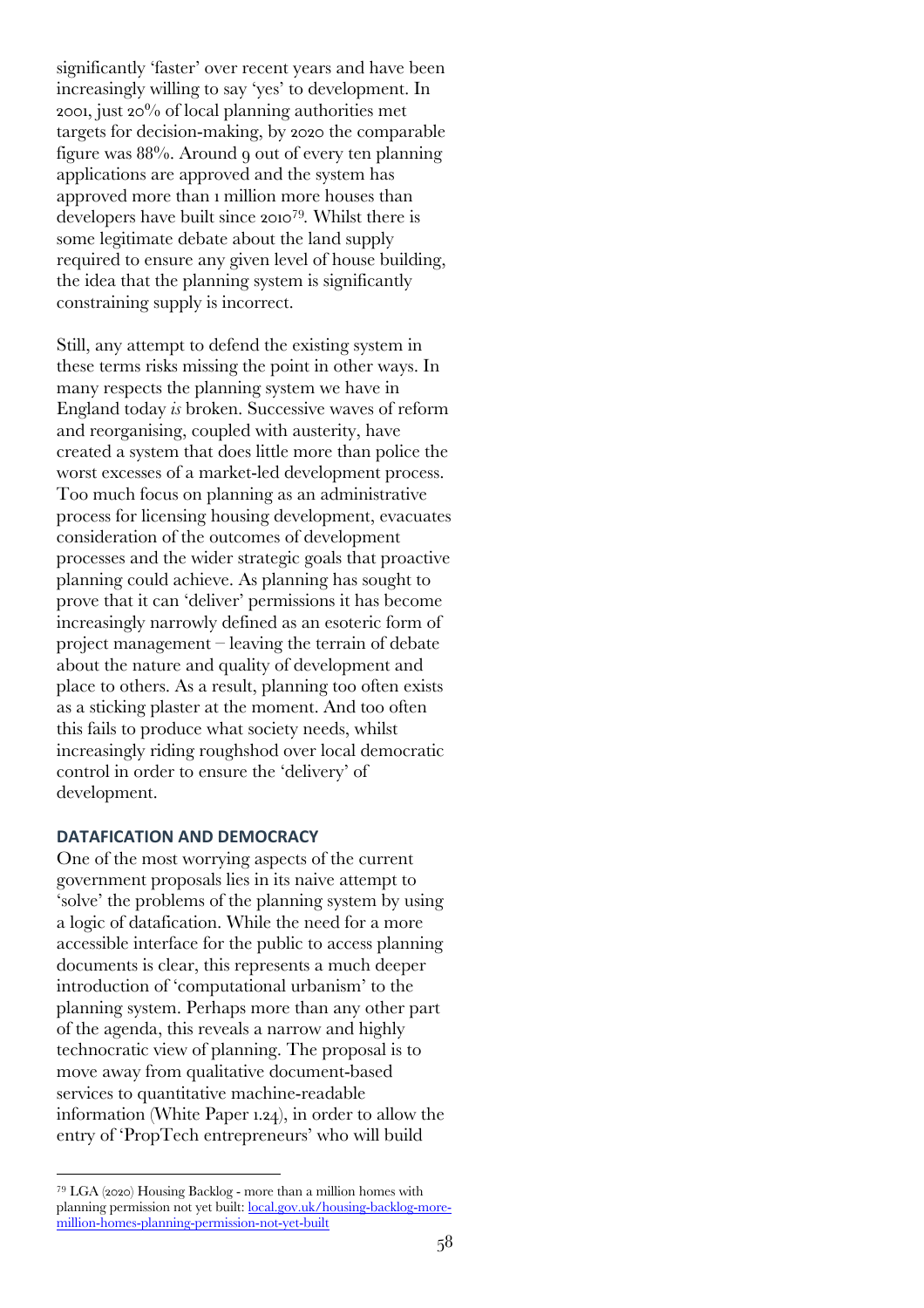significantly 'faster' over recent years and have been increasingly willing to say 'yes' to development. In 2001, just 20% of local planning authorities met targets for decision-making, by 2020 the comparable figure was 88%. Around 9 out of every ten planning applications are approved and the system has approved more than 1 million more houses than developers have built since 2010[79]. Whilst there is some legitimate debate about the land supply required to ensure any given level of house building, the idea that the planning system is significantly constraining supply is incorrect.

Still, any attempt to defend the existing system in these terms risks missing the point in other ways. In many respects the planning system we have in England today *is* broken. Successive waves of reform and reorganising, coupled with austerity, have created a system that does little more than police the worst excesses of a market-led development process. Too much focus on planning as an administrative process for licensing housing development, evacuates consideration of the outcomes of development processes and the wider strategic goals that proactive planning could achieve. As planning has sought to prove that it can 'deliver' permissions it has become increasingly narrowly defined as an esoteric form of project management – leaving the terrain of debate about the nature and quality of development and place to others. As a result, planning too often exists as a sticking plaster at the moment. And too often this fails to produce what society needs, whilst increasingly riding roughshod over local democratic control in order to ensure the 'delivery' of development.

### DATAFICATION AND DEMOCRACY

One of the most worrying aspects of the current government proposals lies in its naive attempt to 'solve' the problems of the planning system by using a logic of datafication. While the need for a more accessible interface for the public to access planning documents is clear, this represents a much deeper introduction of 'computational urbanism' to the planning system. Perhaps more than any other part of the agenda, this reveals a narrow and highly technocratic view of planning. The proposal is to move away from qualitative document-based services to quantitative machine-readable information (White Paper 1.24), in order to allow the entry of 'PropTech entrepreneurs' who will build

---

[79] LGA (2020) Housing Backlog - more than a million homes with planning permission not yet built: [local.gov.uk/housing-backlog-more-million-homes-planning-permission-not-yet-built](local.gov.uk/housing-backlog-more-million-homes-planning-permission-not-yet-built)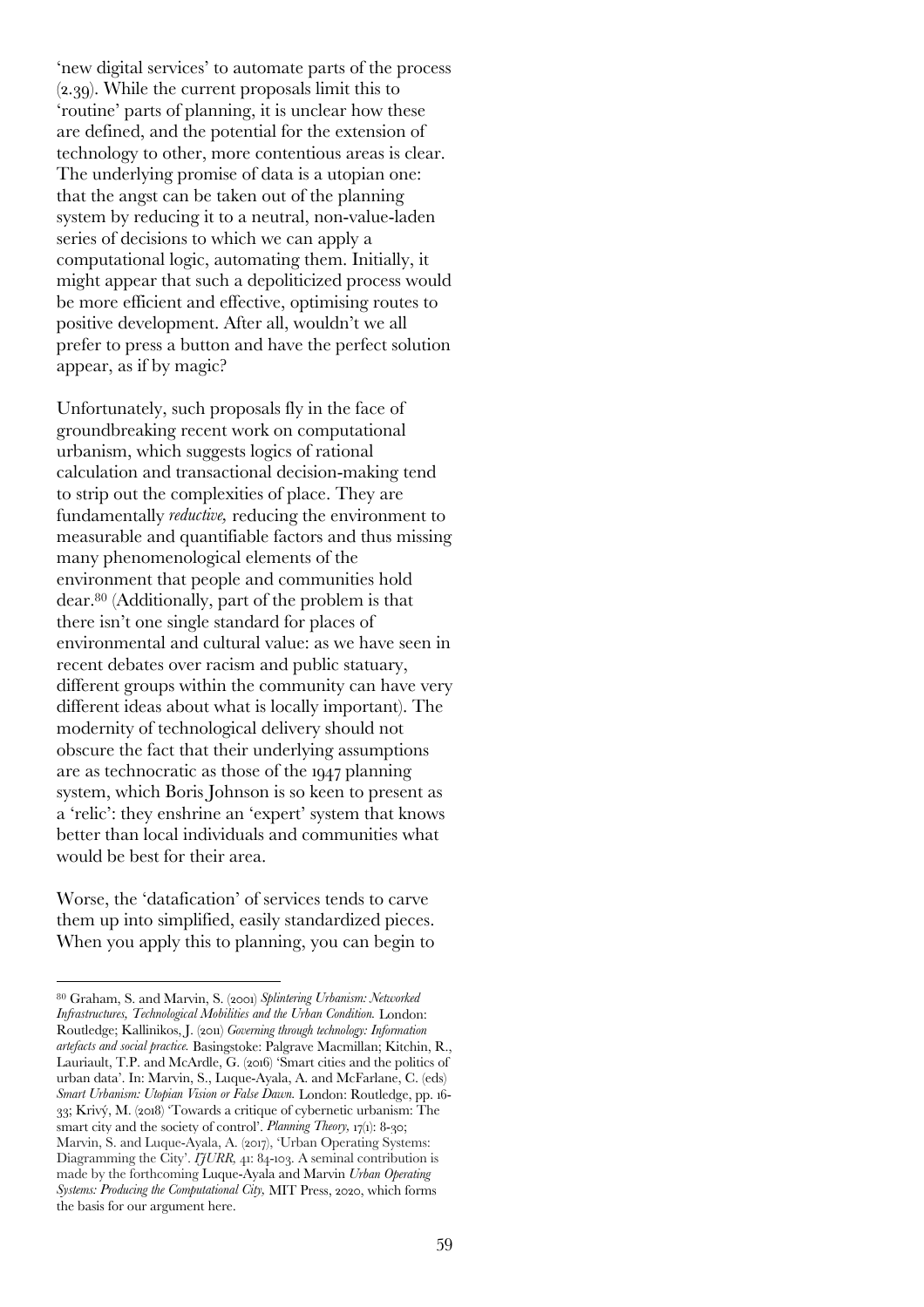'new digital services' to automate parts of the process (2.39). While the current proposals limit this to 'routine' parts of planning, it is unclear how these are defined, and the potential for the extension of technology to other, more contentious areas is clear. The underlying promise of data is a utopian one: that the angst can be taken out of the planning system by reducing it to a neutral, non-value-laden series of decisions to which we can apply a computational logic, automating them. Initially, it might appear that such a depoliticized process would be more efficient and effective, optimising routes to positive development. After all, wouldn't we all prefer to press a button and have the perfect solution appear, as if by magic?

Unfortunately, such proposals fly in the face of groundbreaking recent work on computational urbanism, which suggests logics of rational calculation and transactional decision-making tend to strip out the complexities of place. They are fundamentally *reductive,* reducing the environment to measurable and quantifiable factors and thus missing many phenomenological elements of the environment that people and communities hold dear.[80] (Additionally, part of the problem is that there isn't one single standard for places of environmental and cultural value: as we have seen in recent debates over racism and public statuary, different groups within the community can have very different ideas about what is locally important). The modernity of technological delivery should not obscure the fact that their underlying assumptions are as technocratic as those of the 1947 planning system, which Boris Johnson is so keen to present as a 'relic': they enshrine an 'expert' system that knows better than local individuals and communities what would be best for their area.

Worse, the 'datafication' of services tends to carve them up into simplified, easily standardized pieces. When you apply this to planning, you can begin to

---

[80] Graham, S. and Marvin, S. (2001) *Splintering Urbanism: Networked Infrastructures, Technological Mobilities and the Urban Condition.* London: Routledge; Kallinikos, J. (2011) *Governing through technology: Information artefacts and social practice.* Basingstoke: Palgrave Macmillan; Kitchin, R., Lauriault, T.P. and McArdle, G. (2016) 'Smart cities and the politics of urban data'. In: Marvin, S., Luque-Ayala, A. and McFarlane, C. (eds) *Smart Urbanism: Utopian Vision or False Dawn.* London: Routledge, pp. 16-33; Krivý, M. (2018) 'Towards a critique of cybernetic urbanism: The smart city and the society of control'. *Planning Theory,* 17(1): 8-30; Marvin, S. and Luque-Ayala, A. (2017), 'Urban Operating Systems: Diagramming the City'. *IJURR,* 41: 84-103. A seminal contribution is made by the forthcoming Luque-Ayala and Marvin *Urban Operating Systems: Producing the Computational City,* MIT Press, 2020, which forms the basis for our argument here.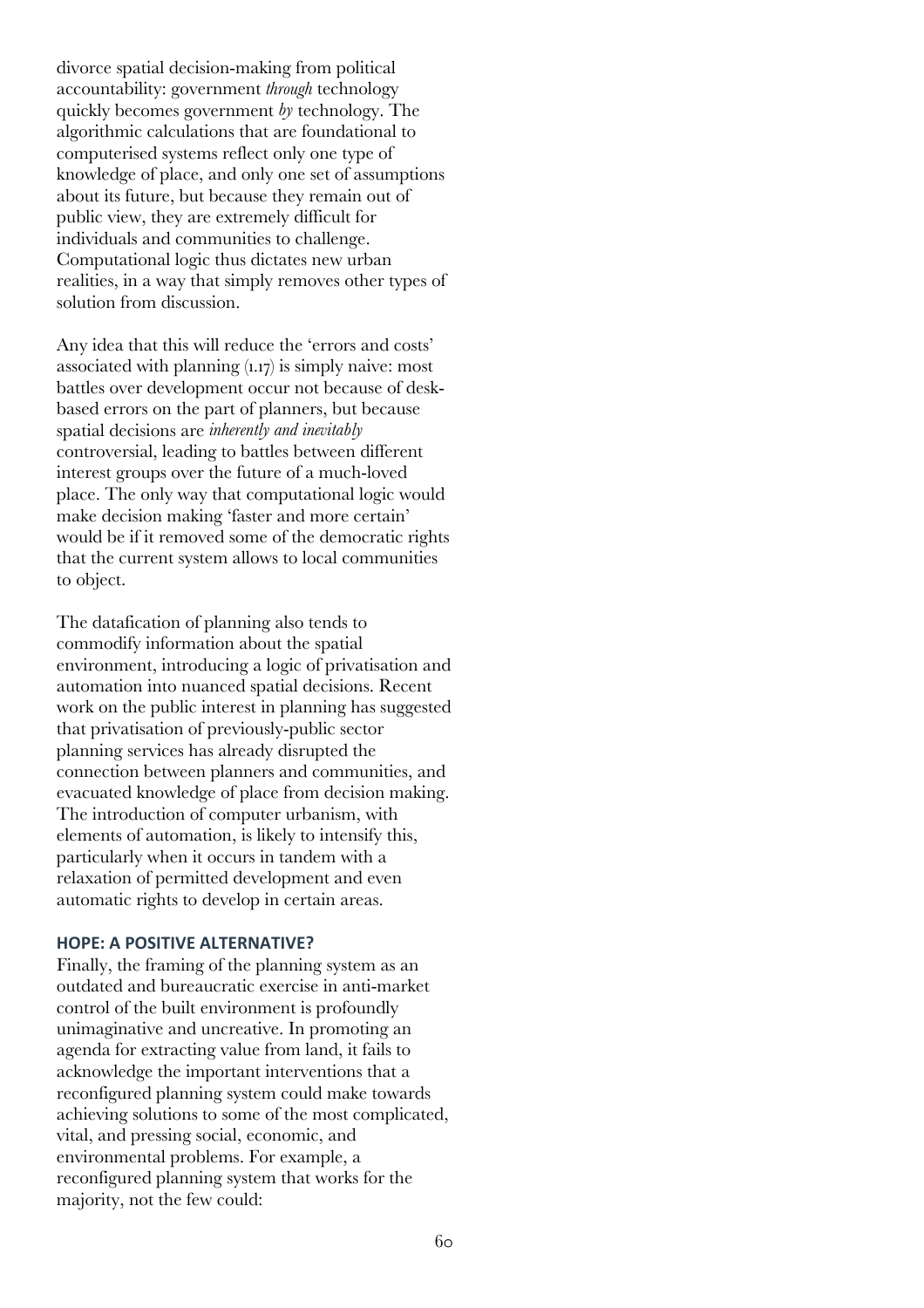divorce spatial decision-making from political accountability: government *through* technology quickly becomes government *by* technology. The algorithmic calculations that are foundational to computerised systems reflect only one type of knowledge of place, and only one set of assumptions about its future, but because they remain out of public view, they are extremely difficult for individuals and communities to challenge. Computational logic thus dictates new urban realities, in a way that simply removes other types of solution from discussion.

Any idea that this will reduce the 'errors and costs' associated with planning (1.17) is simply naive: most battles over development occur not because of desk-based errors on the part of planners, but because spatial decisions are *inherently and inevitably* controversial, leading to battles between different interest groups over the future of a much-loved place. The only way that computational logic would make decision making 'faster and more certain' would be if it removed some of the democratic rights that the current system allows to local communities to object.

The datafication of planning also tends to commodify information about the spatial environment, introducing a logic of privatisation and automation into nuanced spatial decisions. Recent work on the public interest in planning has suggested that privatisation of previously-public sector planning services has already disrupted the connection between planners and communities, and evacuated knowledge of place from decision making. The introduction of computer urbanism, with elements of automation, is likely to intensify this, particularly when it occurs in tandem with a relaxation of permitted development and even automatic rights to develop in certain areas.

## HOPE: A POSITIVE ALTERNATIVE?

Finally, the framing of the planning system as an outdated and bureaucratic exercise in anti-market control of the built environment is profoundly unimaginative and uncreative. In promoting an agenda for extracting value from land, it fails to acknowledge the important interventions that a reconfigured planning system could make towards achieving solutions to some of the most complicated, vital, and pressing social, economic, and environmental problems. For example, a reconfigured planning system that works for the majority, not the few could: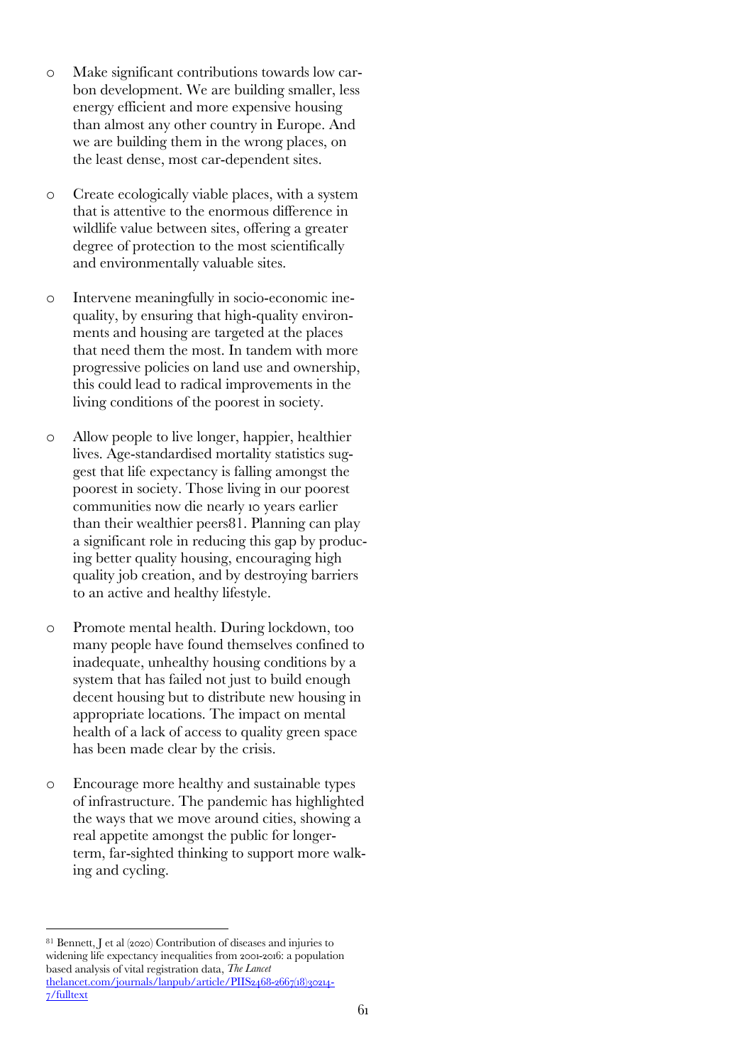- Make significant contributions towards low carbon development. We are building smaller, less energy efficient and more expensive housing than almost any other country in Europe. And we are building them in the wrong places, on the least dense, most car-dependent sites.

- Create ecologically viable places, with a system that is attentive to the enormous difference in wildlife value between sites, offering a greater degree of protection to the most scientifically and environmentally valuable sites.

- Intervene meaningfully in socio-economic inequality, by ensuring that high-quality environments and housing are targeted at the places that need them the most. In tandem with more progressive policies on land use and ownership, this could lead to radical improvements in the living conditions of the poorest in society.

- Allow people to live longer, happier, healthier lives. Age-standardised mortality statistics suggest that life expectancy is falling amongst the poorest in society. Those living in our poorest communities now die nearly 10 years earlier than their wealthier peers[81]. Planning can play a significant role in reducing this gap by producing better quality housing, encouraging high quality job creation, and by destroying barriers to an active and healthy lifestyle.

- Promote mental health. During lockdown, too many people have found themselves confined to inadequate, unhealthy housing conditions by a system that has failed not just to build enough decent housing but to distribute new housing in appropriate locations. The impact on mental health of a lack of access to quality green space has been made clear by the crisis.

- Encourage more healthy and sustainable types of infrastructure. The pandemic has highlighted the ways that we move around cities, showing a real appetite amongst the public for longer-term, far-sighted thinking to support more walking and cycling.

---

[81] Bennett, J et al (2020) Contribution of diseases and injuries to widening life expectancy inequalities from 2001-2016: a population based analysis of vital registration data, *The Lancet* thelancet.com/journals/lanpub/article/PIIS2468-2667(18)30214-7/fulltext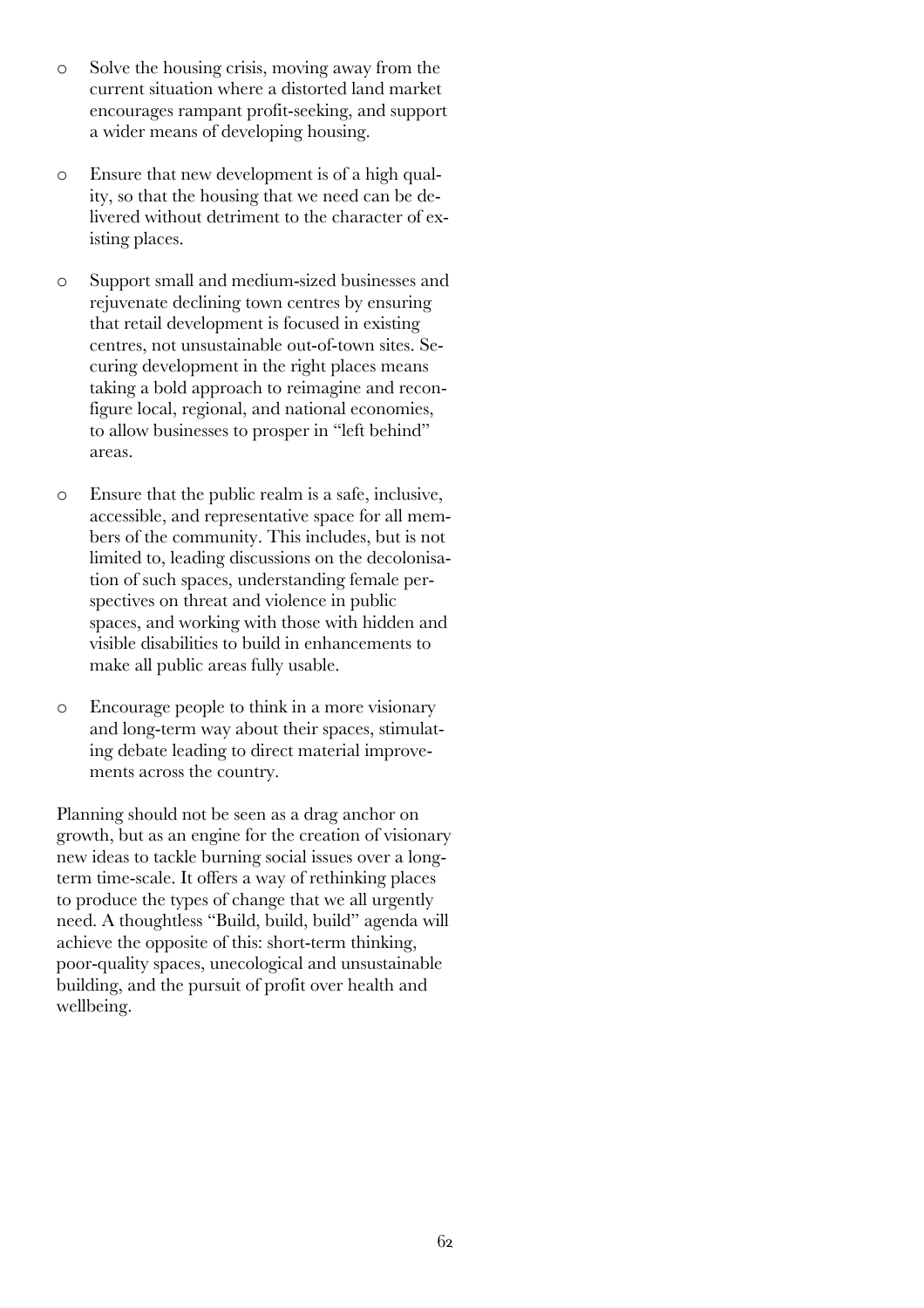- Solve the housing crisis, moving away from the current situation where a distorted land market encourages rampant profit-seeking, and support a wider means of developing housing.

- Ensure that new development is of a high quality, so that the housing that we need can be delivered without detriment to the character of existing places.

- Support small and medium-sized businesses and rejuvenate declining town centres by ensuring that retail development is focused in existing centres, not unsustainable out-of-town sites. Securing development in the right places means taking a bold approach to reimagine and reconfigure local, regional, and national economies, to allow businesses to prosper in "left behind" areas.

- Ensure that the public realm is a safe, inclusive, accessible, and representative space for all members of the community. This includes, but is not limited to, leading discussions on the decolonisation of such spaces, understanding female perspectives on threat and violence in public spaces, and working with those with hidden and visible disabilities to build in enhancements to make all public areas fully usable.

- Encourage people to think in a more visionary and long-term way about their spaces, stimulating debate leading to direct material improvements across the country.

Planning should not be seen as a drag anchor on growth, but as an engine for the creation of visionary new ideas to tackle burning social issues over a long-term time-scale. It offers a way of rethinking places to produce the types of change that we all urgently need. A thoughtless "Build, build, build" agenda will achieve the opposite of this: short-term thinking, poor-quality spaces, unecological and unsustainable building, and the pursuit of profit over health and wellbeing.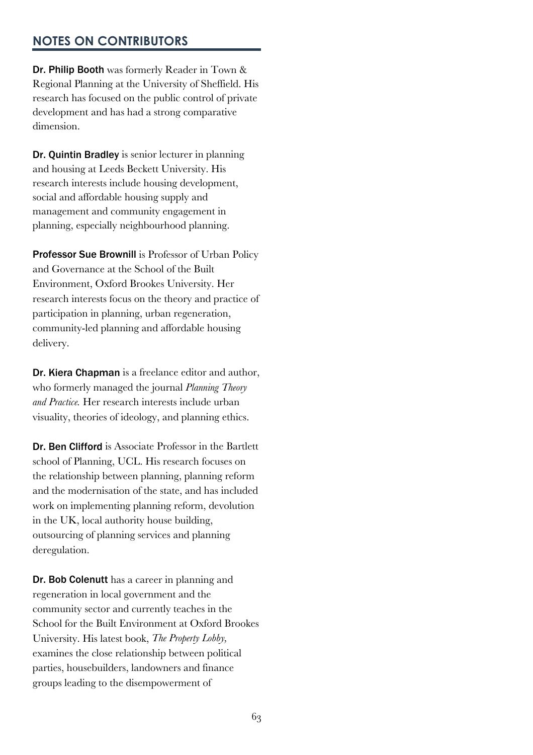## NOTES ON CONTRIBUTORS

**Dr. Philip Booth** was formerly Reader in Town & Regional Planning at the University of Sheffield. His research has focused on the public control of private development and has had a strong comparative dimension.

**Dr. Quintin Bradley** is senior lecturer in planning and housing at Leeds Beckett University. His research interests include housing development, social and affordable housing supply and management and community engagement in planning, especially neighbourhood planning.

**Professor Sue Brownill** is Professor of Urban Policy and Governance at the School of the Built Environment, Oxford Brookes University. Her research interests focus on the theory and practice of participation in planning, urban regeneration, community-led planning and affordable housing delivery.

**Dr. Kiera Chapman** is a freelance editor and author, who formerly managed the journal *Planning Theory and Practice.* Her research interests include urban visuality, theories of ideology, and planning ethics.

**Dr. Ben Clifford** is Associate Professor in the Bartlett school of Planning, UCL. His research focuses on the relationship between planning, planning reform and the modernisation of the state, and has included work on implementing planning reform, devolution in the UK, local authority house building, outsourcing of planning services and planning deregulation.

**Dr. Bob Colenutt** has a career in planning and regeneration in local government and the community sector and currently teaches in the School for the Built Environment at Oxford Brookes University. His latest book, *The Property Lobby,* examines the close relationship between political parties, housebuilders, landowners and finance groups leading to the disempowerment of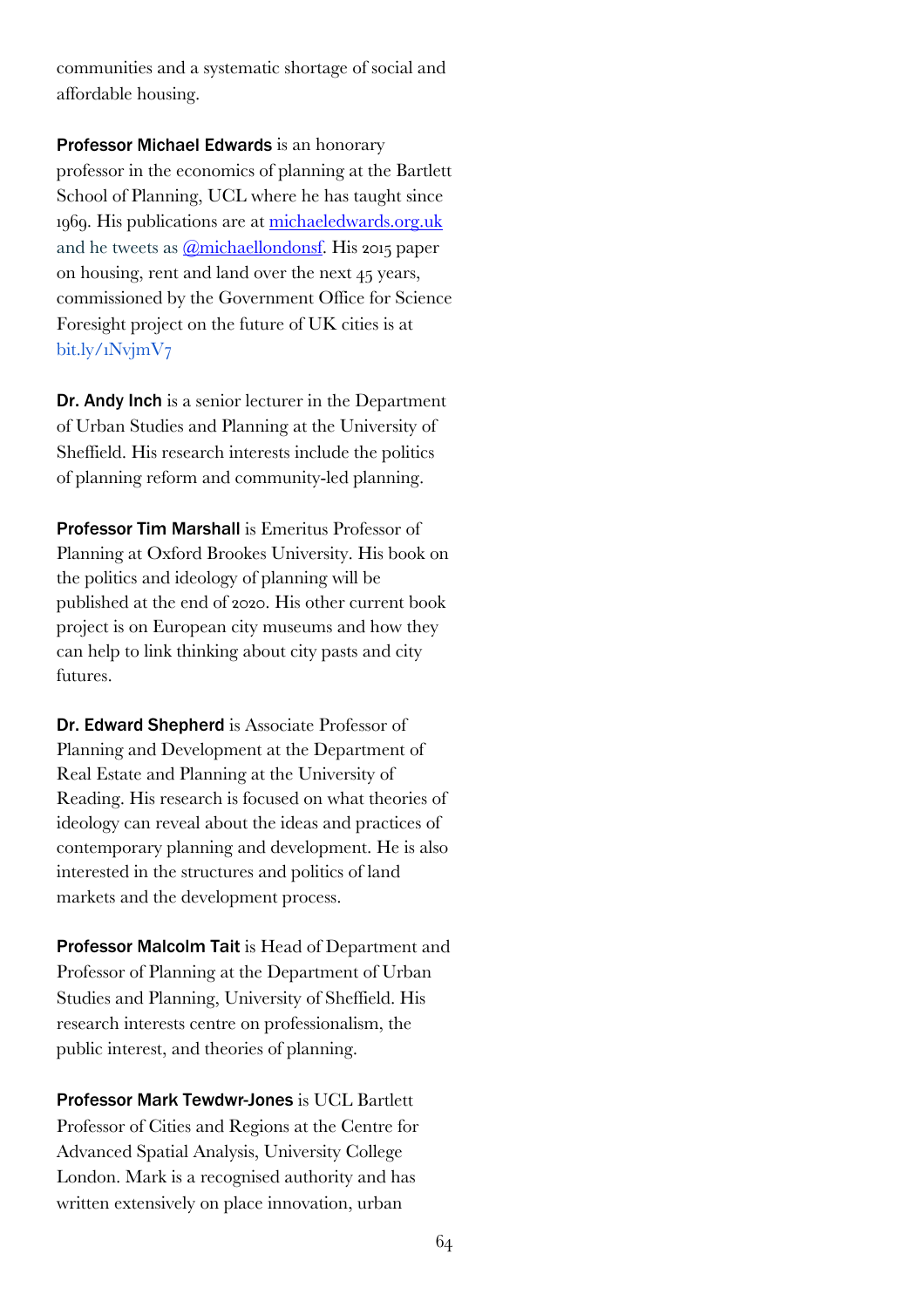communities and a systematic shortage of social and affordable housing.

**Professor Michael Edwards** is an honorary professor in the economics of planning at the Bartlett School of Planning, UCL where he has taught since 1969. His publications are at [michaeledwards.org.uk](michaeledwards.org.uk) and he tweets as [@michaellondonsf](@michaellondonsf). His 2015 paper on housing, rent and land over the next 45 years, commissioned by the Government Office for Science Foresight project on the future of UK cities is at bit.ly/1NvjmV7

**Dr. Andy Inch** is a senior lecturer in the Department of Urban Studies and Planning at the University of Sheffield. His research interests include the politics of planning reform and community-led planning.

**Professor Tim Marshall** is Emeritus Professor of Planning at Oxford Brookes University. His book on the politics and ideology of planning will be published at the end of 2020. His other current book project is on European city museums and how they can help to link thinking about city pasts and city futures.

**Dr. Edward Shepherd** is Associate Professor of Planning and Development at the Department of Real Estate and Planning at the University of Reading. His research is focused on what theories of ideology can reveal about the ideas and practices of contemporary planning and development. He is also interested in the structures and politics of land markets and the development process.

**Professor Malcolm Tait** is Head of Department and Professor of Planning at the Department of Urban Studies and Planning, University of Sheffield. His research interests centre on professionalism, the public interest, and theories of planning.

**Professor Mark Tewdwr-Jones** is UCL Bartlett Professor of Cities and Regions at the Centre for Advanced Spatial Analysis, University College London. Mark is a recognised authority and has written extensively on place innovation, urban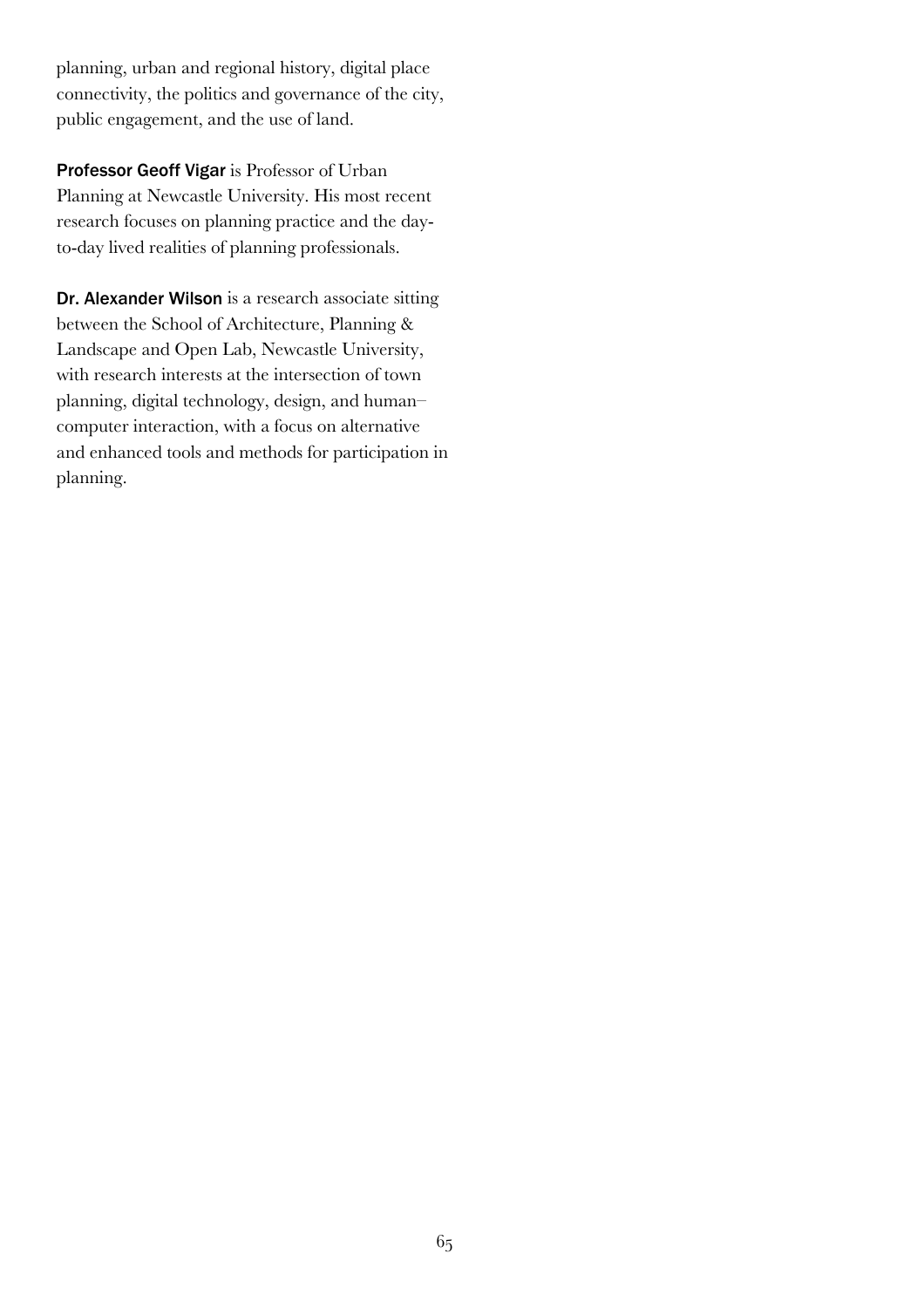planning, urban and regional history, digital place connectivity, the politics and governance of the city, public engagement, and the use of land.

**Professor Geoff Vigar** is Professor of Urban Planning at Newcastle University. His most recent research focuses on planning practice and the day-to-day lived realities of planning professionals.

**Dr. Alexander Wilson** is a research associate sitting between the School of Architecture, Planning & Landscape and Open Lab, Newcastle University, with research interests at the intersection of town planning, digital technology, design, and human–computer interaction, with a focus on alternative and enhanced tools and methods for participation in planning.